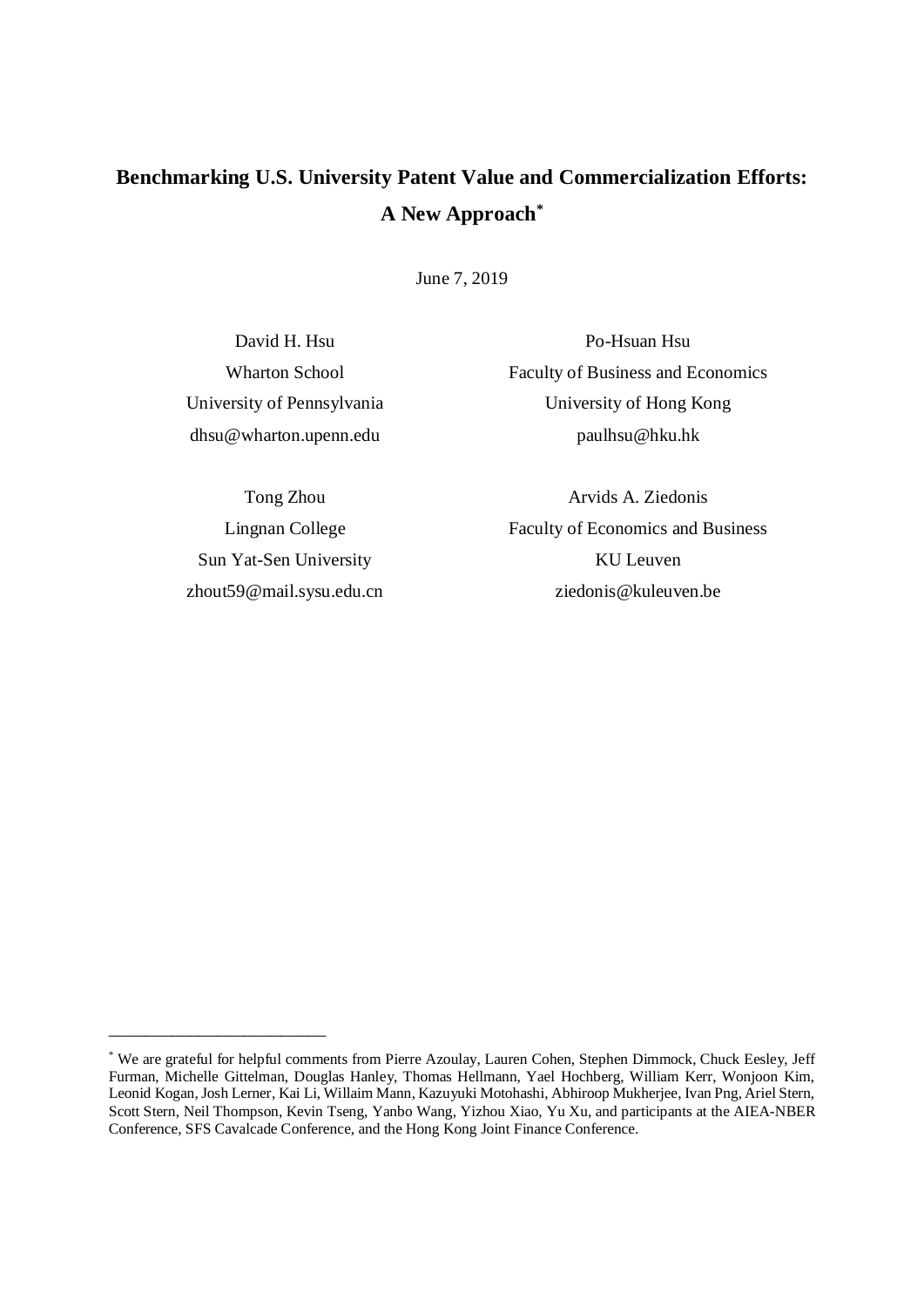# Benchmarking U.S. University Patent Value and Commercialization Efforts: A New Approach[*]

June 7, 2019

David H. Hsu
Wharton School
University of Pennsylvania
dhsu@wharton.upenn.edu

Po-Hsuan Hsu
Faculty of Business and Economics
University of Hong Kong
paulhsu@hku.hk

Tong Zhou
Lingnan College
Sun Yat-Sen University
zhout59@mail.sysu.edu.cn

Arvids A. Ziedonis
Faculty of Economics and Business
KU Leuven
ziedonis@kuleuven.be

---

[*] We are grateful for helpful comments from Pierre Azoulay, Lauren Cohen, Stephen Dimmock, Chuck Eesley, Jeff Furman, Michelle Gittelman, Douglas Hanley, Thomas Hellmann, Yael Hochberg, William Kerr, Wonjoon Kim, Leonid Kogan, Josh Lerner, Kai Li, Willaim Mann, Kazuyuki Motohashi, Abhiroop Mukherjee, Ivan Png, Ariel Stern, Scott Stern, Neil Thompson, Kevin Tseng, Yanbo Wang, Yizhou Xiao, Yu Xu, and participants at the AIEA-NBER Conference, SFS Cavalcade Conference, and the Hong Kong Joint Finance Conference.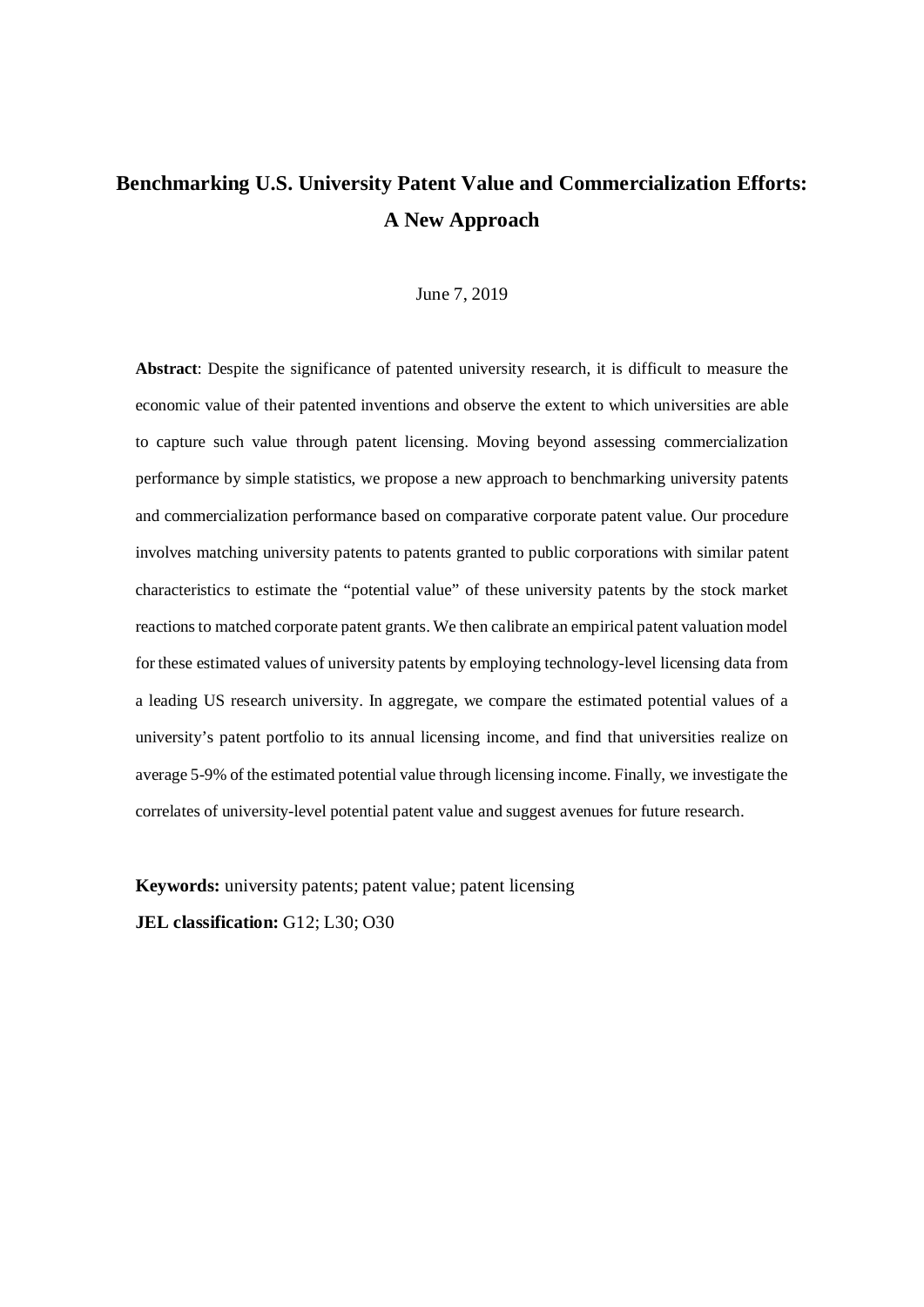# Benchmarking U.S. University Patent Value and Commercialization Efforts: A New Approach

June 7, 2019

**Abstract**: Despite the significance of patented university research, it is difficult to measure the economic value of their patented inventions and observe the extent to which universities are able to capture such value through patent licensing. Moving beyond assessing commercialization performance by simple statistics, we propose a new approach to benchmarking university patents and commercialization performance based on comparative corporate patent value. Our procedure involves matching university patents to patents granted to public corporations with similar patent characteristics to estimate the "potential value" of these university patents by the stock market reactions to matched corporate patent grants. We then calibrate an empirical patent valuation model for these estimated values of university patents by employing technology-level licensing data from a leading US research university. In aggregate, we compare the estimated potential values of a university's patent portfolio to its annual licensing income, and find that universities realize on average 5-9% of the estimated potential value through licensing income. Finally, we investigate the correlates of university-level potential patent value and suggest avenues for future research.

**Keywords:** university patents; patent value; patent licensing

**JEL classification:** G12; L30; O30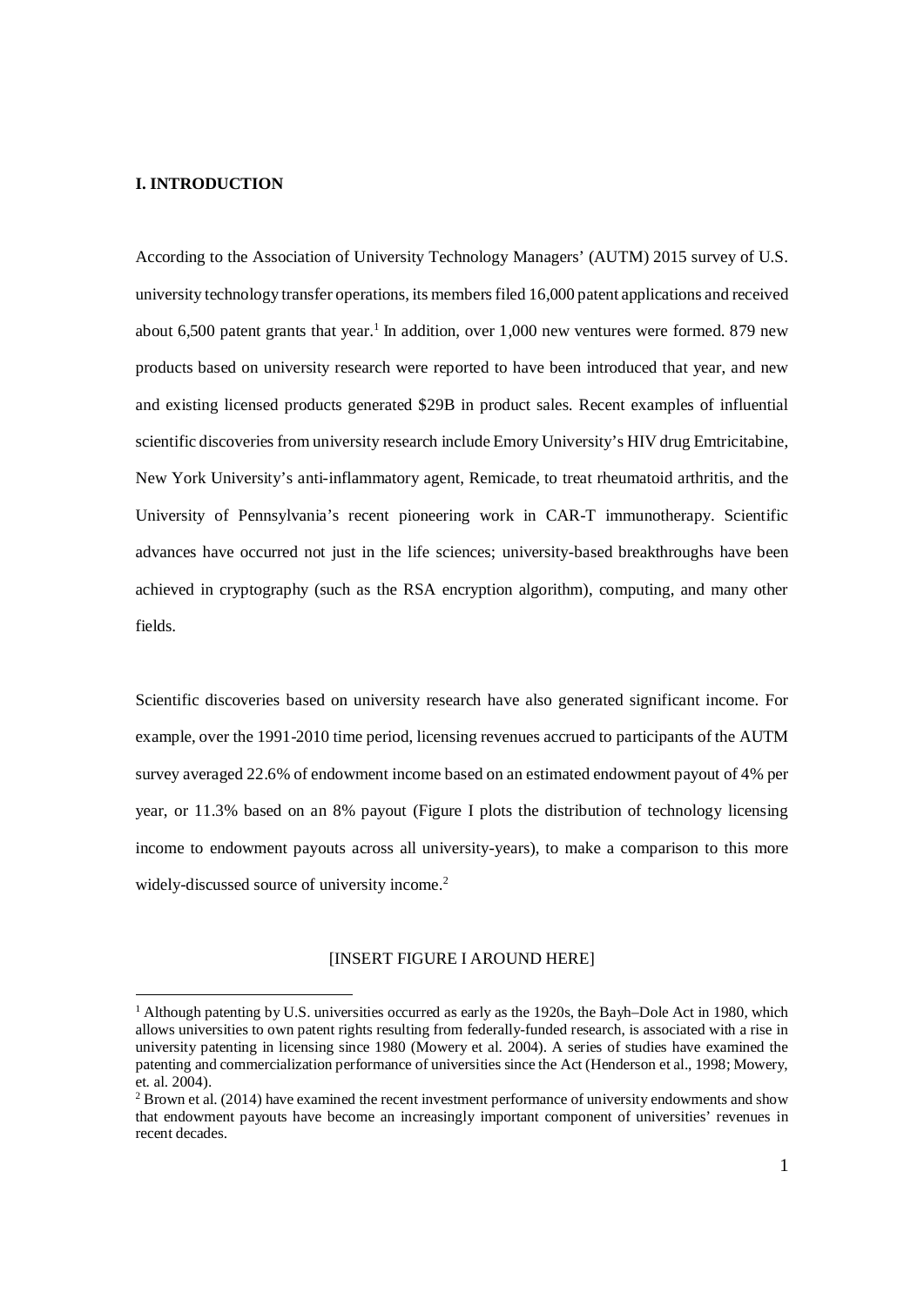## I. INTRODUCTION

According to the Association of University Technology Managers' (AUTM) 2015 survey of U.S. university technology transfer operations, its members filed 16,000 patent applications and received about 6,500 patent grants that year.[1] In addition, over 1,000 new ventures were formed. 879 new products based on university research were reported to have been introduced that year, and new and existing licensed products generated $29B in product sales. Recent examples of influential scientific discoveries from university research include Emory University's HIV drug Emtricitabine, New York University's anti-inflammatory agent, Remicade, to treat rheumatoid arthritis, and the University of Pennsylvania's recent pioneering work in CAR-T immunotherapy. Scientific advances have occurred not just in the life sciences; university-based breakthroughs have been achieved in cryptography (such as the RSA encryption algorithm), computing, and many other fields.

Scientific discoveries based on university research have also generated significant income. For example, over the 1991-2010 time period, licensing revenues accrued to participants of the AUTM survey averaged 22.6% of endowment income based on an estimated endowment payout of 4% per year, or 11.3% based on an 8% payout (Figure I plots the distribution of technology licensing income to endowment payouts across all university-years), to make a comparison to this more widely-discussed source of university income.[2]

[INSERT FIGURE I AROUND HERE]

---

[1] Although patenting by U.S. universities occurred as early as the 1920s, the Bayh–Dole Act in 1980, which allows universities to own patent rights resulting from federally-funded research, is associated with a rise in university patenting in licensing since 1980 (Mowery et al. 2004). A series of studies have examined the patenting and commercialization performance of universities since the Act (Henderson et al., 1998; Mowery, et. al. 2004).

[2] Brown et al. (2014) have examined the recent investment performance of university endowments and show that endowment payouts have become an increasingly important component of universities' revenues in recent decades.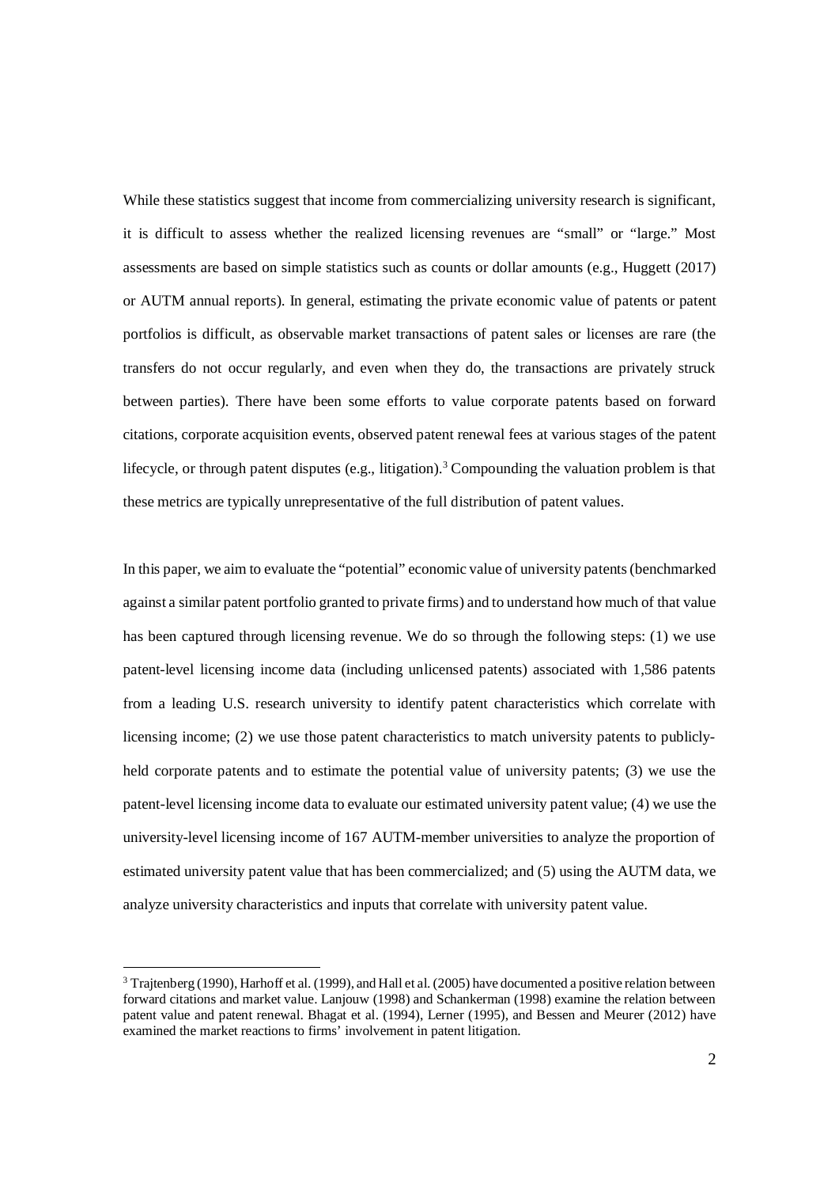While these statistics suggest that income from commercializing university research is significant, it is difficult to assess whether the realized licensing revenues are "small" or "large." Most assessments are based on simple statistics such as counts or dollar amounts (e.g., Huggett (2017) or AUTM annual reports). In general, estimating the private economic value of patents or patent portfolios is difficult, as observable market transactions of patent sales or licenses are rare (the transfers do not occur regularly, and even when they do, the transactions are privately struck between parties). There have been some efforts to value corporate patents based on forward citations, corporate acquisition events, observed patent renewal fees at various stages of the patent lifecycle, or through patent disputes (e.g., litigation).[3] Compounding the valuation problem is that these metrics are typically unrepresentative of the full distribution of patent values.

In this paper, we aim to evaluate the "potential" economic value of university patents (benchmarked against a similar patent portfolio granted to private firms) and to understand how much of that value has been captured through licensing revenue. We do so through the following steps: (1) we use patent-level licensing income data (including unlicensed patents) associated with 1,586 patents from a leading U.S. research university to identify patent characteristics which correlate with licensing income; (2) we use those patent characteristics to match university patents to publicly-held corporate patents and to estimate the potential value of university patents; (3) we use the patent-level licensing income data to evaluate our estimated university patent value; (4) we use the university-level licensing income of 167 AUTM-member universities to analyze the proportion of estimated university patent value that has been commercialized; and (5) using the AUTM data, we analyze university characteristics and inputs that correlate with university patent value.

[3] Trajtenberg (1990), Harhoff et al. (1999), and Hall et al. (2005) have documented a positive relation between forward citations and market value. Lanjouw (1998) and Schankerman (1998) examine the relation between patent value and patent renewal. Bhagat et al. (1994), Lerner (1995), and Bessen and Meurer (2012) have examined the market reactions to firms' involvement in patent litigation.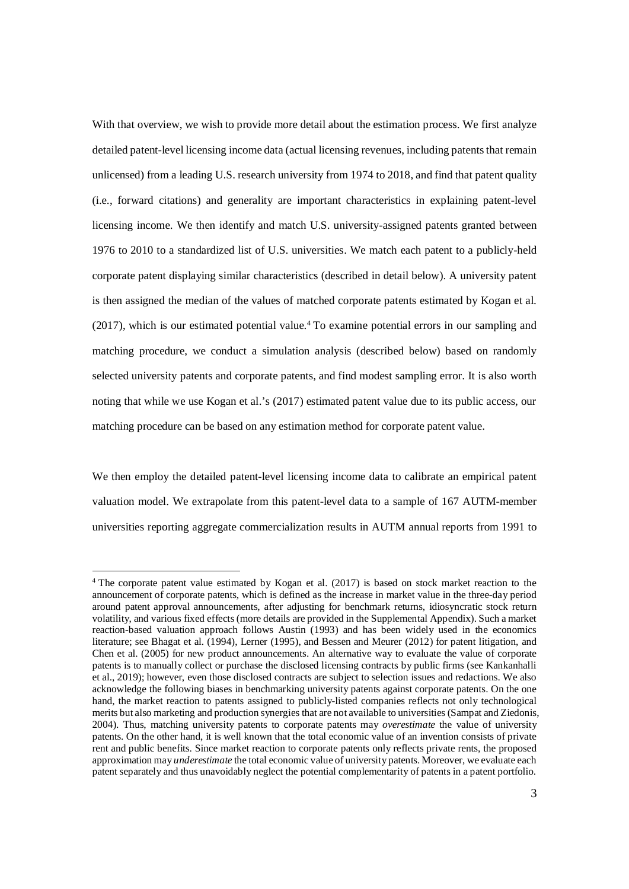With that overview, we wish to provide more detail about the estimation process. We first analyze detailed patent-level licensing income data (actual licensing revenues, including patents that remain unlicensed) from a leading U.S. research university from 1974 to 2018, and find that patent quality (i.e., forward citations) and generality are important characteristics in explaining patent-level licensing income. We then identify and match U.S. university-assigned patents granted between 1976 to 2010 to a standardized list of U.S. universities. We match each patent to a publicly-held corporate patent displaying similar characteristics (described in detail below). A university patent is then assigned the median of the values of matched corporate patents estimated by Kogan et al. (2017), which is our estimated potential value.[4] To examine potential errors in our sampling and matching procedure, we conduct a simulation analysis (described below) based on randomly selected university patents and corporate patents, and find modest sampling error. It is also worth noting that while we use Kogan et al.'s (2017) estimated patent value due to its public access, our matching procedure can be based on any estimation method for corporate patent value.

We then employ the detailed patent-level licensing income data to calibrate an empirical patent valuation model. We extrapolate from this patent-level data to a sample of 167 AUTM-member universities reporting aggregate commercialization results in AUTM annual reports from 1991 to

[4] The corporate patent value estimated by Kogan et al. (2017) is based on stock market reaction to the announcement of corporate patents, which is defined as the increase in market value in the three-day period around patent approval announcements, after adjusting for benchmark returns, idiosyncratic stock return volatility, and various fixed effects (more details are provided in the Supplemental Appendix). Such a market reaction-based valuation approach follows Austin (1993) and has been widely used in the economics literature; see Bhagat et al. (1994), Lerner (1995), and Bessen and Meurer (2012) for patent litigation, and Chen et al. (2005) for new product announcements. An alternative way to evaluate the value of corporate patents is to manually collect or purchase the disclosed licensing contracts by public firms (see Kankanhalli et al., 2019); however, even those disclosed contracts are subject to selection issues and redactions. We also acknowledge the following biases in benchmarking university patents against corporate patents. On the one hand, the market reaction to patents assigned to publicly-listed companies reflects not only technological merits but also marketing and production synergies that are not available to universities (Sampat and Ziedonis, 2004). Thus, matching university patents to corporate patents may *overestimate* the value of university patents. On the other hand, it is well known that the total economic value of an invention consists of private rent and public benefits. Since market reaction to corporate patents only reflects private rents, the proposed approximation may *underestimate* the total economic value of university patents. Moreover, we evaluate each patent separately and thus unavoidably neglect the potential complementarity of patents in a patent portfolio.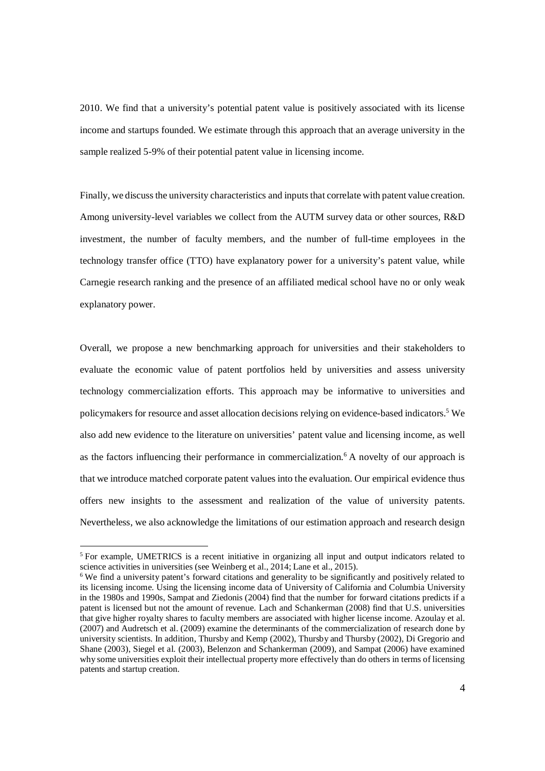2010. We find that a university's potential patent value is positively associated with its license income and startups founded. We estimate through this approach that an average university in the sample realized 5-9% of their potential patent value in licensing income.

Finally, we discuss the university characteristics and inputs that correlate with patent value creation. Among university-level variables we collect from the AUTM survey data or other sources, R&D investment, the number of faculty members, and the number of full-time employees in the technology transfer office (TTO) have explanatory power for a university's patent value, while Carnegie research ranking and the presence of an affiliated medical school have no or only weak explanatory power.

Overall, we propose a new benchmarking approach for universities and their stakeholders to evaluate the economic value of patent portfolios held by universities and assess university technology commercialization efforts. This approach may be informative to universities and policymakers for resource and asset allocation decisions relying on evidence-based indicators.[5] We also add new evidence to the literature on universities' patent value and licensing income, as well as the factors influencing their performance in commercialization.[6] A novelty of our approach is that we introduce matched corporate patent values into the evaluation. Our empirical evidence thus offers new insights to the assessment and realization of the value of university patents. Nevertheless, we also acknowledge the limitations of our estimation approach and research design

---

[5] For example, UMETRICS is a recent initiative in organizing all input and output indicators related to science activities in universities (see Weinberg et al., 2014; Lane et al., 2015).

[6] We find a university patent's forward citations and generality to be significantly and positively related to its licensing income. Using the licensing income data of University of California and Columbia University in the 1980s and 1990s, Sampat and Ziedonis (2004) find that the number for forward citations predicts if a patent is licensed but not the amount of revenue. Lach and Schankerman (2008) find that U.S. universities that give higher royalty shares to faculty members are associated with higher license income. Azoulay et al. (2007) and Audretsch et al. (2009) examine the determinants of the commercialization of research done by university scientists. In addition, Thursby and Kemp (2002), Thursby and Thursby (2002), Di Gregorio and Shane (2003), Siegel et al. (2003), Belenzon and Schankerman (2009), and Sampat (2006) have examined why some universities exploit their intellectual property more effectively than do others in terms of licensing patents and startup creation.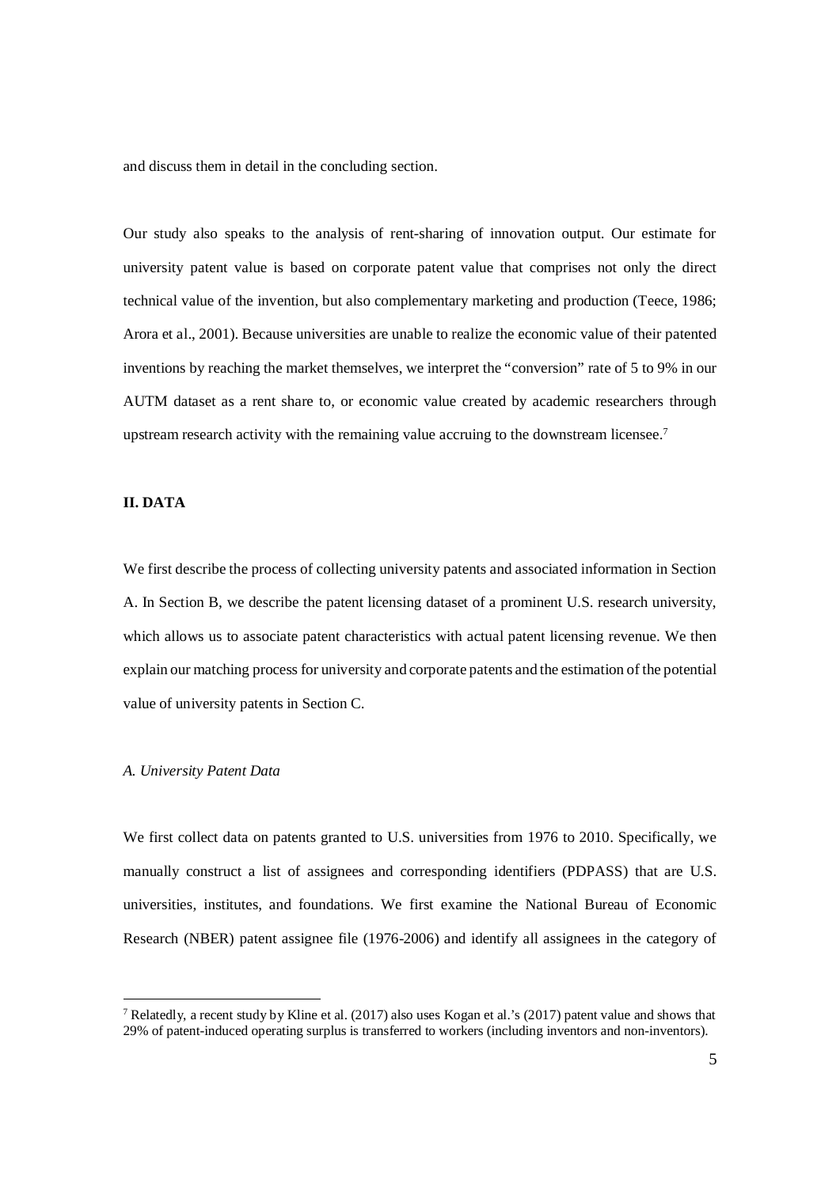and discuss them in detail in the concluding section.

Our study also speaks to the analysis of rent-sharing of innovation output. Our estimate for university patent value is based on corporate patent value that comprises not only the direct technical value of the invention, but also complementary marketing and production (Teece, 1986; Arora et al., 2001). Because universities are unable to realize the economic value of their patented inventions by reaching the market themselves, we interpret the "conversion" rate of 5 to 9% in our AUTM dataset as a rent share to, or economic value created by academic researchers through upstream research activity with the remaining value accruing to the downstream licensee.[7]

## II. DATA

We first describe the process of collecting university patents and associated information in Section A. In Section B, we describe the patent licensing dataset of a prominent U.S. research university, which allows us to associate patent characteristics with actual patent licensing revenue. We then explain our matching process for university and corporate patents and the estimation of the potential value of university patents in Section C.

### *A. University Patent Data*

We first collect data on patents granted to U.S. universities from 1976 to 2010. Specifically, we manually construct a list of assignees and corresponding identifiers (PDPASS) that are U.S. universities, institutes, and foundations. We first examine the National Bureau of Economic Research (NBER) patent assignee file (1976-2006) and identify all assignees in the category of

[7] Relatedly, a recent study by Kline et al. (2017) also uses Kogan et al.'s (2017) patent value and shows that 29% of patent-induced operating surplus is transferred to workers (including inventors and non-inventors).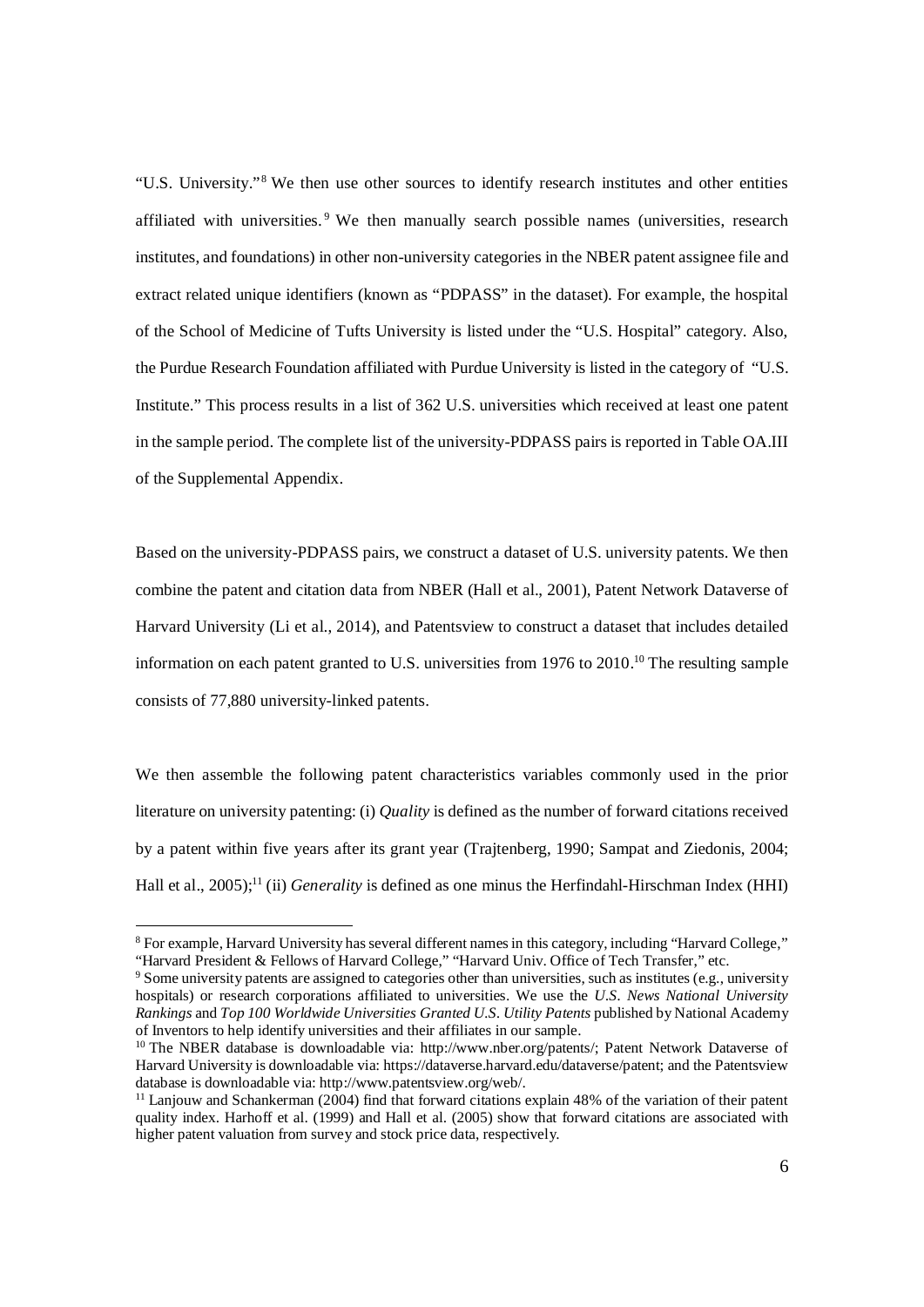"U.S. University."[8] We then use other sources to identify research institutes and other entities affiliated with universities.[9] We then manually search possible names (universities, research institutes, and foundations) in other non-university categories in the NBER patent assignee file and extract related unique identifiers (known as "PDPASS" in the dataset). For example, the hospital of the School of Medicine of Tufts University is listed under the "U.S. Hospital" category. Also, the Purdue Research Foundation affiliated with Purdue University is listed in the category of "U.S. Institute." This process results in a list of 362 U.S. universities which received at least one patent in the sample period. The complete list of the university-PDPASS pairs is reported in Table OA.III of the Supplemental Appendix.

Based on the university-PDPASS pairs, we construct a dataset of U.S. university patents. We then combine the patent and citation data from NBER (Hall et al., 2001), Patent Network Dataverse of Harvard University (Li et al., 2014), and Patentsview to construct a dataset that includes detailed information on each patent granted to U.S. universities from 1976 to 2010.[10] The resulting sample consists of 77,880 university-linked patents.

We then assemble the following patent characteristics variables commonly used in the prior literature on university patenting: (i) *Quality* is defined as the number of forward citations received by a patent within five years after its grant year (Trajtenberg, 1990; Sampat and Ziedonis, 2004; Hall et al., 2005);[11] (ii) *Generality* is defined as one minus the Herfindahl-Hirschman Index (HHI)

---

[8] For example, Harvard University has several different names in this category, including "Harvard College," "Harvard President & Fellows of Harvard College," "Harvard Univ. Office of Tech Transfer," etc.

[9] Some university patents are assigned to categories other than universities, such as institutes (e.g., university hospitals) or research corporations affiliated to universities. We use the *U.S. News National University Rankings* and *Top 100 Worldwide Universities Granted U.S. Utility Patents* published by National Academy of Inventors to help identify universities and their affiliates in our sample.

[10] The NBER database is downloadable via: http://www.nber.org/patents/; Patent Network Dataverse of Harvard University is downloadable via: https://dataverse.harvard.edu/dataverse/patent; and the Patentsview database is downloadable via: http://www.patentsview.org/web/.

[11] Lanjouw and Schankerman (2004) find that forward citations explain 48% of the variation of their patent quality index. Harhoff et al. (1999) and Hall et al. (2005) show that forward citations are associated with higher patent valuation from survey and stock price data, respectively.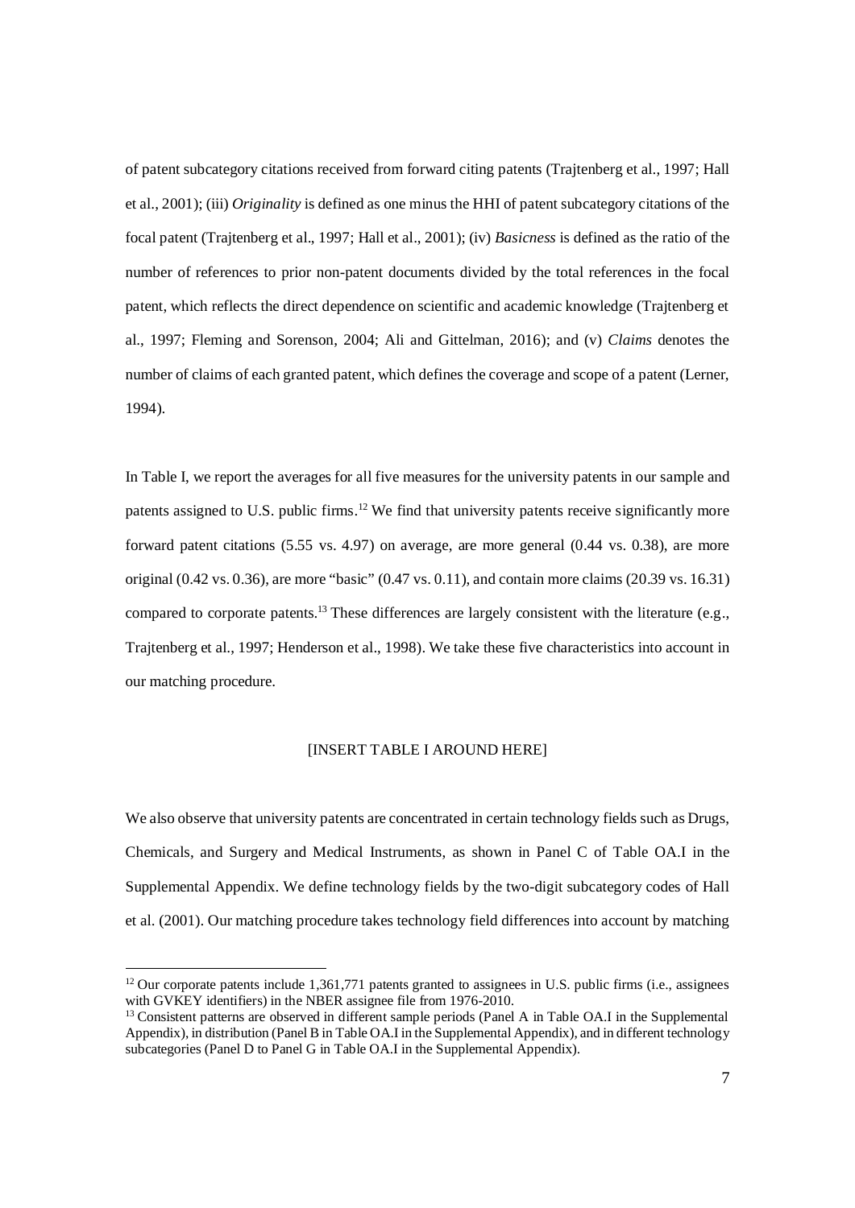of patent subcategory citations received from forward citing patents (Trajtenberg et al., 1997; Hall et al., 2001); (iii) *Originality* is defined as one minus the HHI of patent subcategory citations of the focal patent (Trajtenberg et al., 1997; Hall et al., 2001); (iv) *Basicness* is defined as the ratio of the number of references to prior non-patent documents divided by the total references in the focal patent, which reflects the direct dependence on scientific and academic knowledge (Trajtenberg et al., 1997; Fleming and Sorenson, 2004; Ali and Gittelman, 2016); and (v) *Claims* denotes the number of claims of each granted patent, which defines the coverage and scope of a patent (Lerner, 1994).

In Table I, we report the averages for all five measures for the university patents in our sample and patents assigned to U.S. public firms.[12] We find that university patents receive significantly more forward patent citations (5.55 vs. 4.97) on average, are more general (0.44 vs. 0.38), are more original (0.42 vs. 0.36), are more "basic" (0.47 vs. 0.11), and contain more claims (20.39 vs. 16.31) compared to corporate patents.[13] These differences are largely consistent with the literature (e.g., Trajtenberg et al., 1997; Henderson et al., 1998). We take these five characteristics into account in our matching procedure.

[INSERT TABLE I AROUND HERE]

We also observe that university patents are concentrated in certain technology fields such as Drugs, Chemicals, and Surgery and Medical Instruments, as shown in Panel C of Table OA.I in the Supplemental Appendix. We define technology fields by the two-digit subcategory codes of Hall et al. (2001). Our matching procedure takes technology field differences into account by matching

[12] Our corporate patents include 1,361,771 patents granted to assignees in U.S. public firms (i.e., assignees with GVKEY identifiers) in the NBER assignee file from 1976-2010.

[13] Consistent patterns are observed in different sample periods (Panel A in Table OA.I in the Supplemental Appendix), in distribution (Panel B in Table OA.I in the Supplemental Appendix), and in different technology subcategories (Panel D to Panel G in Table OA.I in the Supplemental Appendix).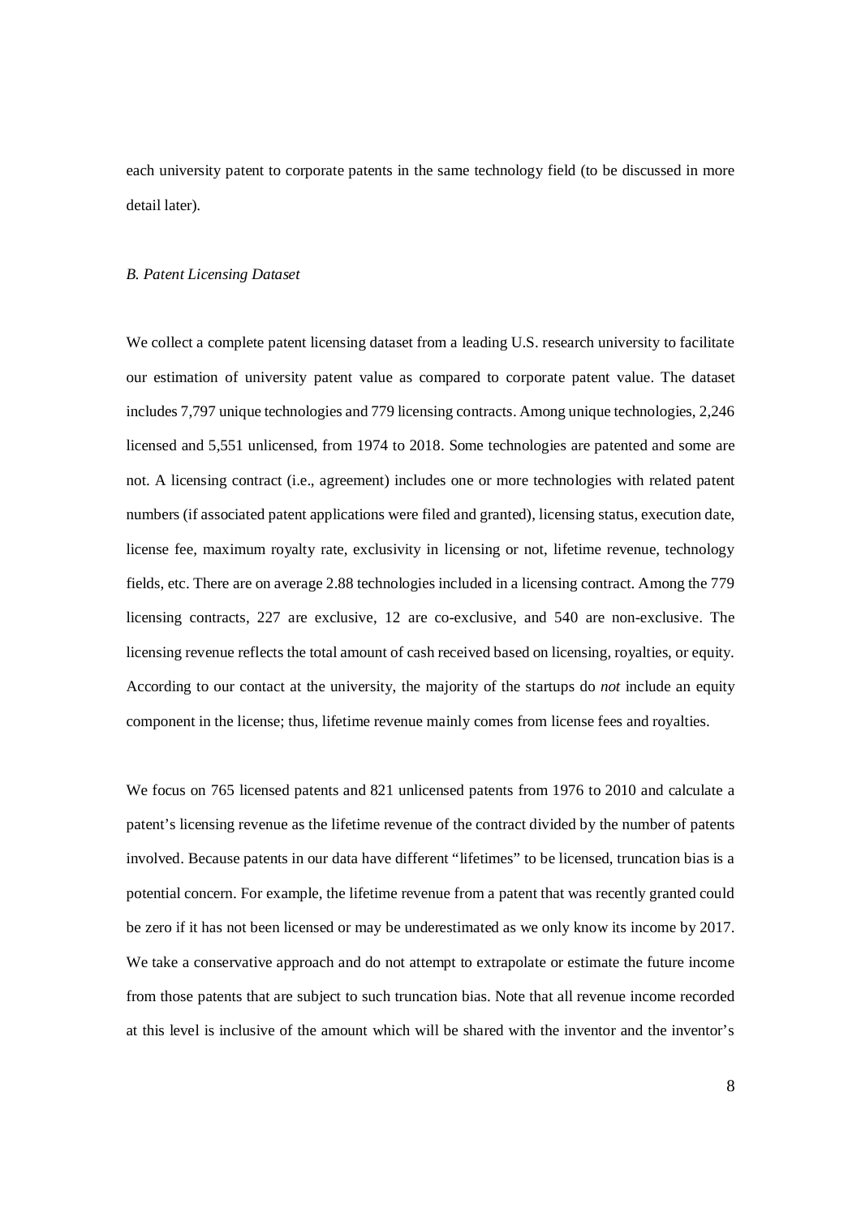each university patent to corporate patents in the same technology field (to be discussed in more detail later).

*B. Patent Licensing Dataset*

We collect a complete patent licensing dataset from a leading U.S. research university to facilitate our estimation of university patent value as compared to corporate patent value. The dataset includes 7,797 unique technologies and 779 licensing contracts. Among unique technologies, 2,246 licensed and 5,551 unlicensed, from 1974 to 2018. Some technologies are patented and some are not. A licensing contract (i.e., agreement) includes one or more technologies with related patent numbers (if associated patent applications were filed and granted), licensing status, execution date, license fee, maximum royalty rate, exclusivity in licensing or not, lifetime revenue, technology fields, etc. There are on average 2.88 technologies included in a licensing contract. Among the 779 licensing contracts, 227 are exclusive, 12 are co-exclusive, and 540 are non-exclusive. The licensing revenue reflects the total amount of cash received based on licensing, royalties, or equity. According to our contact at the university, the majority of the startups do *not* include an equity component in the license; thus, lifetime revenue mainly comes from license fees and royalties.

We focus on 765 licensed patents and 821 unlicensed patents from 1976 to 2010 and calculate a patent's licensing revenue as the lifetime revenue of the contract divided by the number of patents involved. Because patents in our data have different "lifetimes" to be licensed, truncation bias is a potential concern. For example, the lifetime revenue from a patent that was recently granted could be zero if it has not been licensed or may be underestimated as we only know its income by 2017. We take a conservative approach and do not attempt to extrapolate or estimate the future income from those patents that are subject to such truncation bias. Note that all revenue income recorded at this level is inclusive of the amount which will be shared with the inventor and the inventor's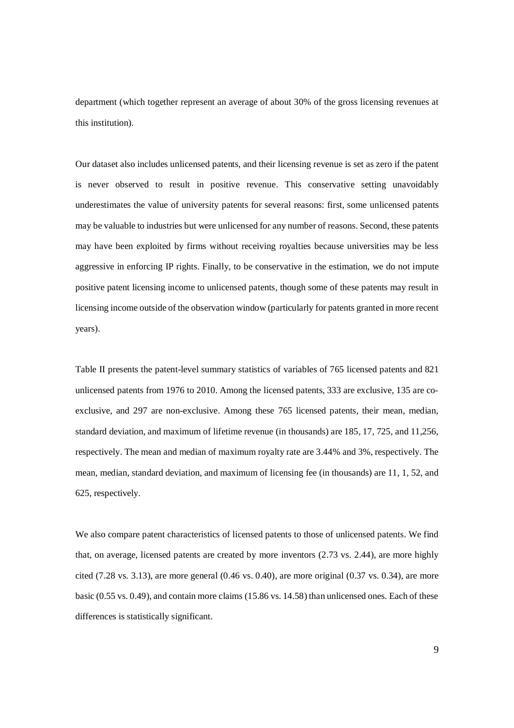department (which together represent an average of about 30% of the gross licensing revenues at this institution).

Our dataset also includes unlicensed patents, and their licensing revenue is set as zero if the patent is never observed to result in positive revenue. This conservative setting unavoidably underestimates the value of university patents for several reasons: first, some unlicensed patents may be valuable to industries but were unlicensed for any number of reasons. Second, these patents may have been exploited by firms without receiving royalties because universities may be less aggressive in enforcing IP rights. Finally, to be conservative in the estimation, we do not impute positive patent licensing income to unlicensed patents, though some of these patents may result in licensing income outside of the observation window (particularly for patents granted in more recent years).

Table II presents the patent-level summary statistics of variables of 765 licensed patents and 821 unlicensed patents from 1976 to 2010. Among the licensed patents, 333 are exclusive, 135 are co-exclusive, and 297 are non-exclusive. Among these 765 licensed patents, their mean, median, standard deviation, and maximum of lifetime revenue (in thousands) are 185, 17, 725, and 11,256, respectively. The mean and median of maximum royalty rate are 3.44% and 3%, respectively. The mean, median, standard deviation, and maximum of licensing fee (in thousands) are 11, 1, 52, and 625, respectively.

We also compare patent characteristics of licensed patents to those of unlicensed patents. We find that, on average, licensed patents are created by more inventors (2.73 vs. 2.44), are more highly cited (7.28 vs. 3.13), are more general (0.46 vs. 0.40), are more original (0.37 vs. 0.34), are more basic (0.55 vs. 0.49), and contain more claims (15.86 vs. 14.58) than unlicensed ones. Each of these differences is statistically significant.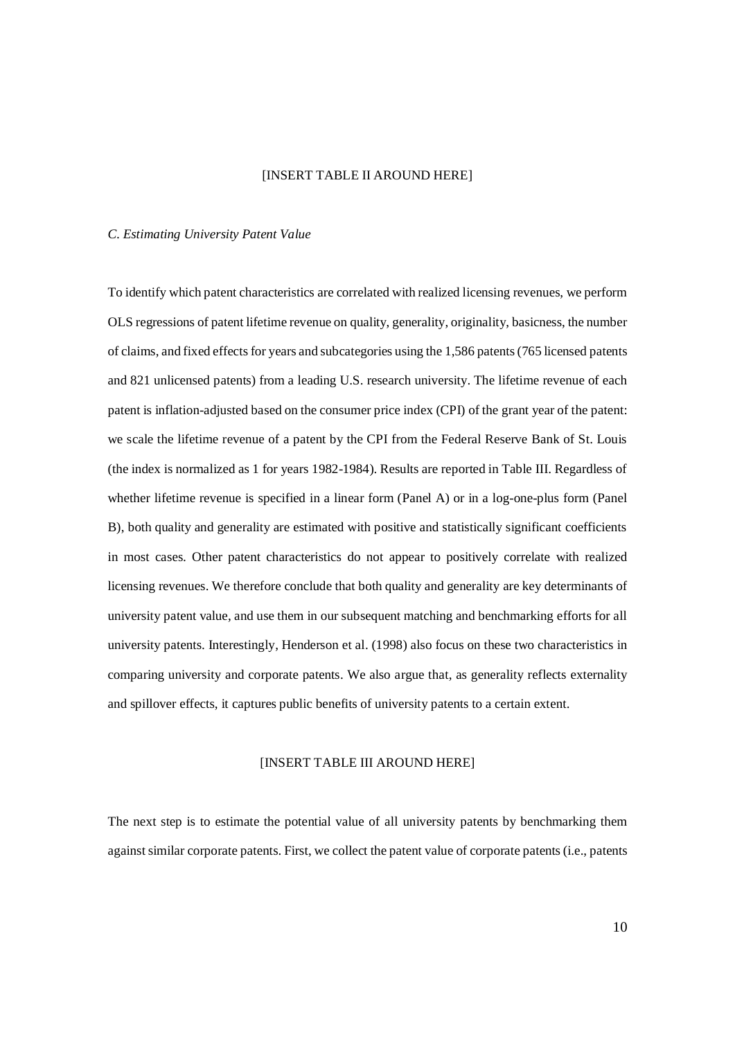[INSERT TABLE II AROUND HERE]

*C. Estimating University Patent Value*

To identify which patent characteristics are correlated with realized licensing revenues, we perform OLS regressions of patent lifetime revenue on quality, generality, originality, basicness, the number of claims, and fixed effects for years and subcategories using the 1,586 patents (765 licensed patents and 821 unlicensed patents) from a leading U.S. research university. The lifetime revenue of each patent is inflation-adjusted based on the consumer price index (CPI) of the grant year of the patent: we scale the lifetime revenue of a patent by the CPI from the Federal Reserve Bank of St. Louis (the index is normalized as 1 for years 1982-1984). Results are reported in Table III. Regardless of whether lifetime revenue is specified in a linear form (Panel A) or in a log-one-plus form (Panel B), both quality and generality are estimated with positive and statistically significant coefficients in most cases. Other patent characteristics do not appear to positively correlate with realized licensing revenues. We therefore conclude that both quality and generality are key determinants of university patent value, and use them in our subsequent matching and benchmarking efforts for all university patents. Interestingly, Henderson et al. (1998) also focus on these two characteristics in comparing university and corporate patents. We also argue that, as generality reflects externality and spillover effects, it captures public benefits of university patents to a certain extent.

[INSERT TABLE III AROUND HERE]

The next step is to estimate the potential value of all university patents by benchmarking them against similar corporate patents. First, we collect the patent value of corporate patents (i.e., patents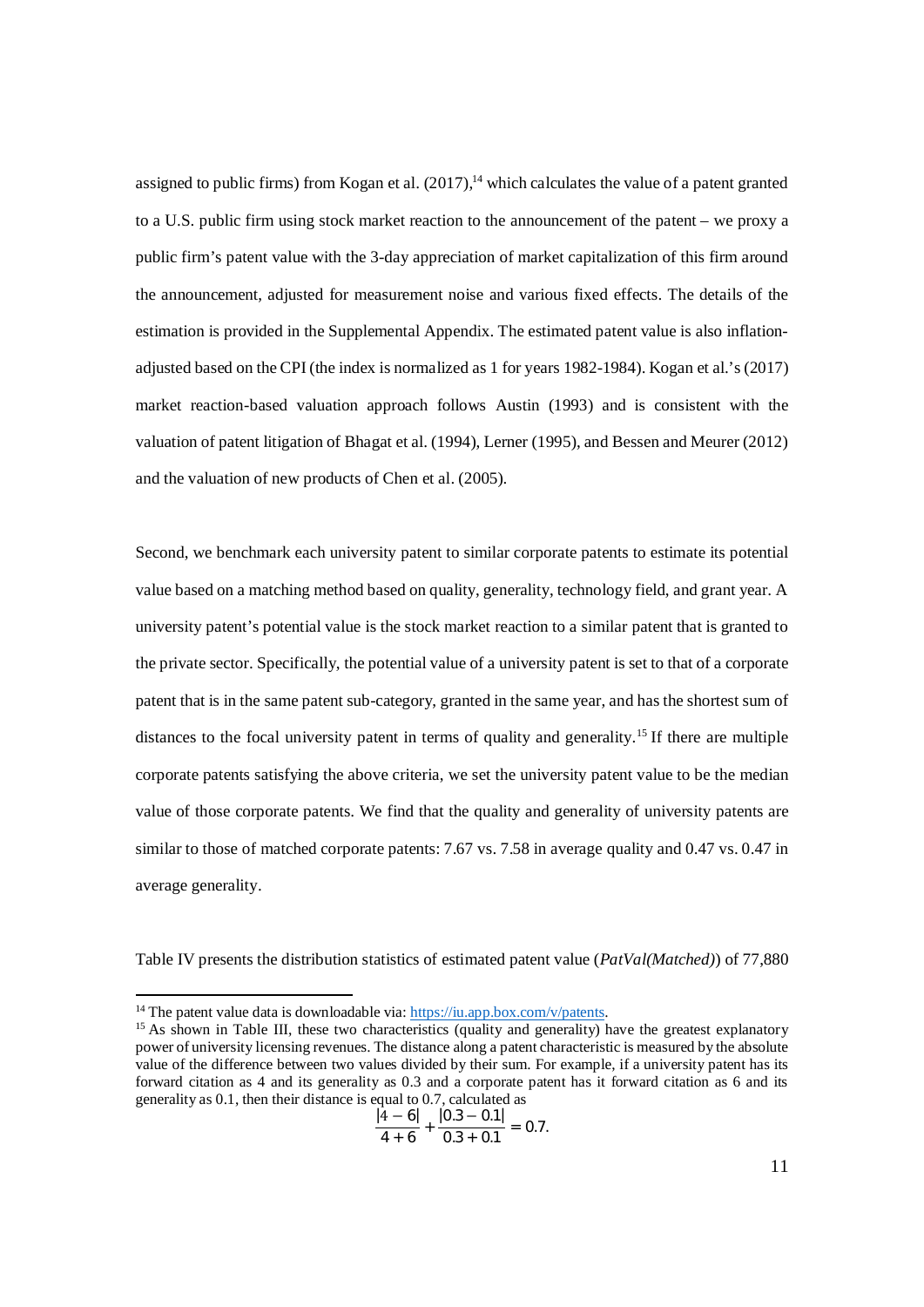assigned to public firms) from Kogan et al. (2017),[14] which calculates the value of a patent granted to a U.S. public firm using stock market reaction to the announcement of the patent – we proxy a public firm's patent value with the 3-day appreciation of market capitalization of this firm around the announcement, adjusted for measurement noise and various fixed effects. The details of the estimation is provided in the Supplemental Appendix. The estimated patent value is also inflation-adjusted based on the CPI (the index is normalized as 1 for years 1982-1984). Kogan et al.'s (2017) market reaction-based valuation approach follows Austin (1993) and is consistent with the valuation of patent litigation of Bhagat et al. (1994), Lerner (1995), and Bessen and Meurer (2012) and the valuation of new products of Chen et al. (2005).

Second, we benchmark each university patent to similar corporate patents to estimate its potential value based on a matching method based on quality, generality, technology field, and grant year. A university patent's potential value is the stock market reaction to a similar patent that is granted to the private sector. Specifically, the potential value of a university patent is set to that of a corporate patent that is in the same patent sub-category, granted in the same year, and has the shortest sum of distances to the focal university patent in terms of quality and generality.[15] If there are multiple corporate patents satisfying the above criteria, we set the university patent value to be the median value of those corporate patents. We find that the quality and generality of university patents are similar to those of matched corporate patents: 7.67 vs. 7.58 in average quality and 0.47 vs. 0.47 in average generality.

Table IV presents the distribution statistics of estimated patent value (*PatVal(Matched)*) of 77,880

---

[14] The patent value data is downloadable via: https://iu.app.box.com/v/patents.

[15] As shown in Table III, these two characteristics (quality and generality) have the greatest explanatory power of university licensing revenues. The distance along a patent characteristic is measured by the absolute value of the difference between two values divided by their sum. For example, if a university patent has its forward citation as 4 and its generality as 0.3 and a corporate patent has it forward citation as 6 and its generality as 0.1, then their distance is equal to 0.7, calculated as

$$\frac{|4-6|}{4+6} + \frac{|0.3-0.1|}{0.3+0.1} = 0.7.$$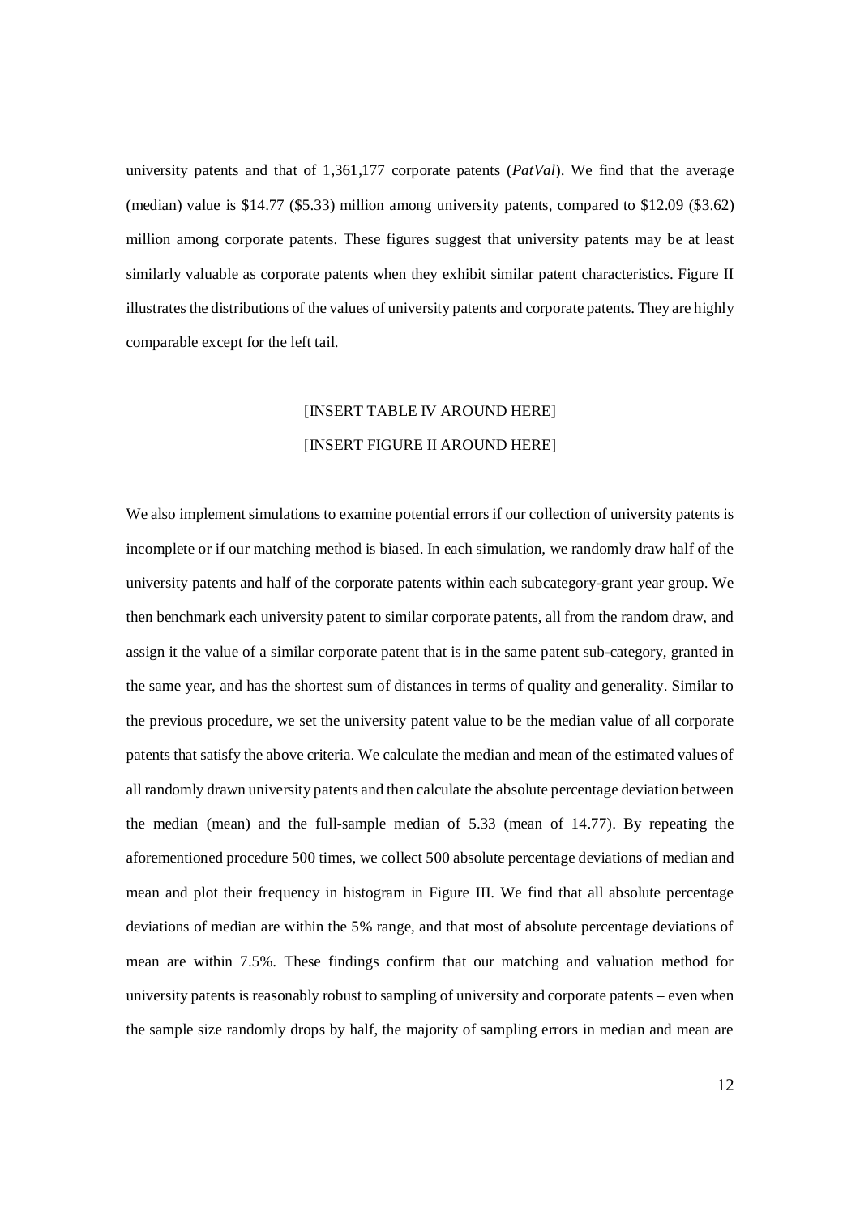university patents and that of 1,361,177 corporate patents (*PatVal*). We find that the average (median) value is $14.77 ($5.33) million among university patents, compared to $12.09 ($3.62) million among corporate patents. These figures suggest that university patents may be at least similarly valuable as corporate patents when they exhibit similar patent characteristics. Figure II illustrates the distributions of the values of university patents and corporate patents. They are highly comparable except for the left tail.

[INSERT TABLE IV AROUND HERE]

[INSERT FIGURE II AROUND HERE]

We also implement simulations to examine potential errors if our collection of university patents is incomplete or if our matching method is biased. In each simulation, we randomly draw half of the university patents and half of the corporate patents within each subcategory-grant year group. We then benchmark each university patent to similar corporate patents, all from the random draw, and assign it the value of a similar corporate patent that is in the same patent sub-category, granted in the same year, and has the shortest sum of distances in terms of quality and generality. Similar to the previous procedure, we set the university patent value to be the median value of all corporate patents that satisfy the above criteria. We calculate the median and mean of the estimated values of all randomly drawn university patents and then calculate the absolute percentage deviation between the median (mean) and the full-sample median of 5.33 (mean of 14.77). By repeating the aforementioned procedure 500 times, we collect 500 absolute percentage deviations of median and mean and plot their frequency in histogram in Figure III. We find that all absolute percentage deviations of median are within the 5% range, and that most of absolute percentage deviations of mean are within 7.5%. These findings confirm that our matching and valuation method for university patents is reasonably robust to sampling of university and corporate patents – even when the sample size randomly drops by half, the majority of sampling errors in median and mean are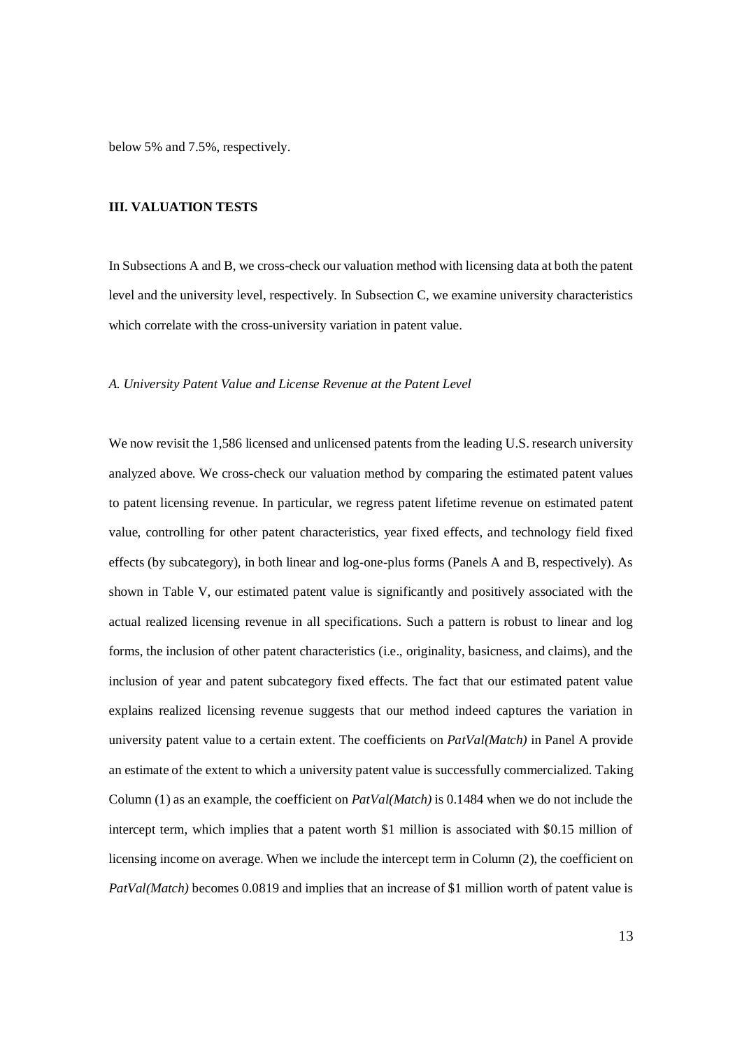below 5% and 7.5%, respectively.

## III. VALUATION TESTS

In Subsections A and B, we cross-check our valuation method with licensing data at both the patent level and the university level, respectively. In Subsection C, we examine university characteristics which correlate with the cross-university variation in patent value.

### *A. University Patent Value and License Revenue at the Patent Level*

We now revisit the 1,586 licensed and unlicensed patents from the leading U.S. research university analyzed above. We cross-check our valuation method by comparing the estimated patent values to patent licensing revenue. In particular, we regress patent lifetime revenue on estimated patent value, controlling for other patent characteristics, year fixed effects, and technology field fixed effects (by subcategory), in both linear and log-one-plus forms (Panels A and B, respectively). As shown in Table V, our estimated patent value is significantly and positively associated with the actual realized licensing revenue in all specifications. Such a pattern is robust to linear and log forms, the inclusion of other patent characteristics (i.e., originality, basicness, and claims), and the inclusion of year and patent subcategory fixed effects. The fact that our estimated patent value explains realized licensing revenue suggests that our method indeed captures the variation in university patent value to a certain extent. The coefficients on *PatVal(Match)* in Panel A provide an estimate of the extent to which a university patent value is successfully commercialized. Taking Column (1) as an example, the coefficient on *PatVal(Match)* is 0.1484 when we do not include the intercept term, which implies that a patent worth \$1 million is associated with \$0.15 million of licensing income on average. When we include the intercept term in Column (2), the coefficient on *PatVal(Match)* becomes 0.0819 and implies that an increase of \$1 million worth of patent value is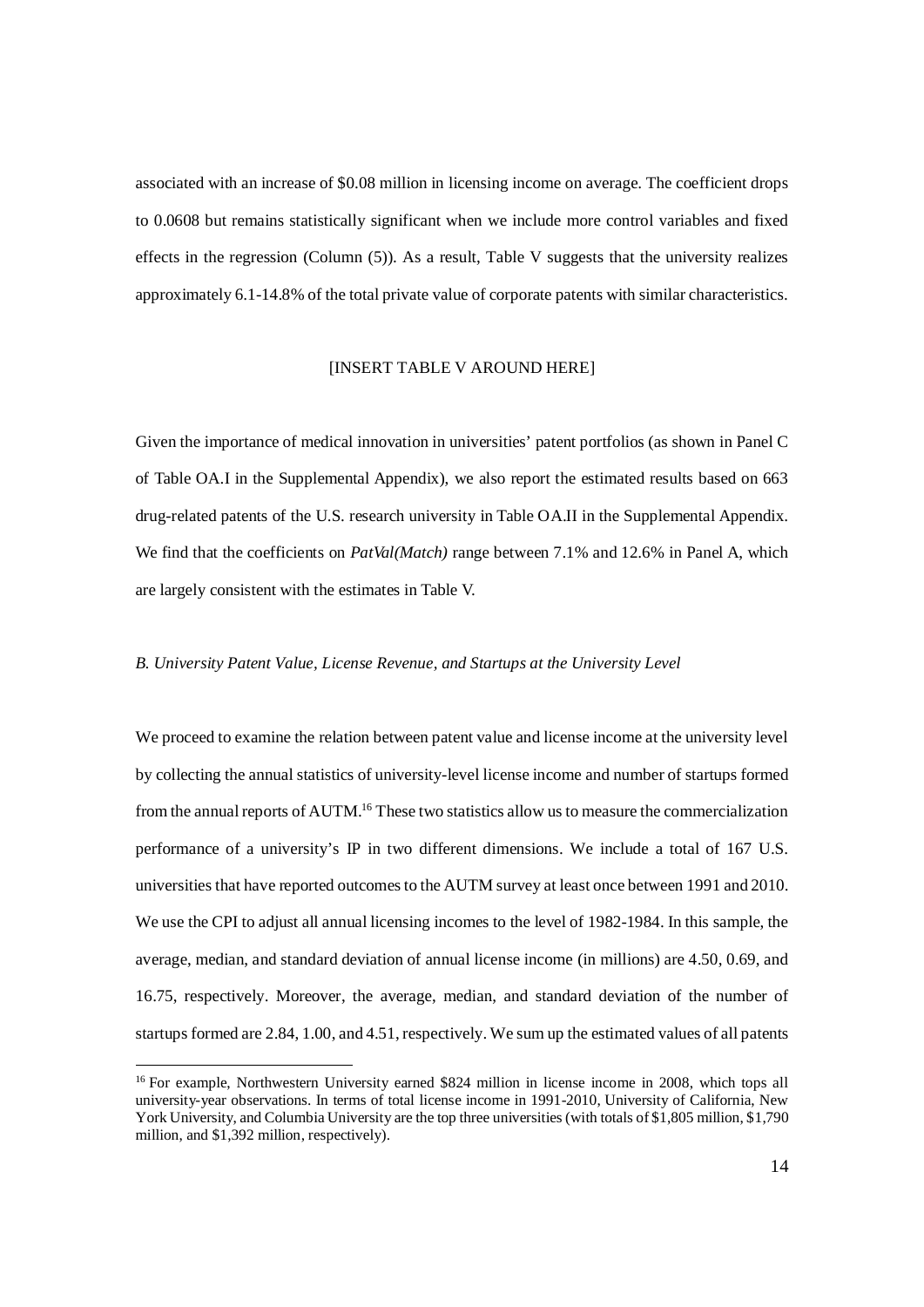associated with an increase of \$0.08 million in licensing income on average. The coefficient drops to 0.0608 but remains statistically significant when we include more control variables and fixed effects in the regression (Column (5)). As a result, Table V suggests that the university realizes approximately 6.1-14.8% of the total private value of corporate patents with similar characteristics.

[INSERT TABLE V AROUND HERE]

Given the importance of medical innovation in universities' patent portfolios (as shown in Panel C of Table OA.I in the Supplemental Appendix), we also report the estimated results based on 663 drug-related patents of the U.S. research university in Table OA.II in the Supplemental Appendix. We find that the coefficients on *PatVal(Match)* range between 7.1% and 12.6% in Panel A, which are largely consistent with the estimates in Table V.

*B. University Patent Value, License Revenue, and Startups at the University Level*

We proceed to examine the relation between patent value and license income at the university level by collecting the annual statistics of university-level license income and number of startups formed from the annual reports of AUTM.[16] These two statistics allow us to measure the commercialization performance of a university's IP in two different dimensions. We include a total of 167 U.S. universities that have reported outcomes to the AUTM survey at least once between 1991 and 2010. We use the CPI to adjust all annual licensing incomes to the level of 1982-1984. In this sample, the average, median, and standard deviation of annual license income (in millions) are 4.50, 0.69, and 16.75, respectively. Moreover, the average, median, and standard deviation of the number of startups formed are 2.84, 1.00, and 4.51, respectively. We sum up the estimated values of all patents

[16] For example, Northwestern University earned \$824 million in license income in 2008, which tops all university-year observations. In terms of total license income in 1991-2010, University of California, New York University, and Columbia University are the top three universities (with totals of \$1,805 million, \$1,790 million, and \$1,392 million, respectively).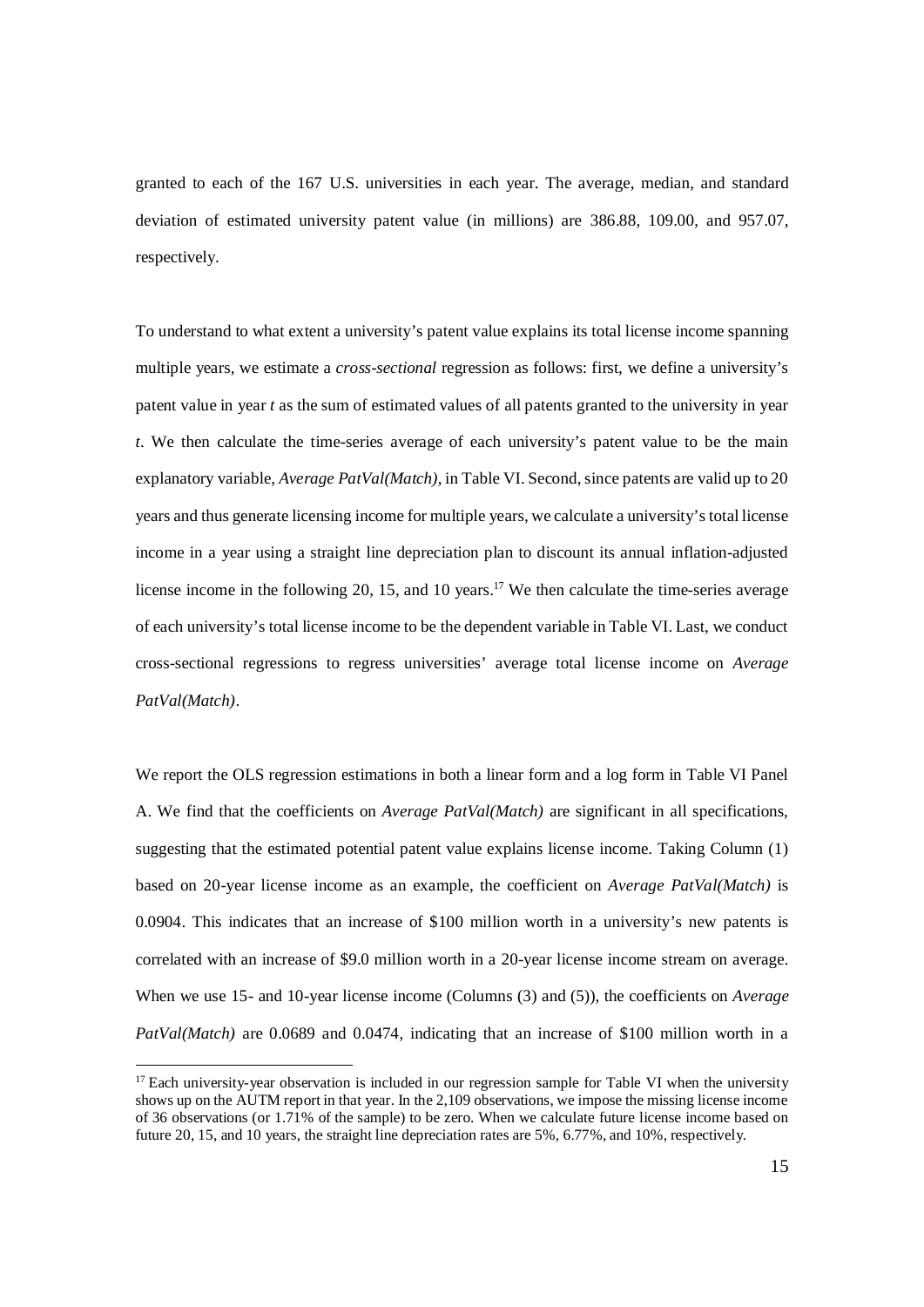granted to each of the 167 U.S. universities in each year. The average, median, and standard deviation of estimated university patent value (in millions) are 386.88, 109.00, and 957.07, respectively.

To understand to what extent a university's patent value explains its total license income spanning multiple years, we estimate a *cross-sectional* regression as follows: first, we define a university's patent value in year *t* as the sum of estimated values of all patents granted to the university in year *t*. We then calculate the time-series average of each university's patent value to be the main explanatory variable, *Average PatVal(Match)*, in Table VI. Second, since patents are valid up to 20 years and thus generate licensing income for multiple years, we calculate a university's total license income in a year using a straight line depreciation plan to discount its annual inflation-adjusted license income in the following 20, 15, and 10 years.[17] We then calculate the time-series average of each university's total license income to be the dependent variable in Table VI. Last, we conduct cross-sectional regressions to regress universities' average total license income on *Average PatVal(Match)*.

We report the OLS regression estimations in both a linear form and a log form in Table VI Panel A. We find that the coefficients on *Average PatVal(Match)* are significant in all specifications, suggesting that the estimated potential patent value explains license income. Taking Column (1) based on 20-year license income as an example, the coefficient on *Average PatVal(Match)* is 0.0904. This indicates that an increase of \$100 million worth in a university's new patents is correlated with an increase of \$9.0 million worth in a 20-year license income stream on average. When we use 15- and 10-year license income (Columns (3) and (5)), the coefficients on *Average PatVal(Match)* are 0.0689 and 0.0474, indicating that an increase of \$100 million worth in a

[17] Each university-year observation is included in our regression sample for Table VI when the university shows up on the AUTM report in that year. In the 2,109 observations, we impose the missing license income of 36 observations (or 1.71% of the sample) to be zero. When we calculate future license income based on future 20, 15, and 10 years, the straight line depreciation rates are 5%, 6.77%, and 10%, respectively.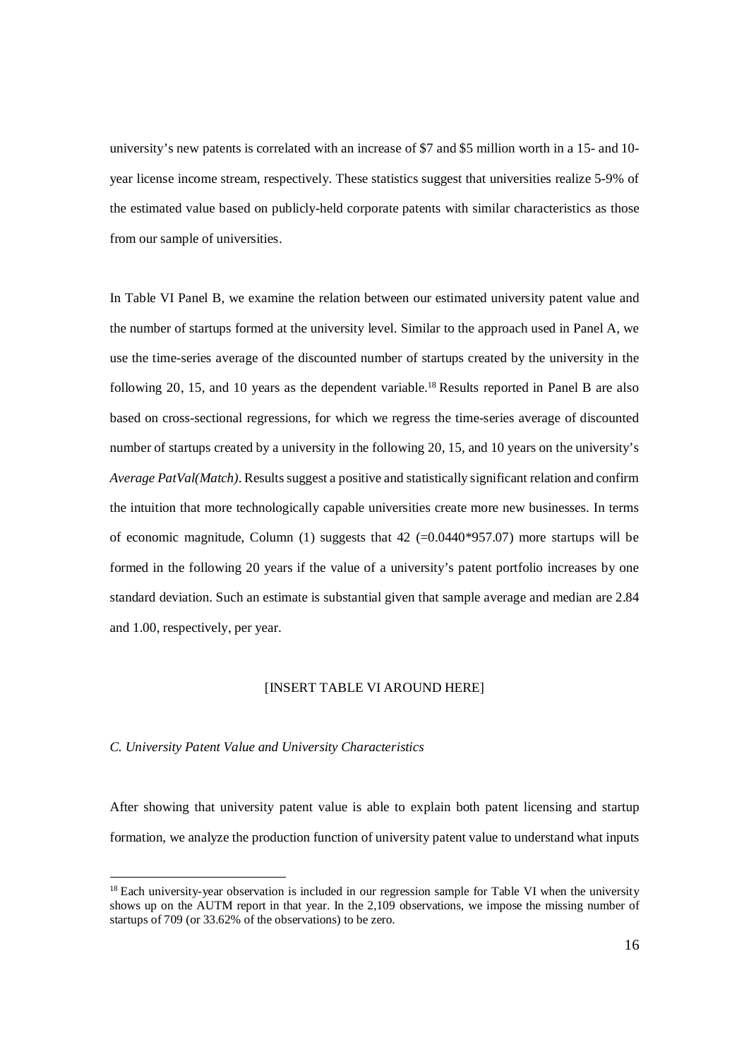university's new patents is correlated with an increase of $7 and $5 million worth in a 15- and 10-year license income stream, respectively. These statistics suggest that universities realize 5-9% of the estimated value based on publicly-held corporate patents with similar characteristics as those from our sample of universities.

In Table VI Panel B, we examine the relation between our estimated university patent value and the number of startups formed at the university level. Similar to the approach used in Panel A, we use the time-series average of the discounted number of startups created by the university in the following 20, 15, and 10 years as the dependent variable.[18] Results reported in Panel B are also based on cross-sectional regressions, for which we regress the time-series average of discounted number of startups created by a university in the following 20, 15, and 10 years on the university's *Average PatVal(Match)*. Results suggest a positive and statistically significant relation and confirm the intuition that more technologically capable universities create more new businesses. In terms of economic magnitude, Column (1) suggests that 42 (=0.0440*957.07) more startups will be formed in the following 20 years if the value of a university's patent portfolio increases by one standard deviation. Such an estimate is substantial given that sample average and median are 2.84 and 1.00, respectively, per year.

[INSERT TABLE VI AROUND HERE]

### *C. University Patent Value and University Characteristics*

After showing that university patent value is able to explain both patent licensing and startup formation, we analyze the production function of university patent value to understand what inputs

[18] Each university-year observation is included in our regression sample for Table VI when the university shows up on the AUTM report in that year. In the 2,109 observations, we impose the missing number of startups of 709 (or 33.62% of the observations) to be zero.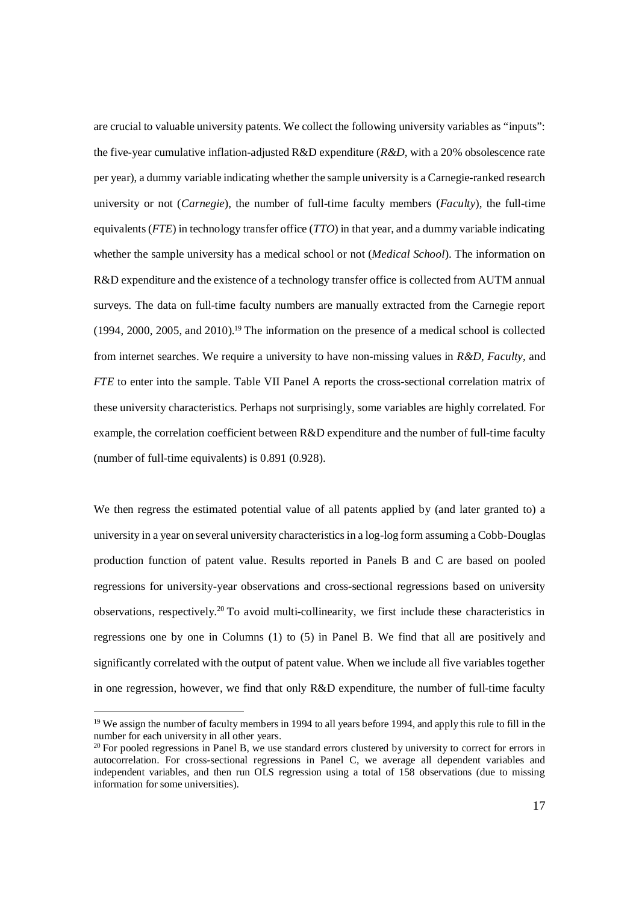are crucial to valuable university patents. We collect the following university variables as "inputs": the five-year cumulative inflation-adjusted R&D expenditure (*R&D*, with a 20% obsolescence rate per year), a dummy variable indicating whether the sample university is a Carnegie-ranked research university or not (*Carnegie*), the number of full-time faculty members (*Faculty*), the full-time equivalents (*FTE*) in technology transfer office (*TTO*) in that year, and a dummy variable indicating whether the sample university has a medical school or not (*Medical School*). The information on R&D expenditure and the existence of a technology transfer office is collected from AUTM annual surveys. The data on full-time faculty numbers are manually extracted from the Carnegie report (1994, 2000, 2005, and 2010).[19] The information on the presence of a medical school is collected from internet searches. We require a university to have non-missing values in *R&D*, *Faculty*, and *FTE* to enter into the sample. Table VII Panel A reports the cross-sectional correlation matrix of these university characteristics. Perhaps not surprisingly, some variables are highly correlated. For example, the correlation coefficient between R&D expenditure and the number of full-time faculty (number of full-time equivalents) is 0.891 (0.928).

We then regress the estimated potential value of all patents applied by (and later granted to) a university in a year on several university characteristics in a log-log form assuming a Cobb-Douglas production function of patent value. Results reported in Panels B and C are based on pooled regressions for university-year observations and cross-sectional regressions based on university observations, respectively.[20] To avoid multi-collinearity, we first include these characteristics in regressions one by one in Columns (1) to (5) in Panel B. We find that all are positively and significantly correlated with the output of patent value. When we include all five variables together in one regression, however, we find that only R&D expenditure, the number of full-time faculty

[19] We assign the number of faculty members in 1994 to all years before 1994, and apply this rule to fill in the number for each university in all other years.

[20] For pooled regressions in Panel B, we use standard errors clustered by university to correct for errors in autocorrelation. For cross-sectional regressions in Panel C, we average all dependent variables and independent variables, and then run OLS regression using a total of 158 observations (due to missing information for some universities).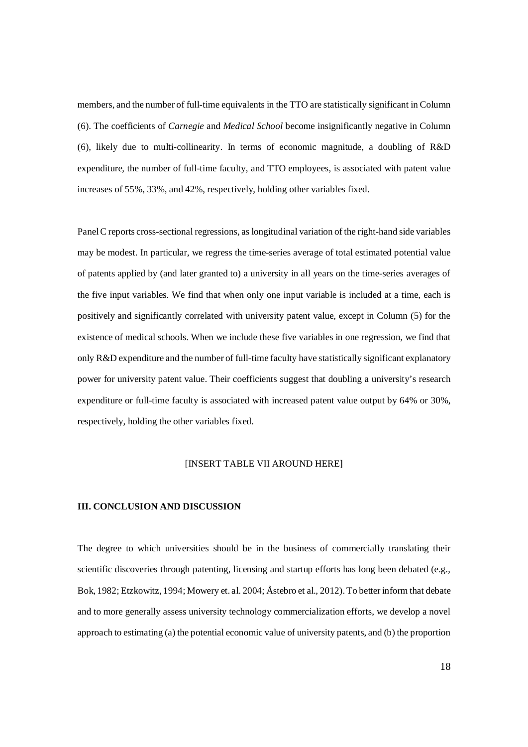members, and the number of full-time equivalents in the TTO are statistically significant in Column (6). The coefficients of *Carnegie* and *Medical School* become insignificantly negative in Column (6), likely due to multi-collinearity. In terms of economic magnitude, a doubling of R&D expenditure, the number of full-time faculty, and TTO employees, is associated with patent value increases of 55%, 33%, and 42%, respectively, holding other variables fixed.

Panel C reports cross-sectional regressions, as longitudinal variation of the right-hand side variables may be modest. In particular, we regress the time-series average of total estimated potential value of patents applied by (and later granted to) a university in all years on the time-series averages of the five input variables. We find that when only one input variable is included at a time, each is positively and significantly correlated with university patent value, except in Column (5) for the existence of medical schools. When we include these five variables in one regression, we find that only R&D expenditure and the number of full-time faculty have statistically significant explanatory power for university patent value. Their coefficients suggest that doubling a university's research expenditure or full-time faculty is associated with increased patent value output by 64% or 30%, respectively, holding the other variables fixed.

[INSERT TABLE VII AROUND HERE]

## III. CONCLUSION AND DISCUSSION

The degree to which universities should be in the business of commercially translating their scientific discoveries through patenting, licensing and startup efforts has long been debated (e.g., Bok, 1982; Etzkowitz, 1994; Mowery et. al. 2004; Åstebro et al., 2012). To better inform that debate and to more generally assess university technology commercialization efforts, we develop a novel approach to estimating (a) the potential economic value of university patents, and (b) the proportion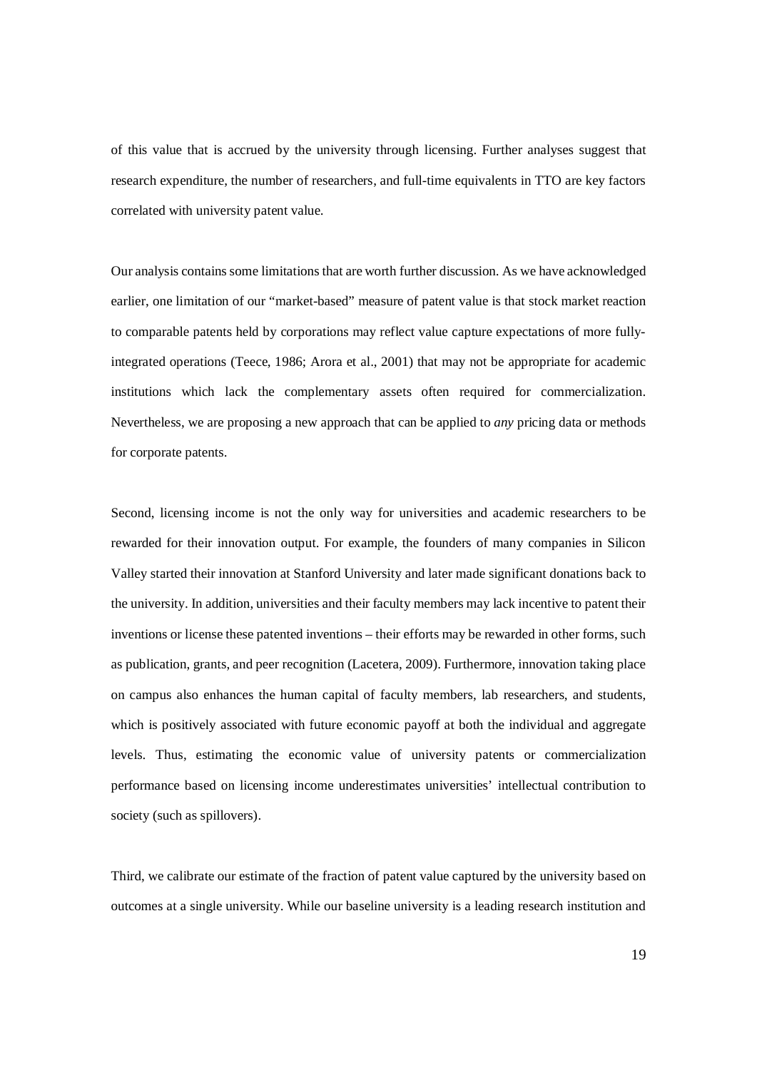of this value that is accrued by the university through licensing. Further analyses suggest that research expenditure, the number of researchers, and full-time equivalents in TTO are key factors correlated with university patent value.

Our analysis contains some limitations that are worth further discussion. As we have acknowledged earlier, one limitation of our "market-based" measure of patent value is that stock market reaction to comparable patents held by corporations may reflect value capture expectations of more fully-integrated operations (Teece, 1986; Arora et al., 2001) that may not be appropriate for academic institutions which lack the complementary assets often required for commercialization. Nevertheless, we are proposing a new approach that can be applied to *any* pricing data or methods for corporate patents.

Second, licensing income is not the only way for universities and academic researchers to be rewarded for their innovation output. For example, the founders of many companies in Silicon Valley started their innovation at Stanford University and later made significant donations back to the university. In addition, universities and their faculty members may lack incentive to patent their inventions or license these patented inventions – their efforts may be rewarded in other forms, such as publication, grants, and peer recognition (Lacetera, 2009). Furthermore, innovation taking place on campus also enhances the human capital of faculty members, lab researchers, and students, which is positively associated with future economic payoff at both the individual and aggregate levels. Thus, estimating the economic value of university patents or commercialization performance based on licensing income underestimates universities' intellectual contribution to society (such as spillovers).

Third, we calibrate our estimate of the fraction of patent value captured by the university based on outcomes at a single university. While our baseline university is a leading research institution and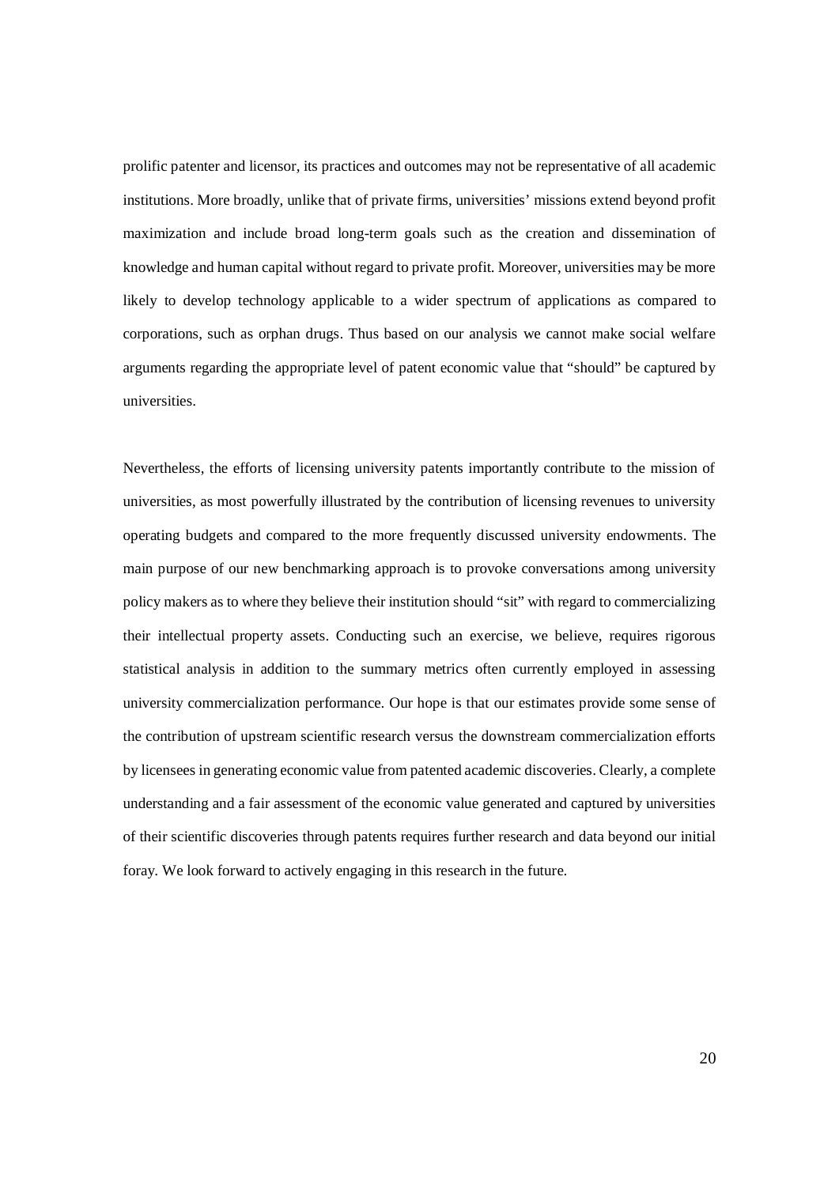prolific patenter and licensor, its practices and outcomes may not be representative of all academic institutions. More broadly, unlike that of private firms, universities' missions extend beyond profit maximization and include broad long-term goals such as the creation and dissemination of knowledge and human capital without regard to private profit. Moreover, universities may be more likely to develop technology applicable to a wider spectrum of applications as compared to corporations, such as orphan drugs. Thus based on our analysis we cannot make social welfare arguments regarding the appropriate level of patent economic value that "should" be captured by universities.

Nevertheless, the efforts of licensing university patents importantly contribute to the mission of universities, as most powerfully illustrated by the contribution of licensing revenues to university operating budgets and compared to the more frequently discussed university endowments. The main purpose of our new benchmarking approach is to provoke conversations among university policy makers as to where they believe their institution should "sit" with regard to commercializing their intellectual property assets. Conducting such an exercise, we believe, requires rigorous statistical analysis in addition to the summary metrics often currently employed in assessing university commercialization performance. Our hope is that our estimates provide some sense of the contribution of upstream scientific research versus the downstream commercialization efforts by licensees in generating economic value from patented academic discoveries. Clearly, a complete understanding and a fair assessment of the economic value generated and captured by universities of their scientific discoveries through patents requires further research and data beyond our initial foray. We look forward to actively engaging in this research in the future.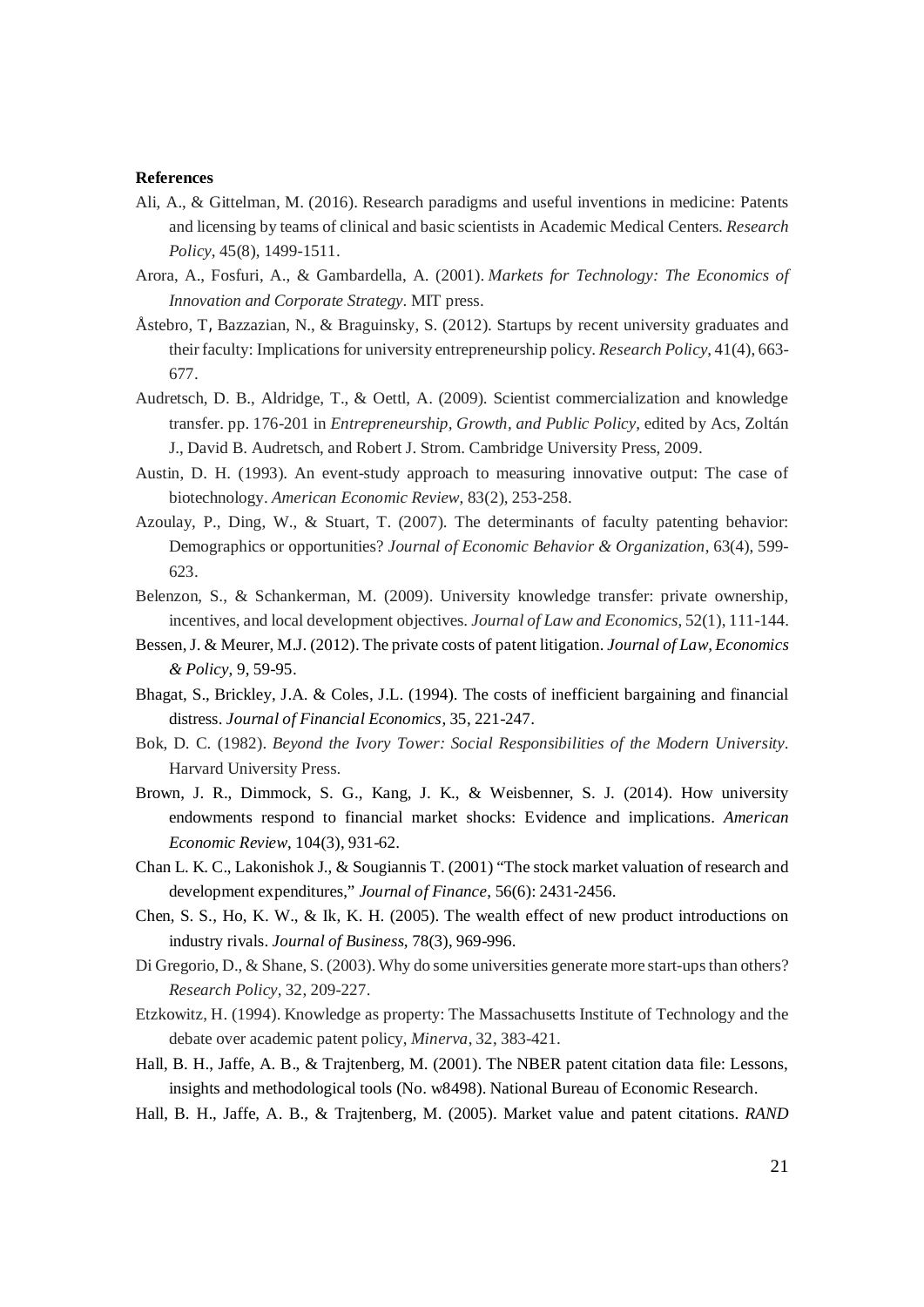**References**

Ali, A., & Gittelman, M. (2016). Research paradigms and useful inventions in medicine: Patents and licensing by teams of clinical and basic scientists in Academic Medical Centers. *Research Policy*, 45(8), 1499-1511.

Arora, A., Fosfuri, A., & Gambardella, A. (2001). *Markets for Technology: The Economics of Innovation and Corporate Strategy*. MIT press.

Åstebro, T, Bazzazian, N., & Braguinsky, S. (2012). Startups by recent university graduates and their faculty: Implications for university entrepreneurship policy. *Research Policy*, 41(4), 663-677.

Audretsch, D. B., Aldridge, T., & Oettl, A. (2009). Scientist commercialization and knowledge transfer. pp. 176-201 in *Entrepreneurship, Growth, and Public Policy*, edited by Acs, Zoltán J., David B. Audretsch, and Robert J. Strom. Cambridge University Press, 2009.

Austin, D. H. (1993). An event-study approach to measuring innovative output: The case of biotechnology. *American Economic Review*, 83(2), 253-258.

Azoulay, P., Ding, W., & Stuart, T. (2007). The determinants of faculty patenting behavior: Demographics or opportunities? *Journal of Economic Behavior & Organization*, 63(4), 599-623.

Belenzon, S., & Schankerman, M. (2009). University knowledge transfer: private ownership, incentives, and local development objectives. *Journal of Law and Economics*, 52(1), 111-144.

Bessen, J. & Meurer, M.J. (2012). The private costs of patent litigation. *Journal of Law, Economics & Policy*, 9, 59-95.

Bhagat, S., Brickley, J.A. & Coles, J.L. (1994). The costs of inefficient bargaining and financial distress. *Journal of Financial Economics*, 35, 221-247.

Bok, D. C. (1982). *Beyond the Ivory Tower: Social Responsibilities of the Modern University*. Harvard University Press.

Brown, J. R., Dimmock, S. G., Kang, J. K., & Weisbenner, S. J. (2014). How university endowments respond to financial market shocks: Evidence and implications. *American Economic Review*, 104(3), 931-62.

Chan L. K. C., Lakonishok J., & Sougiannis T. (2001) "The stock market valuation of research and development expenditures," *Journal of Finance*, 56(6): 2431-2456.

Chen, S. S., Ho, K. W., & Ik, K. H. (2005). The wealth effect of new product introductions on industry rivals. *Journal of Business*, 78(3), 969-996.

Di Gregorio, D., & Shane, S. (2003). Why do some universities generate more start-ups than others? *Research Policy*, 32, 209-227.

Etzkowitz, H. (1994). Knowledge as property: The Massachusetts Institute of Technology and the debate over academic patent policy, *Minerva*, 32, 383-421.

Hall, B. H., Jaffe, A. B., & Trajtenberg, M. (2001). The NBER patent citation data file: Lessons, insights and methodological tools (No. w8498). National Bureau of Economic Research.

Hall, B. H., Jaffe, A. B., & Trajtenberg, M. (2005). Market value and patent citations. *RAND*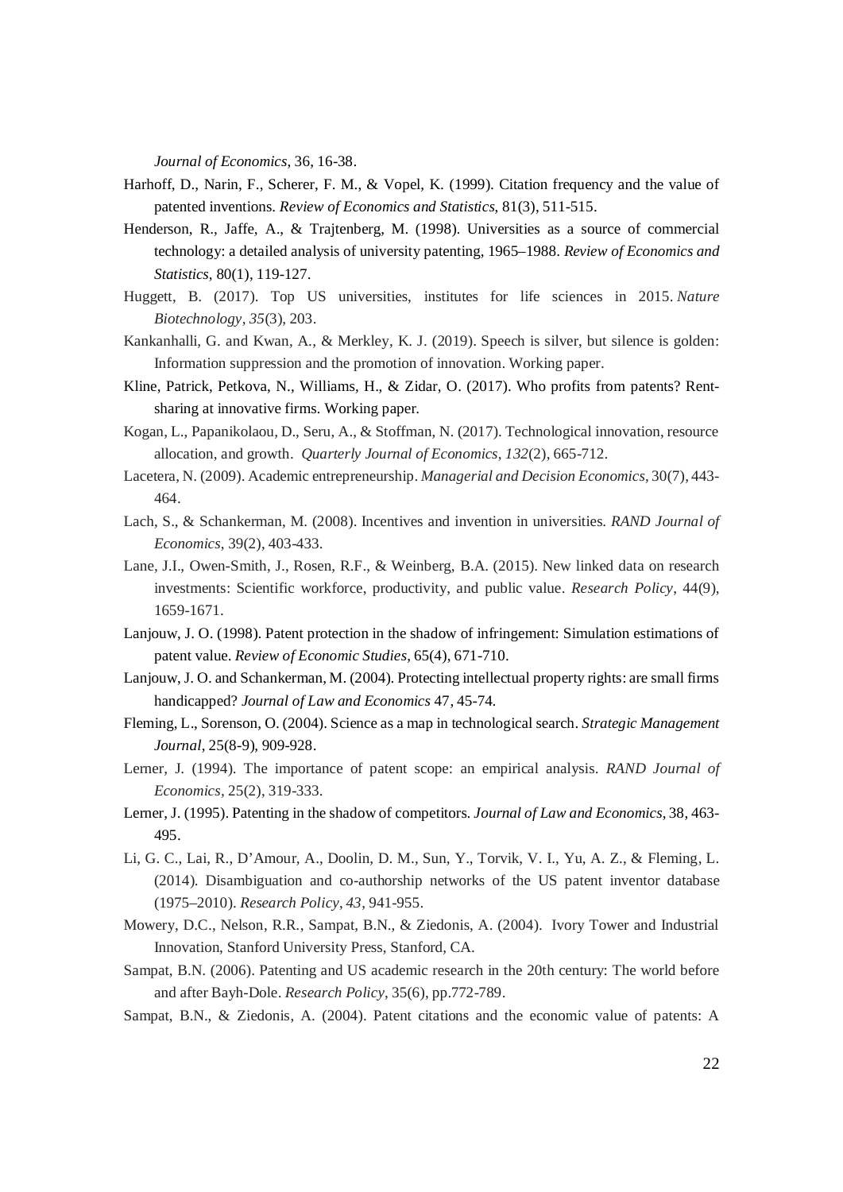*Journal of Economics*, 36, 16-38.

Harhoff, D., Narin, F., Scherer, F. M., & Vopel, K. (1999). Citation frequency and the value of patented inventions. *Review of Economics and Statistics*, 81(3), 511-515.

Henderson, R., Jaffe, A., & Trajtenberg, M. (1998). Universities as a source of commercial technology: a detailed analysis of university patenting, 1965–1988. *Review of Economics and Statistics*, 80(1), 119-127.

Huggett, B. (2017). Top US universities, institutes for life sciences in 2015. *Nature Biotechnology*, *35*(3), 203.

Kankanhalli, G. and Kwan, A., & Merkley, K. J. (2019). Speech is silver, but silence is golden: Information suppression and the promotion of innovation. Working paper.

Kline, Patrick, Petkova, N., Williams, H., & Zidar, O. (2017). Who profits from patents? Rent-sharing at innovative firms. Working paper.

Kogan, L., Papanikolaou, D., Seru, A., & Stoffman, N. (2017). Technological innovation, resource allocation, and growth. *Quarterly Journal of Economics*, *132*(2), 665-712.

Lacetera, N. (2009). Academic entrepreneurship. *Managerial and Decision Economics*, 30(7), 443-464.

Lach, S., & Schankerman, M. (2008). Incentives and invention in universities. *RAND Journal of Economics*, 39(2), 403-433.

Lane, J.I., Owen-Smith, J., Rosen, R.F., & Weinberg, B.A. (2015). New linked data on research investments: Scientific workforce, productivity, and public value. *Research Policy*, 44(9), 1659-1671.

Lanjouw, J. O. (1998). Patent protection in the shadow of infringement: Simulation estimations of patent value. *Review of Economic Studies*, 65(4), 671-710.

Lanjouw, J. O. and Schankerman, M. (2004). Protecting intellectual property rights: are small firms handicapped? *Journal of Law and Economics* 47, 45-74.

Fleming, L., Sorenson, O. (2004). Science as a map in technological search. *Strategic Management Journal*, 25(8-9), 909-928.

Lerner, J. (1994). The importance of patent scope: an empirical analysis. *RAND Journal of Economics*, 25(2), 319-333.

Lerner, J. (1995). Patenting in the shadow of competitors. *Journal of Law and Economics*, 38, 463-495.

Li, G. C., Lai, R., D'Amour, A., Doolin, D. M., Sun, Y., Torvik, V. I., Yu, A. Z., & Fleming, L. (2014). Disambiguation and co-authorship networks of the US patent inventor database (1975–2010). *Research Policy*, *43*, 941-955.

Mowery, D.C., Nelson, R.R., Sampat, B.N., & Ziedonis, A. (2004). Ivory Tower and Industrial Innovation, Stanford University Press, Stanford, CA.

Sampat, B.N. (2006). Patenting and US academic research in the 20th century: The world before and after Bayh-Dole. *Research Policy*, 35(6), pp.772-789.

Sampat, B.N., & Ziedonis, A. (2004). Patent citations and the economic value of patents: A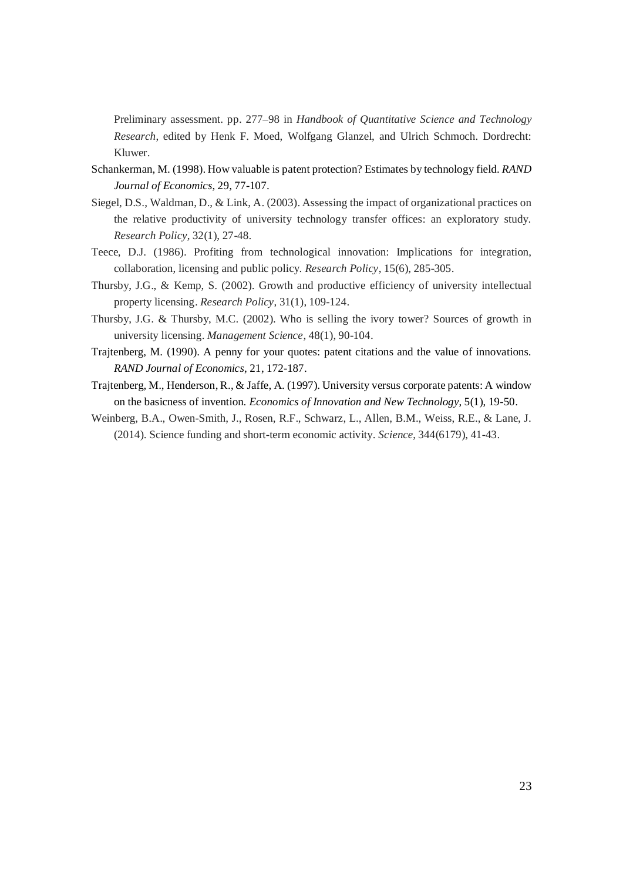Preliminary assessment. pp. 277–98 in *Handbook of Quantitative Science and Technology Research*, edited by Henk F. Moed, Wolfgang Glanzel, and Ulrich Schmoch. Dordrecht: Kluwer.

Schankerman, M. (1998). How valuable is patent protection? Estimates by technology field. *RAND Journal of Economics*, 29, 77-107.

Siegel, D.S., Waldman, D., & Link, A. (2003). Assessing the impact of organizational practices on the relative productivity of university technology transfer offices: an exploratory study. *Research Policy*, 32(1), 27-48.

Teece, D.J. (1986). Profiting from technological innovation: Implications for integration, collaboration, licensing and public policy. *Research Policy*, 15(6), 285-305.

Thursby, J.G., & Kemp, S. (2002). Growth and productive efficiency of university intellectual property licensing. *Research Policy*, 31(1), 109-124.

Thursby, J.G. & Thursby, M.C. (2002). Who is selling the ivory tower? Sources of growth in university licensing. *Management Science*, 48(1), 90-104.

Trajtenberg, M. (1990). A penny for your quotes: patent citations and the value of innovations. *RAND Journal of Economics*, 21, 172-187.

Trajtenberg, M., Henderson, R., & Jaffe, A. (1997). University versus corporate patents: A window on the basicness of invention. *Economics of Innovation and New Technology*, 5(1), 19-50.

Weinberg, B.A., Owen-Smith, J., Rosen, R.F., Schwarz, L., Allen, B.M., Weiss, R.E., & Lane, J. (2014). Science funding and short-term economic activity. *Science*, 344(6179), 41-43.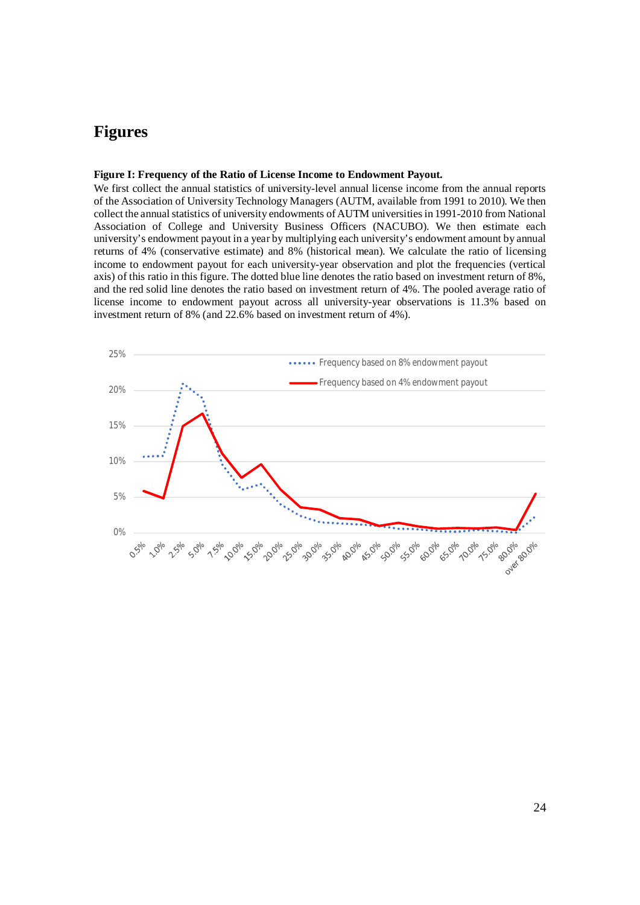# Figures

**Figure I: Frequency of the Ratio of License Income to Endowment Payout.**

We first collect the annual statistics of university-level annual license income from the annual reports of the Association of University Technology Managers (AUTM, available from 1991 to 2010). We then collect the annual statistics of university endowments of AUTM universities in 1991-2010 from National Association of College and University Business Officers (NACUBO). We then estimate each university's endowment payout in a year by multiplying each university's endowment amount by annual returns of 4% (conservative estimate) and 8% (historical mean). We calculate the ratio of licensing income to endowment payout for each university-year observation and plot the frequencies (vertical axis) of this ratio in this figure. The dotted blue line denotes the ratio based on investment return of 8%, and the red solid line denotes the ratio based on investment return of 4%. The pooled average ratio of license income to endowment payout across all university-year observations is 11.3% based on investment return of 8% (and 22.6% based on investment return of 4%).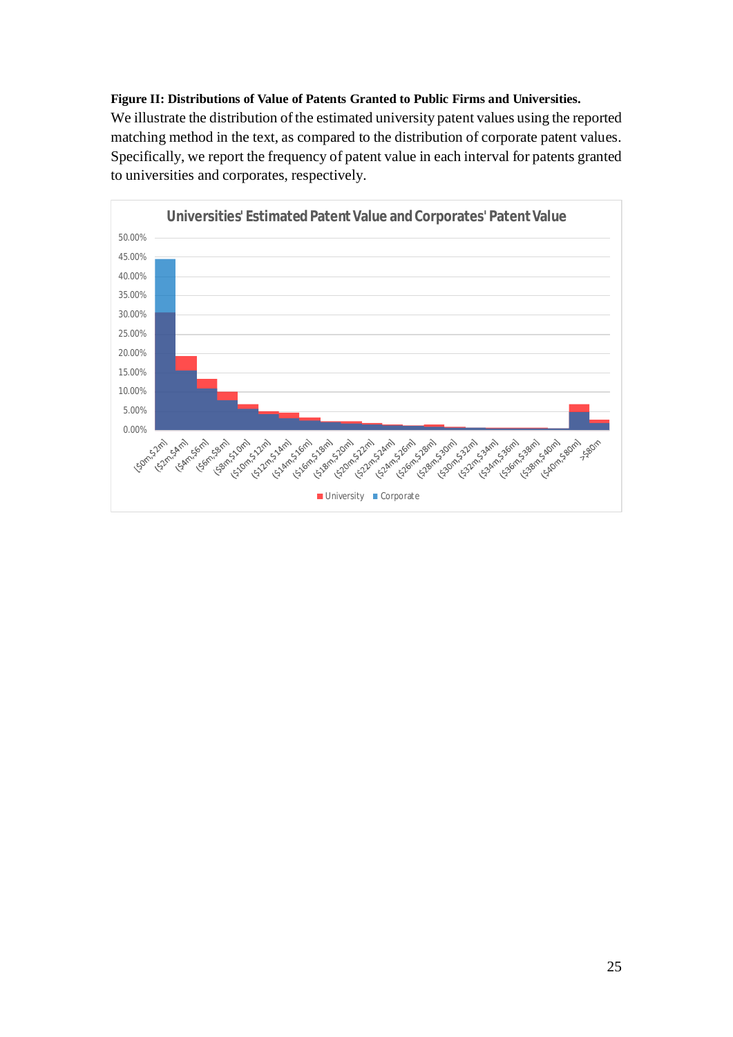**Figure II: Distributions of Value of Patents Granted to Public Firms and Universities.**

We illustrate the distribution of the estimated university patent values using the reported matching method in the text, as compared to the distribution of corporate patent values. Specifically, we report the frequency of patent value in each interval for patents granted to universities and corporates, respectively.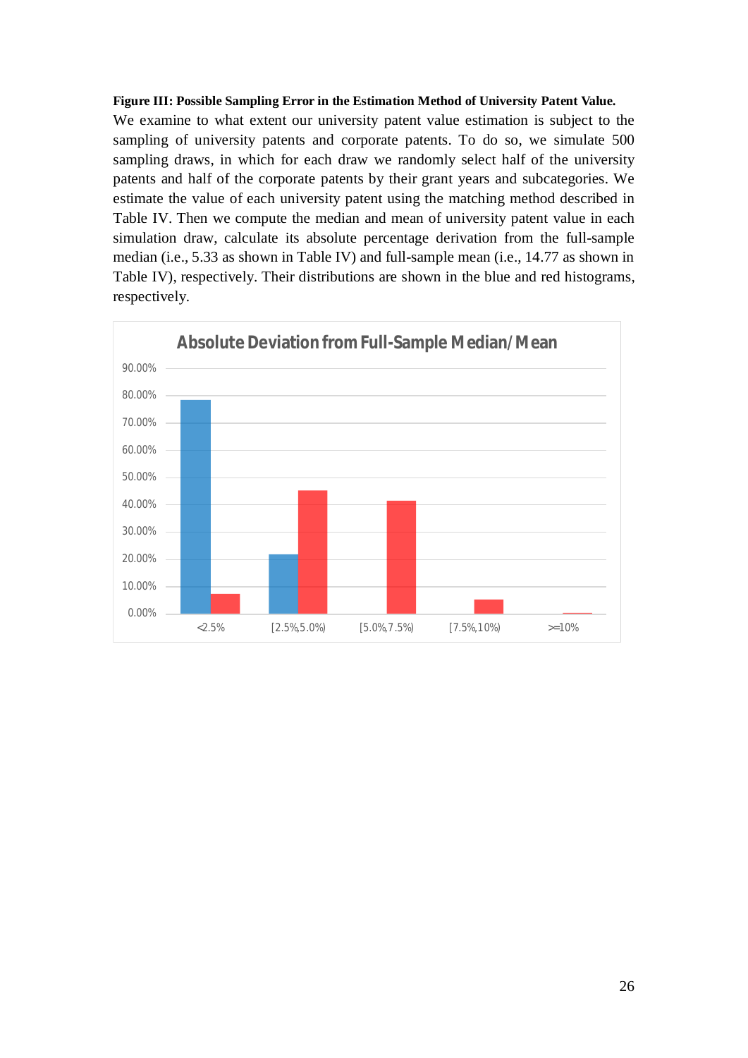**Figure III: Possible Sampling Error in the Estimation Method of University Patent Value.**

We examine to what extent our university patent value estimation is subject to the sampling of university patents and corporate patents. To do so, we simulate 500 sampling draws, in which for each draw we randomly select half of the university patents and half of the corporate patents by their grant years and subcategories. We estimate the value of each university patent using the matching method described in Table IV. Then we compute the median and mean of university patent value in each simulation draw, calculate its absolute percentage derivation from the full-sample median (i.e., 5.33 as shown in Table IV) and full-sample mean (i.e., 14.77 as shown in Table IV), respectively. Their distributions are shown in the blue and red histograms, respectively.

**Absolute Deviation from Full-Sample Median/Mean**

| | <2.5% | [2.5%,5.0%) | [5.0%,7.5%) | [7.5%,10%) | >=10% |
|---|---|---|---|---|---|
| Median (blue) | ~78% | ~22% | 0% | 0% | 0% |
| Mean (red) | ~7% | ~45% | ~41% | ~5% | ~0.4% |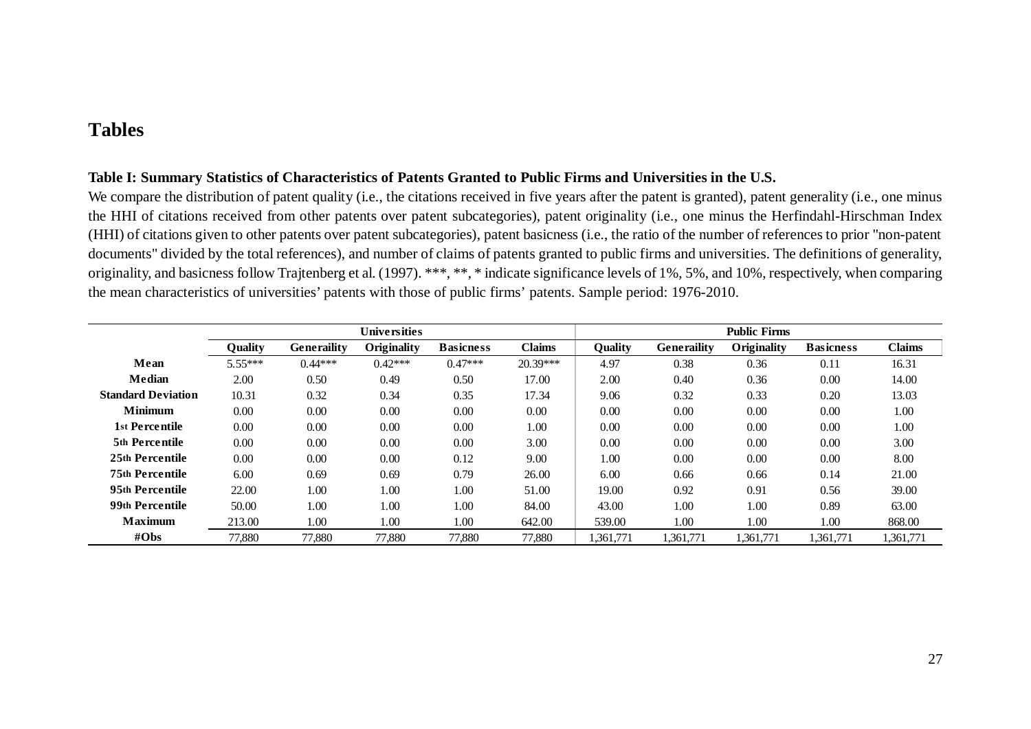# Tables

**Table I: Summary Statistics of Characteristics of Patents Granted to Public Firms and Universities in the U.S.**

We compare the distribution of patent quality (i.e., the citations received in five years after the patent is granted), patent generality (i.e., one minus the HHI of citations received from other patents over patent subcategories), patent originality (i.e., one minus the Herfindahl-Hirschman Index (HHI) of citations given to other patents over patent subcategories), patent basicness (i.e., the ratio of the number of references to prior "non-patent documents" divided by the total references), and number of claims of patents granted to public firms and universities. The definitions of generality, originality, and basicness follow Trajtenberg et al. (1997). ***, **, * indicate significance levels of 1%, 5%, and 10%, respectively, when comparing the mean characteristics of universities' patents with those of public firms' patents. Sample period: 1976-2010.

| | Universities | | | | | Public Firms | | | | |
|---|---|---|---|---|---|---|---|---|---|---|
| | **Quality** | **Generaility** | **Originality** | **Basicness** | **Claims** | **Quality** | **Generaility** | **Originality** | **Basicness** | **Claims** |
| **Mean** | 5.55*** | 0.44*** | 0.42*** | 0.47*** | 20.39*** | 4.97 | 0.38 | 0.36 | 0.11 | 16.31 |
| **Median** | 2.00 | 0.50 | 0.49 | 0.50 | 17.00 | 2.00 | 0.40 | 0.36 | 0.00 | 14.00 |
| **Standard Deviation** | 10.31 | 0.32 | 0.34 | 0.35 | 17.34 | 9.06 | 0.32 | 0.33 | 0.20 | 13.03 |
| **Minimum** | 0.00 | 0.00 | 0.00 | 0.00 | 0.00 | 0.00 | 0.00 | 0.00 | 0.00 | 1.00 |
| **1st Percentile** | 0.00 | 0.00 | 0.00 | 0.00 | 1.00 | 0.00 | 0.00 | 0.00 | 0.00 | 1.00 |
| **5th Percentile** | 0.00 | 0.00 | 0.00 | 0.00 | 3.00 | 0.00 | 0.00 | 0.00 | 0.00 | 3.00 |
| **25th Percentile** | 0.00 | 0.00 | 0.00 | 0.12 | 9.00 | 1.00 | 0.00 | 0.00 | 0.00 | 8.00 |
| **75th Percentile** | 6.00 | 0.69 | 0.69 | 0.79 | 26.00 | 6.00 | 0.66 | 0.66 | 0.14 | 21.00 |
| **95th Percentile** | 22.00 | 1.00 | 1.00 | 1.00 | 51.00 | 19.00 | 0.92 | 0.91 | 0.56 | 39.00 |
| **99th Percentile** | 50.00 | 1.00 | 1.00 | 1.00 | 84.00 | 43.00 | 1.00 | 1.00 | 0.89 | 63.00 |
| **Maximum** | 213.00 | 1.00 | 1.00 | 1.00 | 642.00 | 539.00 | 1.00 | 1.00 | 1.00 | 868.00 |
| **#Obs** | 77,880 | 77,880 | 77,880 | 77,880 | 77,880 | 1,361,771 | 1,361,771 | 1,361,771 | 1,361,771 | 1,361,771 |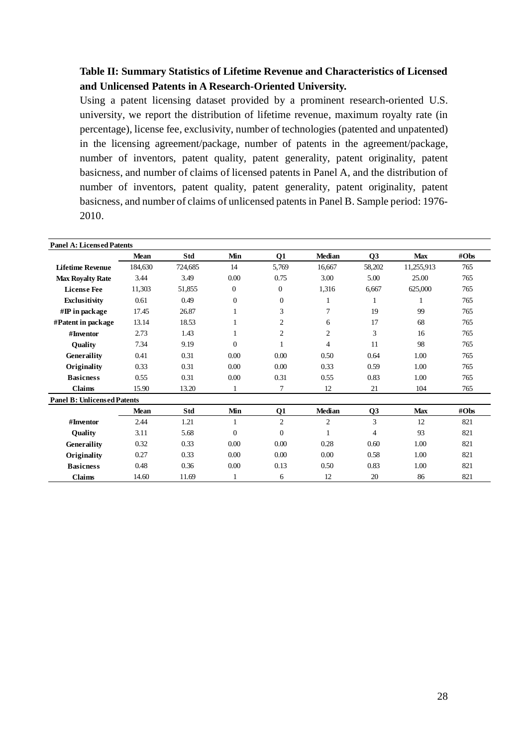**Table II: Summary Statistics of Lifetime Revenue and Characteristics of Licensed and Unlicensed Patents in A Research-Oriented University.**

Using a patent licensing dataset provided by a prominent research-oriented U.S. university, we report the distribution of lifetime revenue, maximum royalty rate (in percentage), license fee, exclusivity, number of technologies (patented and unpatented) in the licensing agreement/package, number of patents in the agreement/package, number of inventors, patent quality, patent generality, patent originality, patent basicness, and number of claims of licensed patents in Panel A, and the distribution of number of inventors, patent quality, patent generality, patent originality, patent basicness, and number of claims of unlicensed patents in Panel B. Sample period: 1976-2010.

| **Panel A: Licensed Patents** | | | | | | | | |
|---|---|---|---|---|---|---|---|---|
| | **Mean** | **Std** | **Min** | **Q1** | **Median** | **Q3** | **Max** | **#Obs** |
| **Lifetime Revenue** | 184,630 | 724,685 | 14 | 5,769 | 16,667 | 58,202 | 11,255,913 | 765 |
| **Max Royalty Rate** | 3.44 | 3.49 | 0.00 | 0.75 | 3.00 | 5.00 | 25.00 | 765 |
| **License Fee** | 11,303 | 51,855 | 0 | 0 | 1,316 | 6,667 | 625,000 | 765 |
| **Exclusitivity** | 0.61 | 0.49 | 0 | 0 | 1 | 1 | 1 | 765 |
| **#IP in package** | 17.45 | 26.87 | 1 | 3 | 7 | 19 | 99 | 765 |
| **#Patent in package** | 13.14 | 18.53 | 1 | 2 | 6 | 17 | 68 | 765 |
| **#Inventor** | 2.73 | 1.43 | 1 | 2 | 2 | 3 | 16 | 765 |
| **Quality** | 7.34 | 9.19 | 0 | 1 | 4 | 11 | 98 | 765 |
| **Generaility** | 0.41 | 0.31 | 0.00 | 0.00 | 0.50 | 0.64 | 1.00 | 765 |
| **Originality** | 0.33 | 0.31 | 0.00 | 0.00 | 0.33 | 0.59 | 1.00 | 765 |
| **Basicness** | 0.55 | 0.31 | 0.00 | 0.31 | 0.55 | 0.83 | 1.00 | 765 |
| **Claims** | 15.90 | 13.20 | 1 | 7 | 12 | 21 | 104 | 765 |
| **Panel B: Unlicensed Patents** | | | | | | | | |
| | **Mean** | **Std** | **Min** | **Q1** | **Median** | **Q3** | **Max** | **#Obs** |
| **#Inventor** | 2.44 | 1.21 | 1 | 2 | 2 | 3 | 12 | 821 |
| **Quality** | 3.11 | 5.68 | 0 | 0 | 1 | 4 | 93 | 821 |
| **Generaility** | 0.32 | 0.33 | 0.00 | 0.00 | 0.28 | 0.60 | 1.00 | 821 |
| **Originality** | 0.27 | 0.33 | 0.00 | 0.00 | 0.00 | 0.58 | 1.00 | 821 |
| **Basicness** | 0.48 | 0.36 | 0.00 | 0.13 | 0.50 | 0.83 | 1.00 | 821 |
| **Claims** | 14.60 | 11.69 | 1 | 6 | 12 | 20 | 86 | 821 |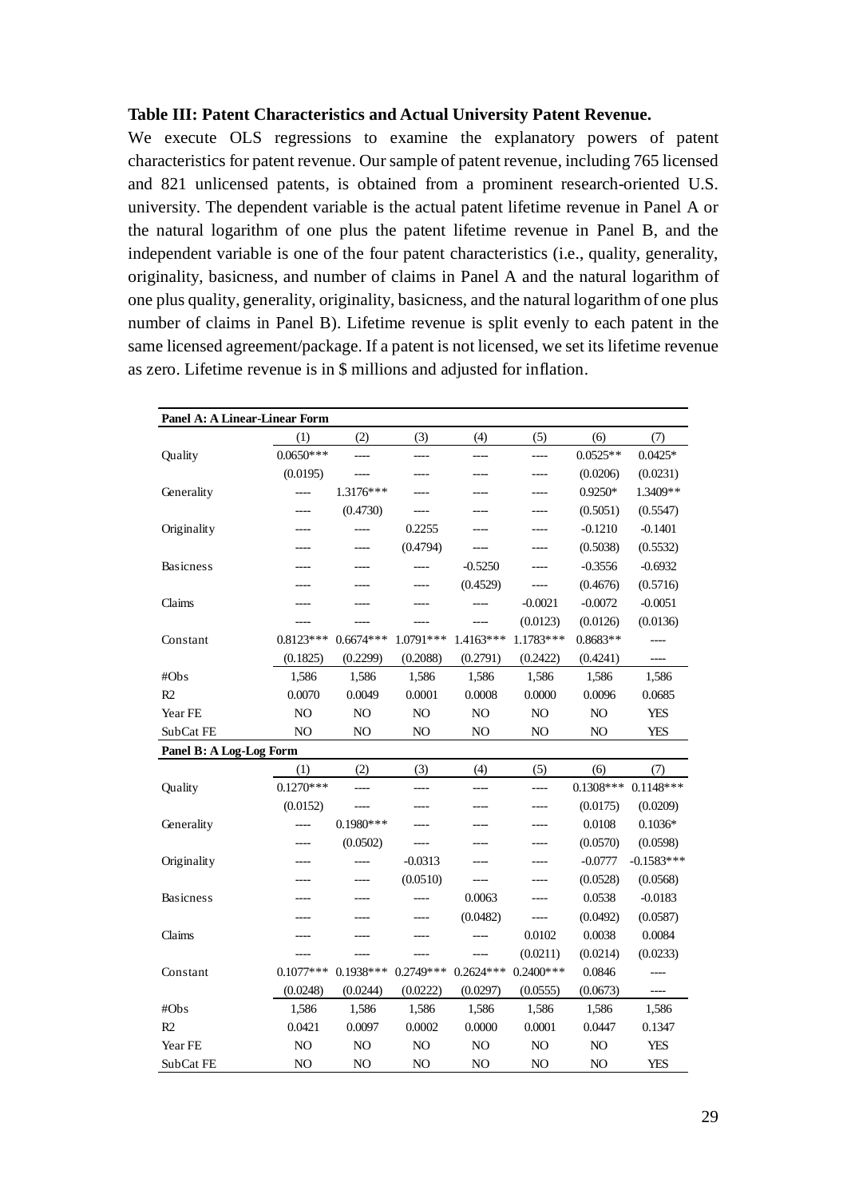**Table III: Patent Characteristics and Actual University Patent Revenue.**

We execute OLS regressions to examine the explanatory powers of patent characteristics for patent revenue. Our sample of patent revenue, including 765 licensed and 821 unlicensed patents, is obtained from a prominent research-oriented U.S. university. The dependent variable is the actual patent lifetime revenue in Panel A or the natural logarithm of one plus the patent lifetime revenue in Panel B, and the independent variable is one of the four patent characteristics (i.e., quality, generality, originality, basicness, and number of claims in Panel A and the natural logarithm of one plus quality, generality, originality, basicness, and the natural logarithm of one plus number of claims in Panel B). Lifetime revenue is split evenly to each patent in the same licensed agreement/package. If a patent is not licensed, we set its lifetime revenue as zero. Lifetime revenue is in $ millions and adjusted for inflation.

| **Panel A: A Linear-Linear Form** | | | | | | | |
|---|---|---|---|---|---|---|---|
| | (1) | (2) | (3) | (4) | (5) | (6) | (7) |
| Quality | 0.0650*** | ---- | ---- | ---- | ---- | 0.0525** | 0.0425* |
| | (0.0195) | ---- | ---- | ---- | ---- | (0.0206) | (0.0231) |
| Generality | ---- | 1.3176*** | ---- | ---- | ---- | 0.9250* | 1.3409** |
| | ---- | (0.4730) | ---- | ---- | ---- | (0.5051) | (0.5547) |
| Originality | ---- | ---- | 0.2255 | ---- | ---- | -0.1210 | -0.1401 |
| | ---- | ---- | (0.4794) | ---- | ---- | (0.5038) | (0.5532) |
| Basicness | ---- | ---- | ---- | -0.5250 | ---- | -0.3556 | -0.6932 |
| | ---- | ---- | ---- | (0.4529) | ---- | (0.4676) | (0.5716) |
| Claims | ---- | ---- | ---- | ---- | -0.0021 | -0.0072 | -0.0051 |
| | ---- | ---- | ---- | ---- | (0.0123) | (0.0126) | (0.0136) |
| Constant | 0.8123*** | 0.6674*** | 1.0791*** | 1.4163*** | 1.1783*** | 0.8683** | ---- |
| | (0.1825) | (0.2299) | (0.2088) | (0.2791) | (0.2422) | (0.4241) | ---- |
| #Obs | 1,586 | 1,586 | 1,586 | 1,586 | 1,586 | 1,586 | 1,586 |
| R2 | 0.0070 | 0.0049 | 0.0001 | 0.0008 | 0.0000 | 0.0096 | 0.0685 |
| Year FE | NO | NO | NO | NO | NO | NO | YES |
| SubCat FE | NO | NO | NO | NO | NO | NO | YES |
| **Panel B: A Log-Log Form** | | | | | | | |
| | (1) | (2) | (3) | (4) | (5) | (6) | (7) |
| Quality | 0.1270*** | ---- | ---- | ---- | ---- | 0.1308*** | 0.1148*** |
| | (0.0152) | ---- | ---- | ---- | ---- | (0.0175) | (0.0209) |
| Generality | ---- | 0.1980*** | ---- | ---- | ---- | 0.0108 | 0.1036* |
| | ---- | (0.0502) | ---- | ---- | ---- | (0.0570) | (0.0598) |
| Originality | ---- | ---- | -0.0313 | ---- | ---- | -0.0777 | -0.1583*** |
| | ---- | ---- | (0.0510) | ---- | ---- | (0.0528) | (0.0568) |
| Basicness | ---- | ---- | ---- | 0.0063 | ---- | 0.0538 | -0.0183 |
| | ---- | ---- | ---- | (0.0482) | ---- | (0.0492) | (0.0587) |
| Claims | ---- | ---- | ---- | ---- | 0.0102 | 0.0038 | 0.0084 |
| | ---- | ---- | ---- | ---- | (0.0211) | (0.0214) | (0.0233) |
| Constant | 0.1077*** | 0.1938*** | 0.2749*** | 0.2624*** | 0.2400*** | 0.0846 | ---- |
| | (0.0248) | (0.0244) | (0.0222) | (0.0297) | (0.0555) | (0.0673) | ---- |
| #Obs | 1,586 | 1,586 | 1,586 | 1,586 | 1,586 | 1,586 | 1,586 |
| R2 | 0.0421 | 0.0097 | 0.0002 | 0.0000 | 0.0001 | 0.0447 | 0.1347 |
| Year FE | NO | NO | NO | NO | NO | NO | YES |
| SubCat FE | NO | NO | NO | NO | NO | NO | YES |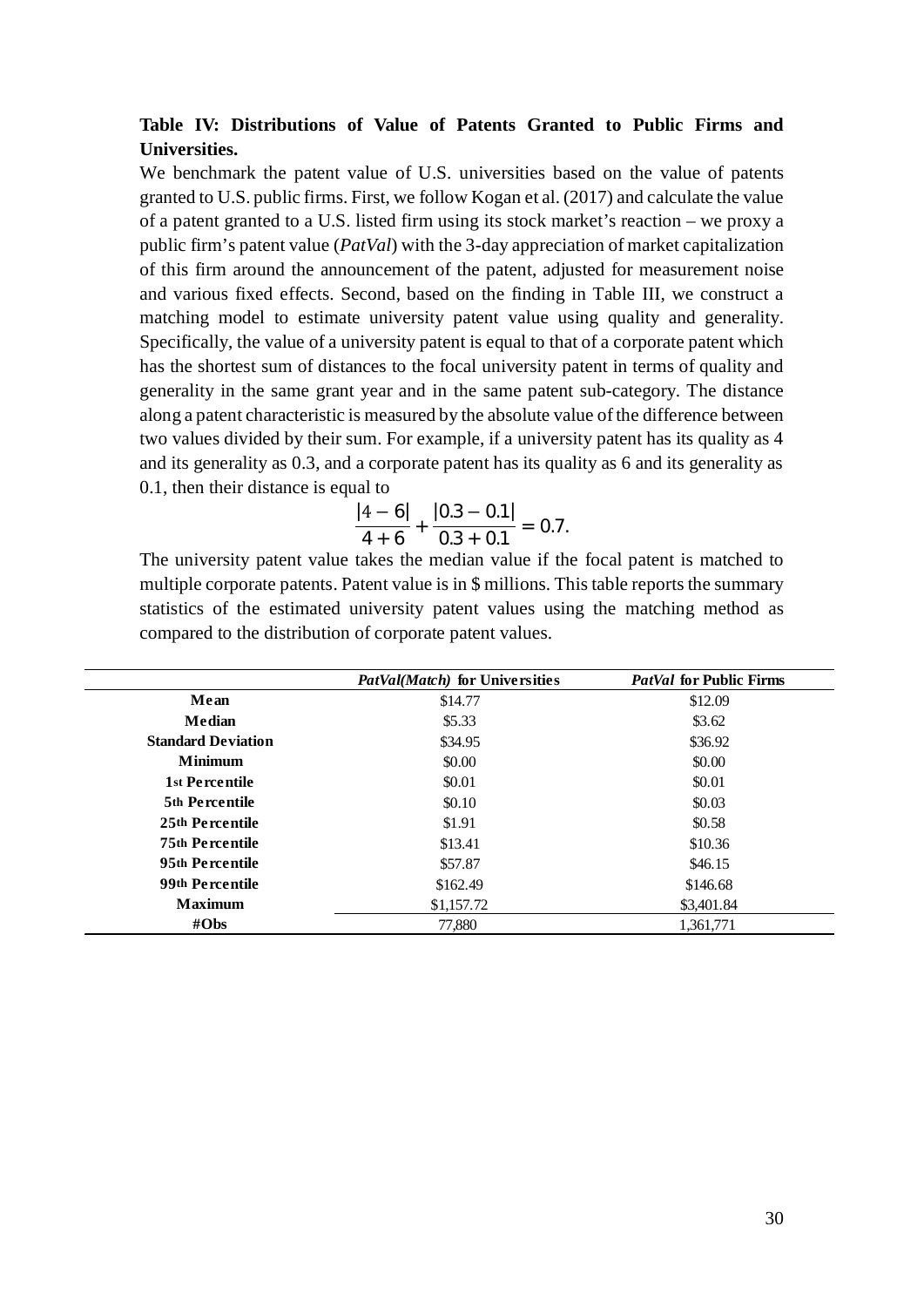**Table IV: Distributions of Value of Patents Granted to Public Firms and Universities.**

We benchmark the patent value of U.S. universities based on the value of patents granted to U.S. public firms. First, we follow Kogan et al. (2017) and calculate the value of a patent granted to a U.S. listed firm using its stock market's reaction – we proxy a public firm's patent value (*PatVal*) with the 3-day appreciation of market capitalization of this firm around the announcement of the patent, adjusted for measurement noise and various fixed effects. Second, based on the finding in Table III, we construct a matching model to estimate university patent value using quality and generality. Specifically, the value of a university patent is equal to that of a corporate patent which has the shortest sum of distances to the focal university patent in terms of quality and generality in the same grant year and in the same patent sub-category. The distance along a patent characteristic is measured by the absolute value of the difference between two values divided by their sum. For example, if a university patent has its quality as 4 and its generality as 0.3, and a corporate patent has its quality as 6 and its generality as 0.1, then their distance is equal to

$$\frac{|4-6|}{4+6}+\frac{|0.3-0.1|}{0.3+0.1}=0.7.$$

The university patent value takes the median value if the focal patent is matched to multiple corporate patents. Patent value is in $ millions. This table reports the summary statistics of the estimated university patent values using the matching method as compared to the distribution of corporate patent values.

| | *PatVal(Match)* for Universities | *PatVal* for Public Firms |
|---|---|---|
| **Mean** | $14.77 | $12.09 |
| **Median** | $5.33 | $3.62 |
| **Standard Deviation** | $34.95 | $36.92 |
| **Minimum** | $0.00 | $0.00 |
| **1st Percentile** | $0.01 | $0.01 |
| **5th Percentile** | $0.10 | $0.03 |
| **25th Percentile** | $1.91 | $0.58 |
| **75th Percentile** | $13.41 | $10.36 |
| **95th Percentile** | $57.87 | $46.15 |
| **99th Percentile** | $162.49 | $146.68 |
| **Maximum** | $1,157.72 | $3,401.84 |
| **#Obs** | 77,880 | 1,361,771 |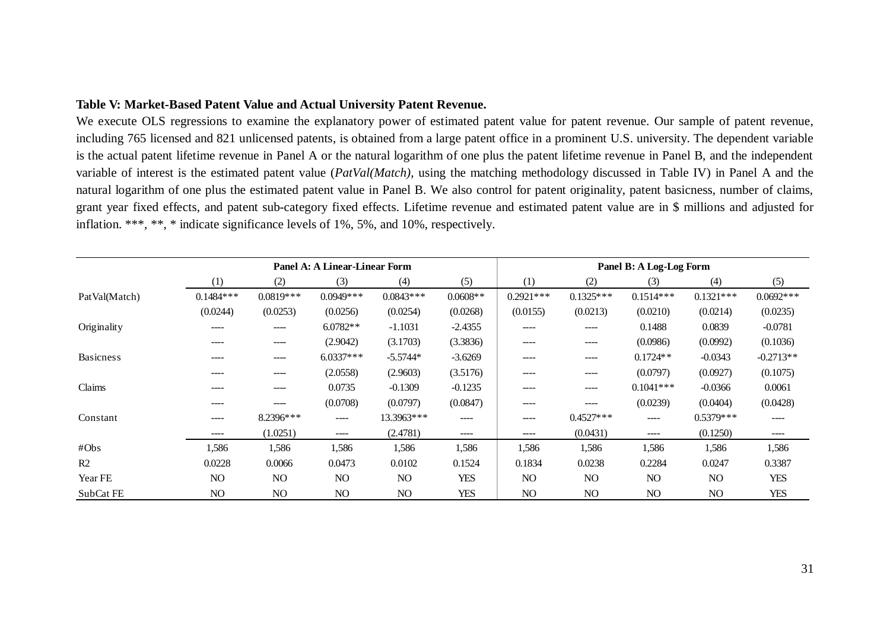**Table V: Market-Based Patent Value and Actual University Patent Revenue.**

We execute OLS regressions to examine the explanatory power of estimated patent value for patent revenue. Our sample of patent revenue, including 765 licensed and 821 unlicensed patents, is obtained from a large patent office in a prominent U.S. university. The dependent variable is the actual patent lifetime revenue in Panel A or the natural logarithm of one plus the patent lifetime revenue in Panel B, and the independent variable of interest is the estimated patent value (*PatVal(Match)*, using the matching methodology discussed in Table IV) in Panel A and the natural logarithm of one plus the estimated patent value in Panel B. We also control for patent originality, patent basicness, number of claims, grant year fixed effects, and patent sub-category fixed effects. Lifetime revenue and estimated patent value are in $ millions and adjusted for inflation. ***, **, * indicate significance levels of 1%, 5%, and 10%, respectively.

| | Panel A: A Linear-Linear Form | | | | | Panel B: A Log-Log Form | | | | |
|---|---|---|---|---|---|---|---|---|---|---|
| | (1) | (2) | (3) | (4) | (5) | (1) | (2) | (3) | (4) | (5) |
| PatVal(Match) | 0.1484*** | 0.0819*** | 0.0949*** | 0.0843*** | 0.0608** | 0.2921*** | 0.1325*** | 0.1514*** | 0.1321*** | 0.0692*** |
| | (0.0244) | (0.0253) | (0.0256) | (0.0254) | (0.0268) | (0.0155) | (0.0213) | (0.0210) | (0.0214) | (0.0235) |
| Originality | ---- | ---- | 6.0782** | -1.1031 | -2.4355 | ---- | ---- | 0.1488 | 0.0839 | -0.0781 |
| | ---- | ---- | (2.9042) | (3.1703) | (3.3836) | ---- | ---- | (0.0986) | (0.0992) | (0.1036) |
| Basicness | ---- | ---- | 6.0337*** | -5.5744* | -3.6269 | ---- | ---- | 0.1724** | -0.0343 | -0.2713** |
| | ---- | ---- | (2.0558) | (2.9603) | (3.5176) | ---- | ---- | (0.0797) | (0.0927) | (0.1075) |
| Claims | ---- | ---- | 0.0735 | -0.1309 | -0.1235 | ---- | ---- | 0.1041*** | -0.0366 | 0.0061 |
| | ---- | ---- | (0.0708) | (0.0797) | (0.0847) | ---- | ---- | (0.0239) | (0.0404) | (0.0428) |
| Constant | ---- | 8.2396*** | ---- | 13.3963*** | ---- | ---- | 0.4527*** | ---- | 0.5379*** | ---- |
| | ---- | (1.0251) | ---- | (2.4781) | ---- | ---- | (0.0431) | ---- | (0.1250) | ---- |
| #Obs | 1,586 | 1,586 | 1,586 | 1,586 | 1,586 | 1,586 | 1,586 | 1,586 | 1,586 | 1,586 |
| R2 | 0.0228 | 0.0066 | 0.0473 | 0.0102 | 0.1524 | 0.1834 | 0.0238 | 0.2284 | 0.0247 | 0.3387 |
| Year FE | NO | NO | NO | NO | YES | NO | NO | NO | NO | YES |
| SubCat FE | NO | NO | NO | NO | YES | NO | NO | NO | NO | YES |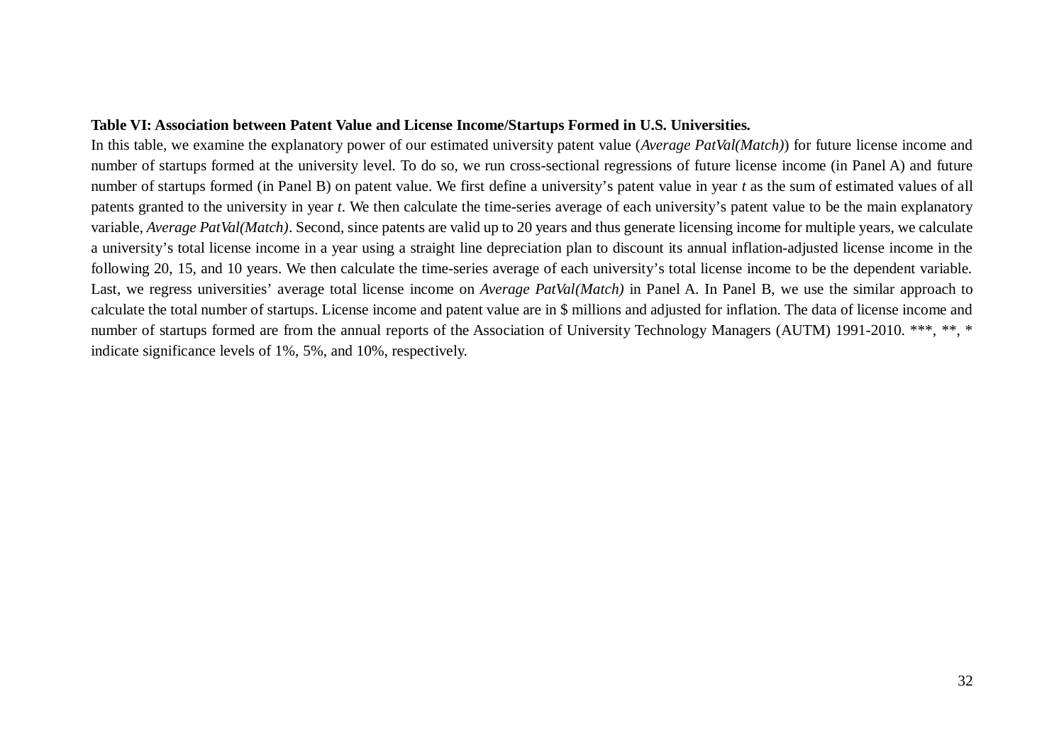**Table VI: Association between Patent Value and License Income/Startups Formed in U.S. Universities.**

In this table, we examine the explanatory power of our estimated university patent value (*Average PatVal(Match)*) for future license income and number of startups formed at the university level. To do so, we run cross-sectional regressions of future license income (in Panel A) and future number of startups formed (in Panel B) on patent value. We first define a university's patent value in year *t* as the sum of estimated values of all patents granted to the university in year *t*. We then calculate the time-series average of each university's patent value to be the main explanatory variable, *Average PatVal(Match)*. Second, since patents are valid up to 20 years and thus generate licensing income for multiple years, we calculate a university's total license income in a year using a straight line depreciation plan to discount its annual inflation-adjusted license income in the following 20, 15, and 10 years. We then calculate the time-series average of each university's total license income to be the dependent variable. Last, we regress universities' average total license income on *Average PatVal(Match)* in Panel A. In Panel B, we use the similar approach to calculate the total number of startups. License income and patent value are in $ millions and adjusted for inflation. The data of license income and number of startups formed are from the annual reports of the Association of University Technology Managers (AUTM) 1991-2010. ***, **, * indicate significance levels of 1%, 5%, and 10%, respectively.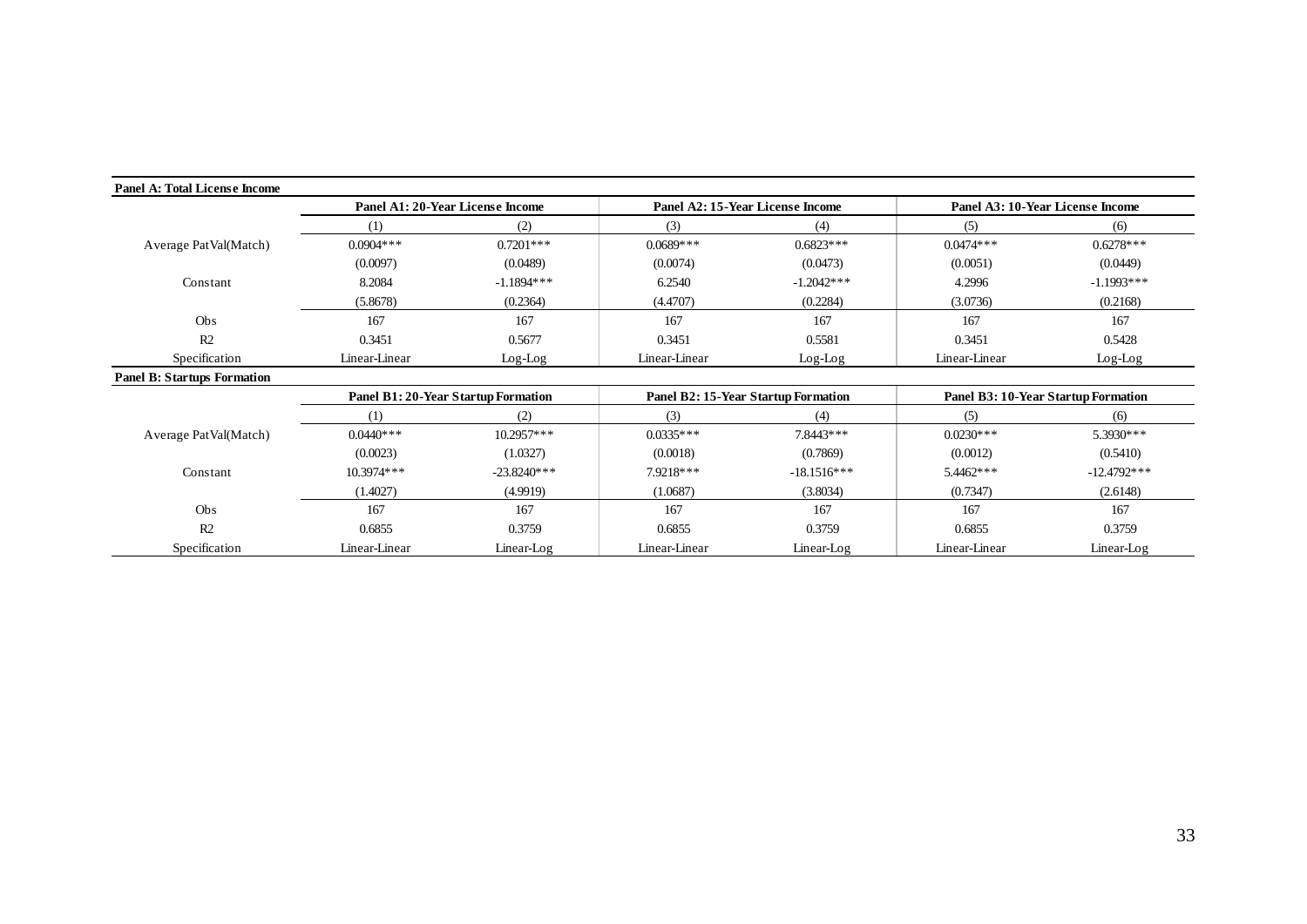**Panel A: Total License Income**

| | Panel A1: 20-Year License Income | | Panel A2: 15-Year License Income | | Panel A3: 10-Year License Income | |
|---|---|---|---|---|---|---|
| | (1) | (2) | (3) | (4) | (5) | (6) |
| Average PatVal(Match) | 0.0904*** | 0.7201*** | 0.0689*** | 0.6823*** | 0.0474*** | 0.6278*** |
| | (0.0097) | (0.0489) | (0.0074) | (0.0473) | (0.0051) | (0.0449) |
| Constant | 8.2084 | -1.1894*** | 6.2540 | -1.2042*** | 4.2996 | -1.1993*** |
| | (5.8678) | (0.2364) | (4.4707) | (0.2284) | (3.0736) | (0.2168) |
| Obs | 167 | 167 | 167 | 167 | 167 | 167 |
| R2 | 0.3451 | 0.5677 | 0.3451 | 0.5581 | 0.3451 | 0.5428 |
| Specification | Linear-Linear | Log-Log | Linear-Linear | Log-Log | Linear-Linear | Log-Log |

**Panel B: Startups Formation**

| | Panel B1: 20-Year Startup Formation | | Panel B2: 15-Year Startup Formation | | Panel B3: 10-Year Startup Formation | |
|---|---|---|---|---|---|---|
| | (1) | (2) | (3) | (4) | (5) | (6) |
| Average PatVal(Match) | 0.0440*** | 10.2957*** | 0.0335*** | 7.8443*** | 0.0230*** | 5.3930*** |
| | (0.0023) | (1.0327) | (0.0018) | (0.7869) | (0.0012) | (0.5410) |
| Constant | 10.3974*** | -23.8240*** | 7.9218*** | -18.1516*** | 5.4462*** | -12.4792*** |
| | (1.4027) | (4.9919) | (1.0687) | (3.8034) | (0.7347) | (2.6148) |
| Obs | 167 | 167 | 167 | 167 | 167 | 167 |
| R2 | 0.6855 | 0.3759 | 0.6855 | 0.3759 | 0.6855 | 0.3759 |
| Specification | Linear-Linear | Linear-Log | Linear-Linear | Linear-Log | Linear-Linear | Linear-Log |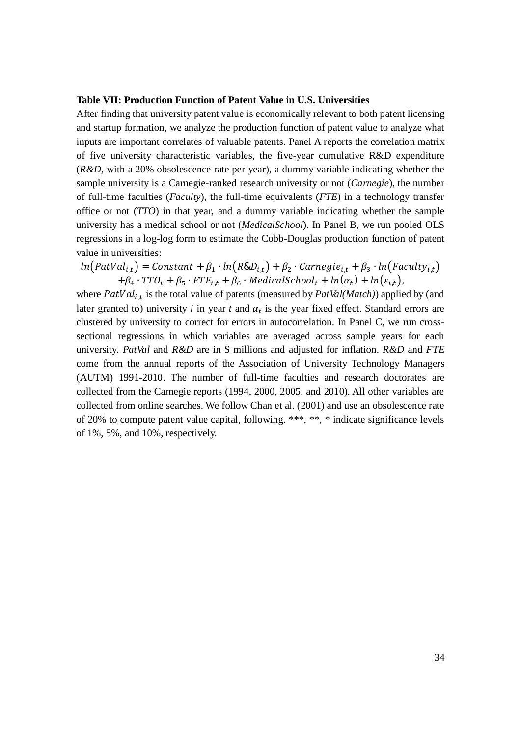**Table VII: Production Function of Patent Value in U.S. Universities**

After finding that university patent value is economically relevant to both patent licensing and startup formation, we analyze the production function of patent value to analyze what inputs are important correlates of valuable patents. Panel A reports the correlation matrix of five university characteristic variables, the five-year cumulative R&D expenditure (*R&D*, with a 20% obsolescence rate per year), a dummy variable indicating whether the sample university is a Carnegie-ranked research university or not (*Carnegie*), the number of full-time faculties (*Faculty*), the full-time equivalents (*FTE*) in a technology transfer office or not (*TTO*) in that year, and a dummy variable indicating whether the sample university has a medical school or not (*MedicalSchool*). In Panel B, we run pooled OLS regressions in a log-log form to estimate the Cobb-Douglas production function of patent value in universities:

$$ln(PatVal_{i,t}) = Constant + \beta_1 \cdot ln(R\&D_{i,t}) + \beta_2 \cdot Carnegie_{i,t} + \beta_3 \cdot ln(Faculty_{i,t}) + \beta_4 \cdot TTO_i + \beta_5 \cdot FTE_{i,t} + \beta_6 \cdot MedicalSchool_i + ln(\alpha_t) + ln(\varepsilon_{i,t}),$$

where $PatVal_{i,t}$ is the total value of patents (measured by *PatVal(Match)*) applied by (and later granted to) university *i* in year *t* and $\alpha_t$ is the year fixed effect. Standard errors are clustered by university to correct for errors in autocorrelation. In Panel C, we run cross-sectional regressions in which variables are averaged across sample years for each university. *PatVal* and *R&D* are in $ millions and adjusted for inflation. *R&D* and *FTE* come from the annual reports of the Association of University Technology Managers (AUTM) 1991-2010. The number of full-time faculties and research doctorates are collected from the Carnegie reports (1994, 2000, 2005, and 2010). All other variables are collected from online searches. We follow Chan et al. (2001) and use an obsolescence rate of 20% to compute patent value capital, following. ***, **, * indicate significance levels of 1%, 5%, and 10%, respectively.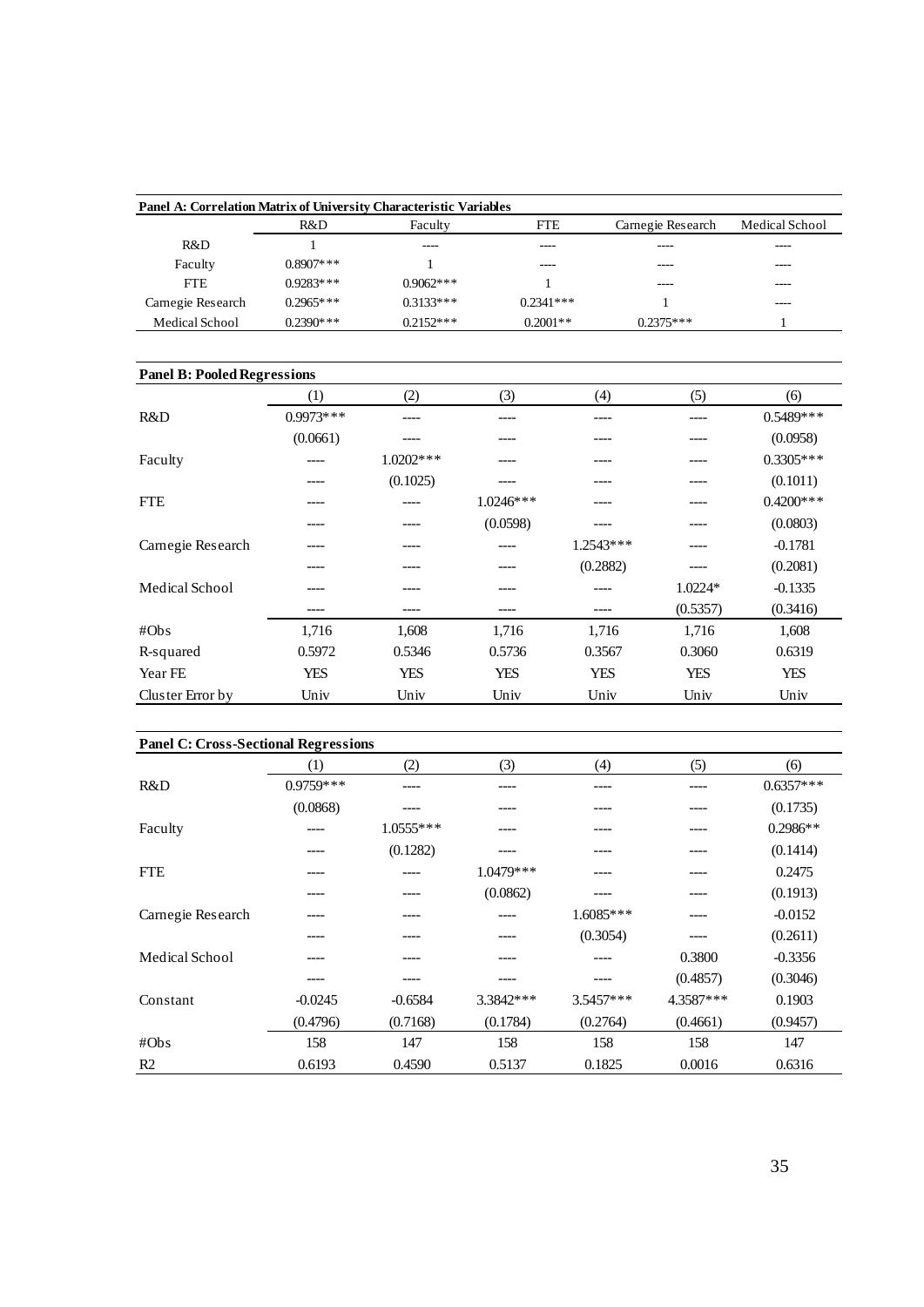**Panel A: Correlation Matrix of University Characteristic Variables**

| | R&D | Faculty | FTE | Carnegie Research | Medical School |
|---|---|---|---|---|---|
| R&D | 1 | ---- | ---- | ---- | ---- |
| Faculty | 0.8907*** | 1 | ---- | ---- | ---- |
| FTE | 0.9283*** | 0.9062*** | 1 | ---- | ---- |
| Carnegie Research | 0.2965*** | 0.3133*** | 0.2341*** | 1 | ---- |
| Medical School | 0.2390*** | 0.2152*** | 0.2001** | 0.2375*** | 1 |

**Panel B: Pooled Regressions**

| | (1) | (2) | (3) | (4) | (5) | (6) |
|---|---|---|---|---|---|---|
| R&D | 0.9973*** | ---- | ---- | ---- | ---- | 0.5489*** |
| | (0.0661) | ---- | ---- | ---- | ---- | (0.0958) |
| Faculty | ---- | 1.0202*** | ---- | ---- | ---- | 0.3305*** |
| | ---- | (0.1025) | ---- | ---- | ---- | (0.1011) |
| FTE | ---- | ---- | 1.0246*** | ---- | ---- | 0.4200*** |
| | ---- | ---- | (0.0598) | ---- | ---- | (0.0803) |
| Carnegie Research | ---- | ---- | ---- | 1.2543*** | ---- | -0.1781 |
| | ---- | ---- | ---- | (0.2882) | ---- | (0.2081) |
| Medical School | ---- | ---- | ---- | ---- | 1.0224* | -0.1335 |
| | ---- | ---- | ---- | ---- | (0.5357) | (0.3416) |
| #Obs | 1,716 | 1,608 | 1,716 | 1,716 | 1,716 | 1,608 |
| R-squared | 0.5972 | 0.5346 | 0.5736 | 0.3567 | 0.3060 | 0.6319 |
| Year FE | YES | YES | YES | YES | YES | YES |
| Cluster Error by | Univ | Univ | Univ | Univ | Univ | Univ |

**Panel C: Cross-Sectional Regressions**

| | (1) | (2) | (3) | (4) | (5) | (6) |
|---|---|---|---|---|---|---|
| R&D | 0.9759*** | ---- | ---- | ---- | ---- | 0.6357*** |
| | (0.0868) | ---- | ---- | ---- | ---- | (0.1735) |
| Faculty | ---- | 1.0555*** | ---- | ---- | ---- | 0.2986** |
| | ---- | (0.1282) | ---- | ---- | ---- | (0.1414) |
| FTE | ---- | ---- | 1.0479*** | ---- | ---- | 0.2475 |
| | ---- | ---- | (0.0862) | ---- | ---- | (0.1913) |
| Carnegie Research | ---- | ---- | ---- | 1.6085*** | ---- | -0.0152 |
| | ---- | ---- | ---- | (0.3054) | ---- | (0.2611) |
| Medical School | ---- | ---- | ---- | ---- | 0.3800 | -0.3356 |
| | ---- | ---- | ---- | ---- | (0.4857) | (0.3046) |
| Constant | -0.0245 | -0.6584 | 3.3842*** | 3.5457*** | 4.3587*** | 0.1903 |
| | (0.4796) | (0.7168) | (0.1784) | (0.2764) | (0.4661) | (0.9457) |
| #Obs | 158 | 147 | 158 | 158 | 158 | 147 |
| R2 | 0.6193 | 0.4590 | 0.5137 | 0.1825 | 0.0016 | 0.6316 |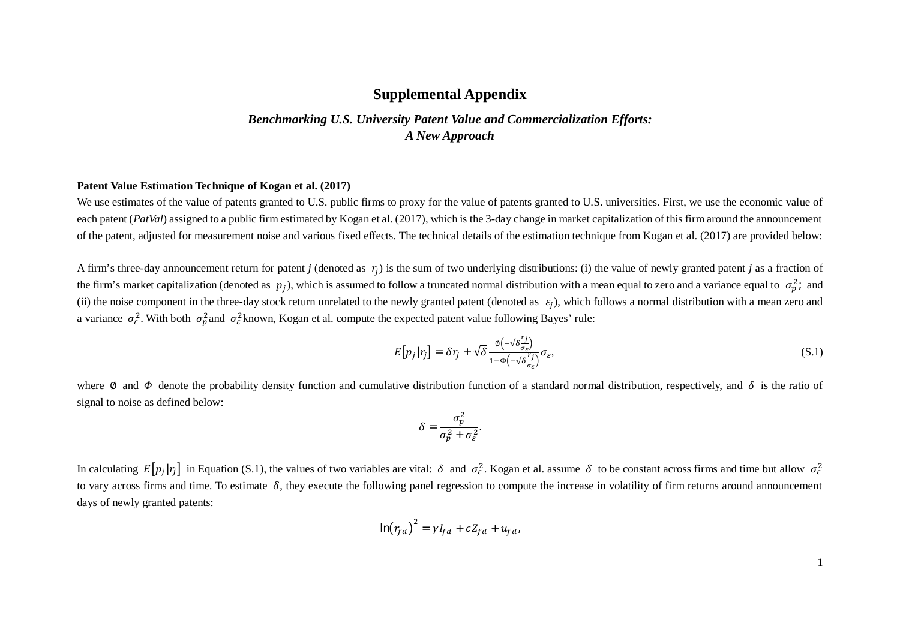## Supplemental Appendix

### *Benchmarking U.S. University Patent Value and Commercialization Efforts: A New Approach*

**Patent Value Estimation Technique of Kogan et al. (2017)**

We use estimates of the value of patents granted to U.S. public firms to proxy for the value of patents granted to U.S. universities. First, we use the economic value of each patent (*PatVal*) assigned to a public firm estimated by Kogan et al. (2017), which is the 3-day change in market capitalization of this firm around the announcement of the patent, adjusted for measurement noise and various fixed effects. The technical details of the estimation technique from Kogan et al. (2017) are provided below:

A firm's three-day announcement return for patent *j* (denoted as $r_j$) is the sum of two underlying distributions: (i) the value of newly granted patent *j* as a fraction of the firm's market capitalization (denoted as $p_j$), which is assumed to follow a truncated normal distribution with a mean equal to zero and a variance equal to $\sigma_p^2$; and (ii) the noise component in the three-day stock return unrelated to the newly granted patent (denoted as $\varepsilon_j$), which follows a normal distribution with a mean zero and a variance $\sigma_\varepsilon^2$. With both $\sigma_p^2$ and $\sigma_\varepsilon^2$ known, Kogan et al. compute the expected patent value following Bayes' rule:

$$E\left[p_j|r_j\right] = \delta r_j + \sqrt{\delta}\frac{\phi\left(-\sqrt{\delta}\frac{r_j}{\sigma_\varepsilon}\right)}{1-\Phi\left(-\sqrt{\delta}\frac{r_j}{\sigma_\varepsilon}\right)}\sigma_\varepsilon, \tag{S.1}$$

where $\phi$ and $\Phi$ denote the probability density function and cumulative distribution function of a standard normal distribution, respectively, and $\delta$ is the ratio of signal to noise as defined below:

$$\delta = \frac{\sigma_p^2}{\sigma_p^2 + \sigma_\varepsilon^2}.$$

In calculating $E\left[p_j|r_j\right]$ in Equation (S.1), the values of two variables are vital: $\delta$ and $\sigma_\varepsilon^2$. Kogan et al. assume $\delta$ to be constant across firms and time but allow $\sigma_\varepsilon^2$ to vary across firms and time. To estimate $\delta$, they execute the following panel regression to compute the increase in volatility of firm returns around announcement days of newly granted patents:

$$\ln\left(r_{fd}\right)^2 = \gamma I_{fd} + cZ_{fd} + u_{fd},$$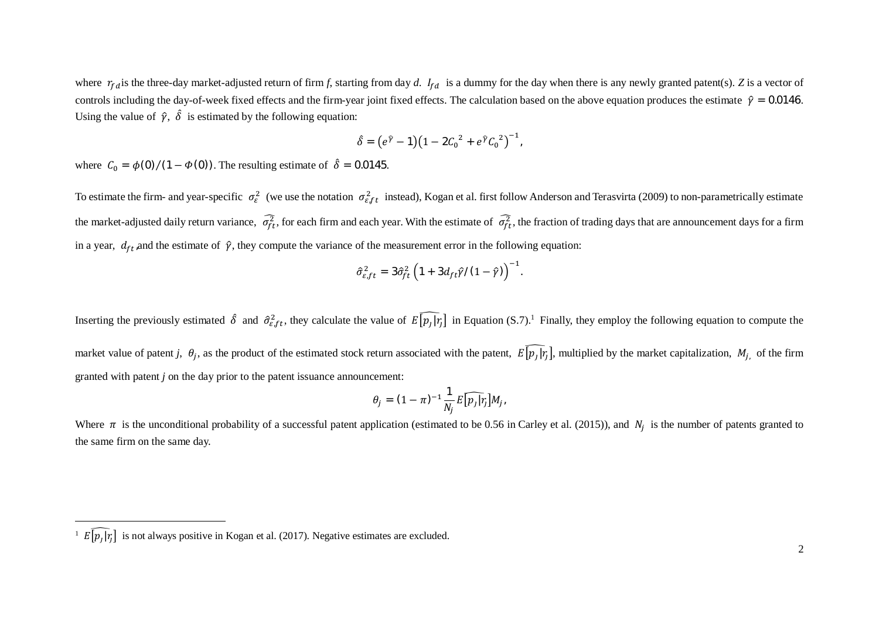where $r_{fd}$ is the three-day market-adjusted return of firm *f*, starting from day *d*. $I_{fd}$ is a dummy for the day when there is any newly granted patent(s). *Z* is a vector of controls including the day-of-week fixed effects and the firm-year joint fixed effects. The calculation based on the above equation produces the estimate $\hat{\gamma} = 0.0146$. Using the value of $\hat{\gamma}$, $\hat{\delta}$ is estimated by the following equation:

$$\hat{\delta} = \left(e^{\hat{\gamma}} - 1\right)\left(1 - 2{C_0}^2 + e^{\hat{\gamma}}{C_0}^2\right)^{-1},$$

where $C_0 = \phi(0)/(1 - \Phi(0))$. The resulting estimate of $\hat{\delta} = 0.0145$.

To estimate the firm- and year-specific $\sigma_{\varepsilon}^2$ (we use the notation $\sigma_{\varepsilon f t}^2$ instead), Kogan et al. first follow Anderson and Terasvirta (2009) to non-parametrically estimate the market-adjusted daily return variance, $\widehat{\sigma_{ft}^2}$, for each firm and each year. With the estimate of $\widehat{\sigma_{ft}^2}$, the fraction of trading days that are announcement days for a firm in a year, $d_{ft}$, and the estimate of $\hat{\gamma}$, they compute the variance of the measurement error in the following equation:

$$\hat{\sigma}_{\varepsilon,ft}^2 = 3\hat{\sigma}_{ft}^2\left(1 + 3d_{ft}\hat{\gamma}/(1-\hat{\gamma})\right)^{-1}.$$

Inserting the previously estimated $\hat{\delta}$ and $\hat{\sigma}_{\varepsilon,ft}^2$, they calculate the value of $\widehat{E[p_j|r_j]}$ in Equation (S.7).[1] Finally, they employ the following equation to compute the market value of patent *j*, $\theta_j$, as the product of the estimated stock return associated with the patent, $\widehat{E[p_j|r_j]}$, multiplied by the market capitalization, $M_j$, of the firm granted with patent *j* on the day prior to the patent issuance announcement:

$$\theta_j = (1-\pi)^{-1}\frac{1}{N_j}\widehat{E[p_j|r_j]}M_j,$$

Where $\pi$ is the unconditional probability of a successful patent application (estimated to be 0.56 in Carley et al. (2015)), and $N_j$ is the number of patents granted to the same firm on the same day.

[1] $\widehat{E[p_j|r_j]}$ is not always positive in Kogan et al. (2017). Negative estimates are excluded.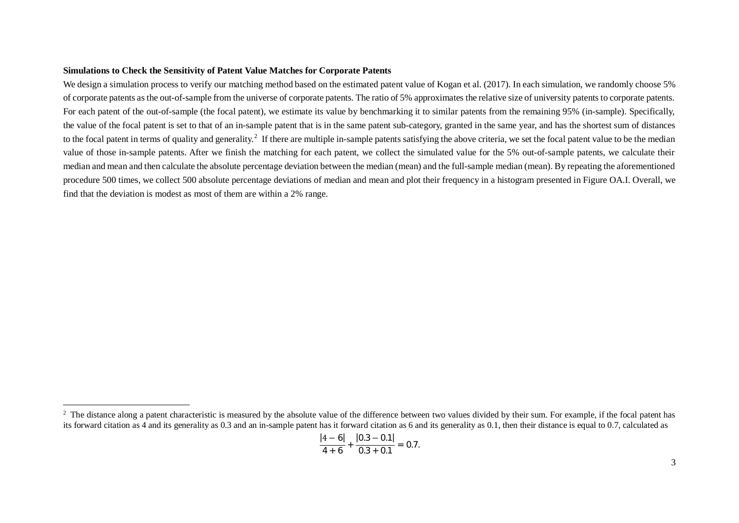**Simulations to Check the Sensitivity of Patent Value Matches for Corporate Patents**

We design a simulation process to verify our matching method based on the estimated patent value of Kogan et al. (2017). In each simulation, we randomly choose 5% of corporate patents as the out-of-sample from the universe of corporate patents. The ratio of 5% approximates the relative size of university patents to corporate patents. For each patent of the out-of-sample (the focal patent), we estimate its value by benchmarking it to similar patents from the remaining 95% (in-sample). Specifically, the value of the focal patent is set to that of an in-sample patent that is in the same patent sub-category, granted in the same year, and has the shortest sum of distances to the focal patent in terms of quality and generality.[2] If there are multiple in-sample patents satisfying the above criteria, we set the focal patent value to be the median value of those in-sample patents. After we finish the matching for each patent, we collect the simulated value for the 5% out-of-sample patents, we calculate their median and mean and then calculate the absolute percentage deviation between the median (mean) and the full-sample median (mean). By repeating the aforementioned procedure 500 times, we collect 500 absolute percentage deviations of median and mean and plot their frequency in a histogram presented in Figure OA.I. Overall, we find that the deviation is modest as most of them are within a 2% range.

---

[2] The distance along a patent characteristic is measured by the absolute value of the difference between two values divided by their sum. For example, if the focal patent has its forward citation as 4 and its generality as 0.3 and an in-sample patent has it forward citation as 6 and its generality as 0.1, then their distance is equal to 0.7, calculated as

$$\frac{|4-6|}{4+6} + \frac{|0.3-0.1|}{0.3+0.1} = 0.7.$$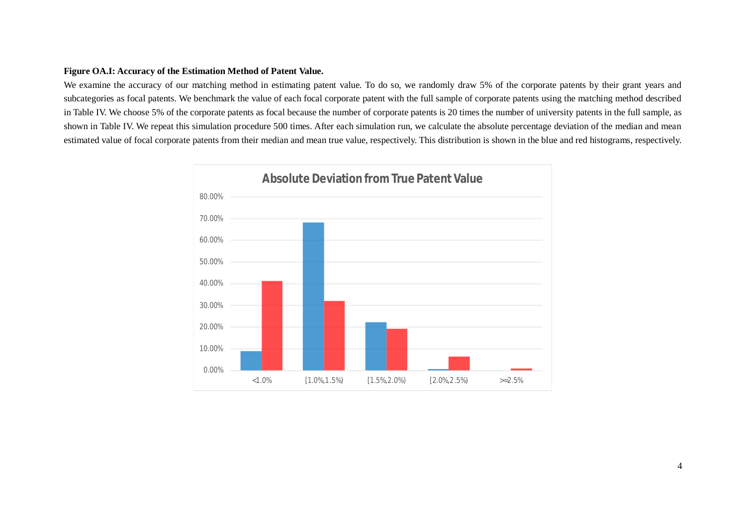**Figure OA.I: Accuracy of the Estimation Method of Patent Value.**

We examine the accuracy of our matching method in estimating patent value. To do so, we randomly draw 5% of the corporate patents by their grant years and subcategories as focal patents. We benchmark the value of each focal corporate patent with the full sample of corporate patents using the matching method described in Table IV. We choose 5% of the corporate patents as focal because the number of corporate patents is 20 times the number of university patents in the full sample, as shown in Table IV. We repeat this simulation procedure 500 times. After each simulation run, we calculate the absolute percentage deviation of the median and mean estimated value of focal corporate patents from their median and mean true value, respectively. This distribution is shown in the blue and red histograms, respectively.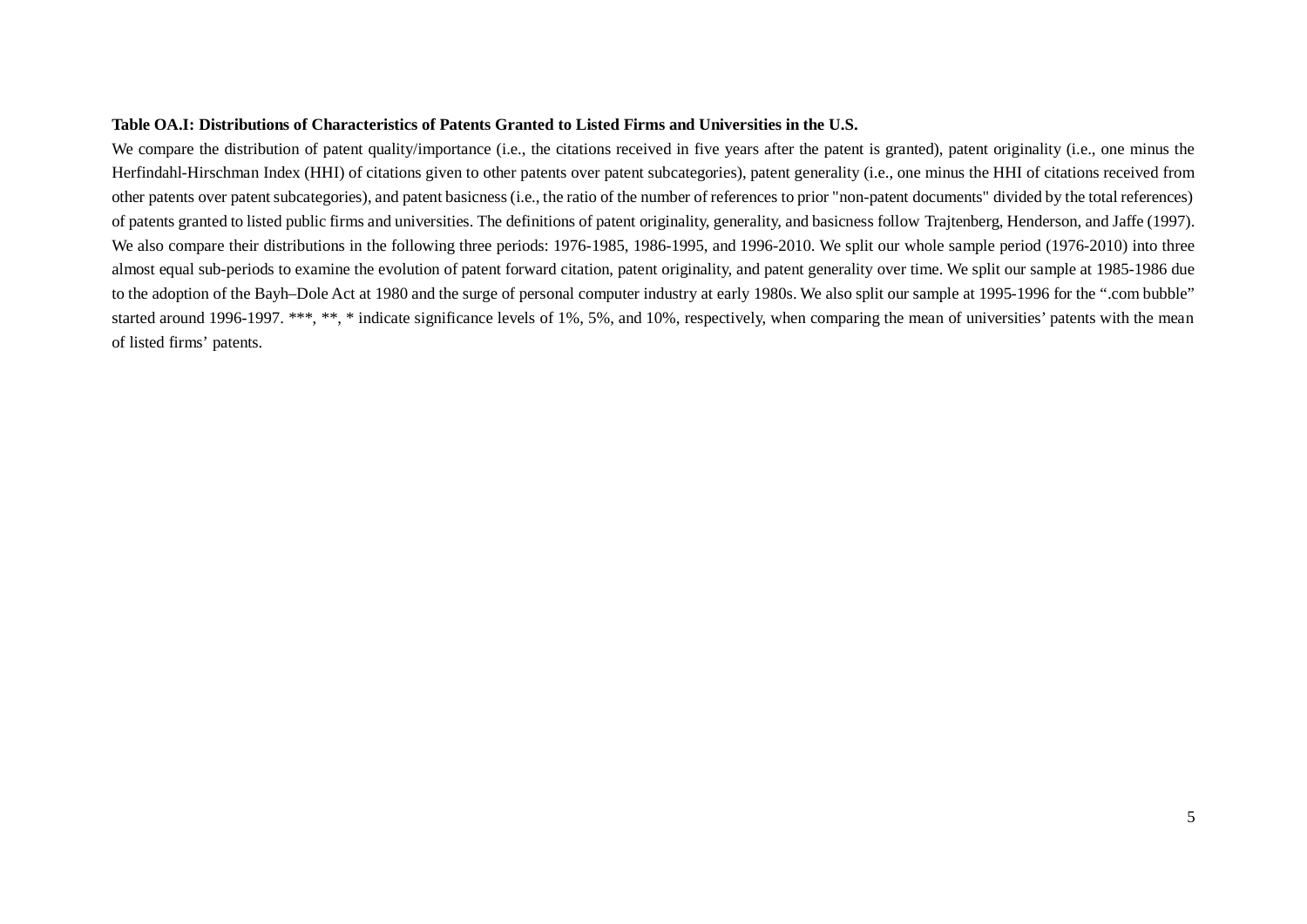**Table OA.I: Distributions of Characteristics of Patents Granted to Listed Firms and Universities in the U.S.**

We compare the distribution of patent quality/importance (i.e., the citations received in five years after the patent is granted), patent originality (i.e., one minus the Herfindahl-Hirschman Index (HHI) of citations given to other patents over patent subcategories), patent generality (i.e., one minus the HHI of citations received from other patents over patent subcategories), and patent basicness (i.e., the ratio of the number of references to prior "non-patent documents" divided by the total references) of patents granted to listed public firms and universities. The definitions of patent originality, generality, and basicness follow Trajtenberg, Henderson, and Jaffe (1997). We also compare their distributions in the following three periods: 1976-1985, 1986-1995, and 1996-2010. We split our whole sample period (1976-2010) into three almost equal sub-periods to examine the evolution of patent forward citation, patent originality, and patent generality over time. We split our sample at 1985-1986 due to the adoption of the Bayh–Dole Act at 1980 and the surge of personal computer industry at early 1980s. We also split our sample at 1995-1996 for the ".com bubble" started around 1996-1997. ***, **, * indicate significance levels of 1%, 5%, and 10%, respectively, when comparing the mean of universities' patents with the mean of listed firms' patents.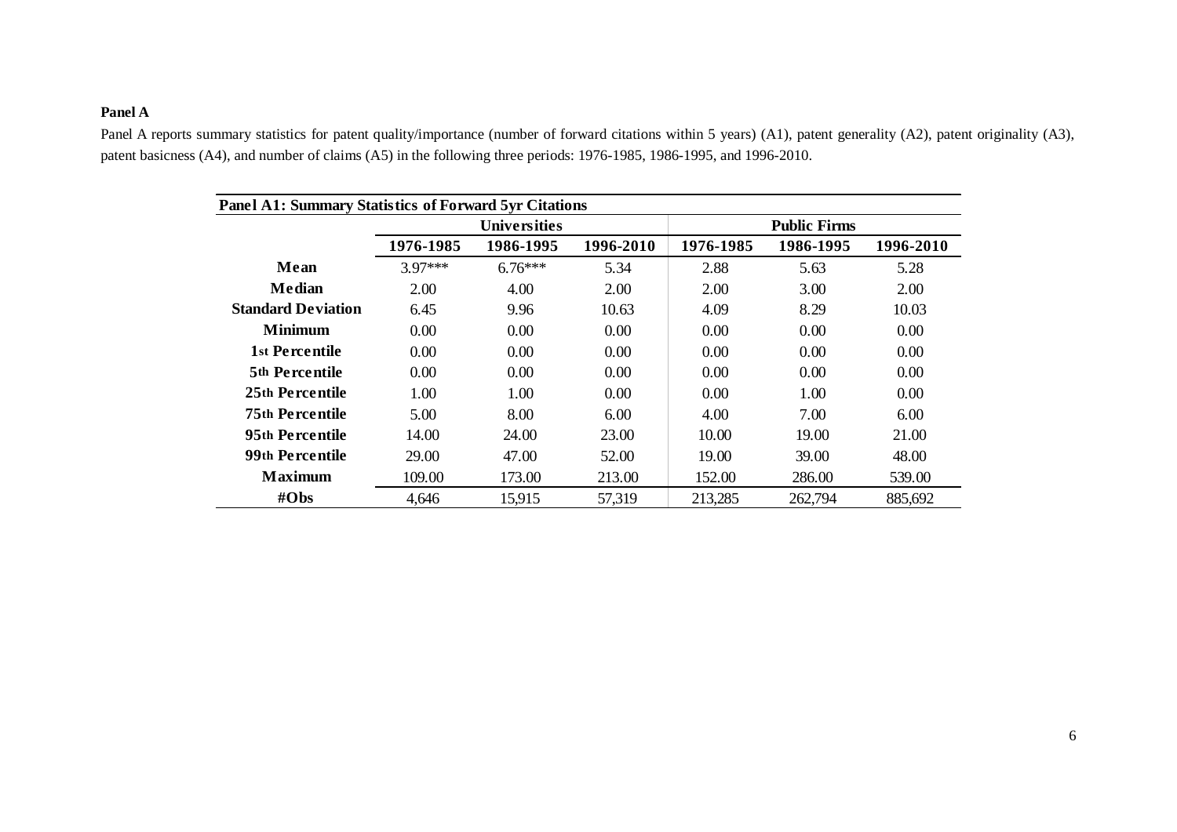**Panel A**

Panel A reports summary statistics for patent quality/importance (number of forward citations within 5 years) (A1), patent generality (A2), patent originality (A3), patent basicness (A4), and number of claims (A5) in the following three periods: 1976-1985, 1986-1995, and 1996-2010.

**Panel A1: Summary Statistics of Forward 5yr Citations**

| | Universities | | | Public Firms | | |
|---|---|---|---|---|---|---|
| | 1976-1985 | 1986-1995 | 1996-2010 | 1976-1985 | 1986-1995 | 1996-2010 |
| **Mean** | 3.97*** | 6.76*** | 5.34 | 2.88 | 5.63 | 5.28 |
| **Median** | 2.00 | 4.00 | 2.00 | 2.00 | 3.00 | 2.00 |
| **Standard Deviation** | 6.45 | 9.96 | 10.63 | 4.09 | 8.29 | 10.03 |
| **Minimum** | 0.00 | 0.00 | 0.00 | 0.00 | 0.00 | 0.00 |
| **1st Percentile** | 0.00 | 0.00 | 0.00 | 0.00 | 0.00 | 0.00 |
| **5th Percentile** | 0.00 | 0.00 | 0.00 | 0.00 | 0.00 | 0.00 |
| **25th Percentile** | 1.00 | 1.00 | 0.00 | 0.00 | 1.00 | 0.00 |
| **75th Percentile** | 5.00 | 8.00 | 6.00 | 4.00 | 7.00 | 6.00 |
| **95th Percentile** | 14.00 | 24.00 | 23.00 | 10.00 | 19.00 | 21.00 |
| **99th Percentile** | 29.00 | 47.00 | 52.00 | 19.00 | 39.00 | 48.00 |
| **Maximum** | 109.00 | 173.00 | 213.00 | 152.00 | 286.00 | 539.00 |
| **#Obs** | 4,646 | 15,915 | 57,319 | 213,285 | 262,794 | 885,692 |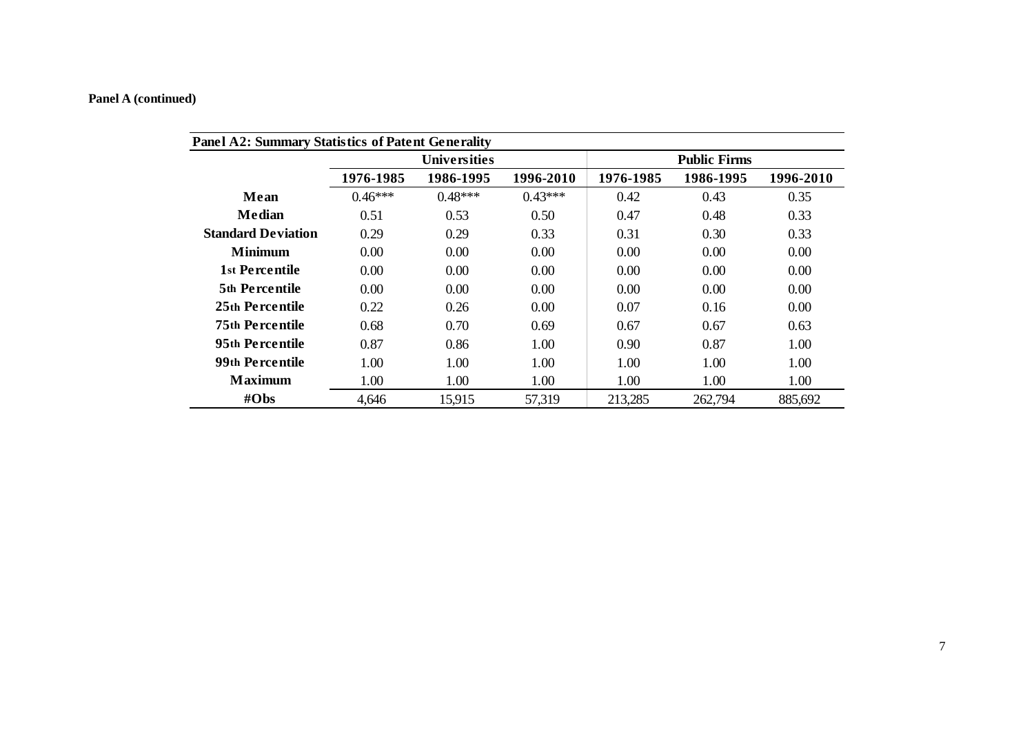**Panel A (continued)**

**Panel A2: Summary Statistics of Patent Generality**

| | Universities | | | Public Firms | | |
|---|---|---|---|---|---|---|
| | **1976-1985** | **1986-1995** | **1996-2010** | **1976-1985** | **1986-1995** | **1996-2010** |
| **Mean** | 0.46*** | 0.48*** | 0.43*** | 0.42 | 0.43 | 0.35 |
| **Median** | 0.51 | 0.53 | 0.50 | 0.47 | 0.48 | 0.33 |
| **Standard Deviation** | 0.29 | 0.29 | 0.33 | 0.31 | 0.30 | 0.33 |
| **Minimum** | 0.00 | 0.00 | 0.00 | 0.00 | 0.00 | 0.00 |
| **1st Percentile** | 0.00 | 0.00 | 0.00 | 0.00 | 0.00 | 0.00 |
| **5th Percentile** | 0.00 | 0.00 | 0.00 | 0.00 | 0.00 | 0.00 |
| **25th Percentile** | 0.22 | 0.26 | 0.00 | 0.07 | 0.16 | 0.00 |
| **75th Percentile** | 0.68 | 0.70 | 0.69 | 0.67 | 0.67 | 0.63 |
| **95th Percentile** | 0.87 | 0.86 | 1.00 | 0.90 | 0.87 | 1.00 |
| **99th Percentile** | 1.00 | 1.00 | 1.00 | 1.00 | 1.00 | 1.00 |
| **Maximum** | 1.00 | 1.00 | 1.00 | 1.00 | 1.00 | 1.00 |
| **#Obs** | 4,646 | 15,915 | 57,319 | 213,285 | 262,794 | 885,692 |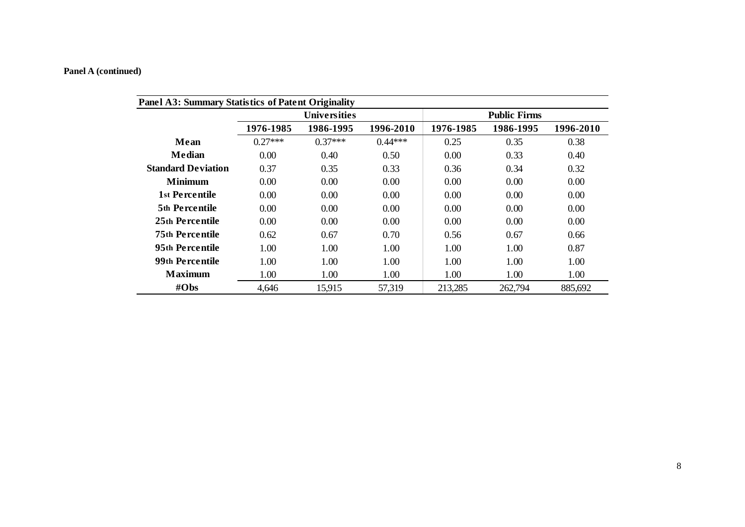**Panel A (continued)**

| Panel A3: Summary Statistics of Patent Originality | | | | | | |
|---|---|---|---|---|---|---|
| | Universities | | | Public Firms | | |
| | 1976-1985 | 1986-1995 | 1996-2010 | 1976-1985 | 1986-1995 | 1996-2010 |
| **Mean** | 0.27*** | 0.37*** | 0.44*** | 0.25 | 0.35 | 0.38 |
| **Median** | 0.00 | 0.40 | 0.50 | 0.00 | 0.33 | 0.40 |
| **Standard Deviation** | 0.37 | 0.35 | 0.33 | 0.36 | 0.34 | 0.32 |
| **Minimum** | 0.00 | 0.00 | 0.00 | 0.00 | 0.00 | 0.00 |
| **1st Percentile** | 0.00 | 0.00 | 0.00 | 0.00 | 0.00 | 0.00 |
| **5th Percentile** | 0.00 | 0.00 | 0.00 | 0.00 | 0.00 | 0.00 |
| **25th Percentile** | 0.00 | 0.00 | 0.00 | 0.00 | 0.00 | 0.00 |
| **75th Percentile** | 0.62 | 0.67 | 0.70 | 0.56 | 0.67 | 0.66 |
| **95th Percentile** | 1.00 | 1.00 | 1.00 | 1.00 | 1.00 | 0.87 |
| **99th Percentile** | 1.00 | 1.00 | 1.00 | 1.00 | 1.00 | 1.00 |
| **Maximum** | 1.00 | 1.00 | 1.00 | 1.00 | 1.00 | 1.00 |
| **#Obs** | 4,646 | 15,915 | 57,319 | 213,285 | 262,794 | 885,692 |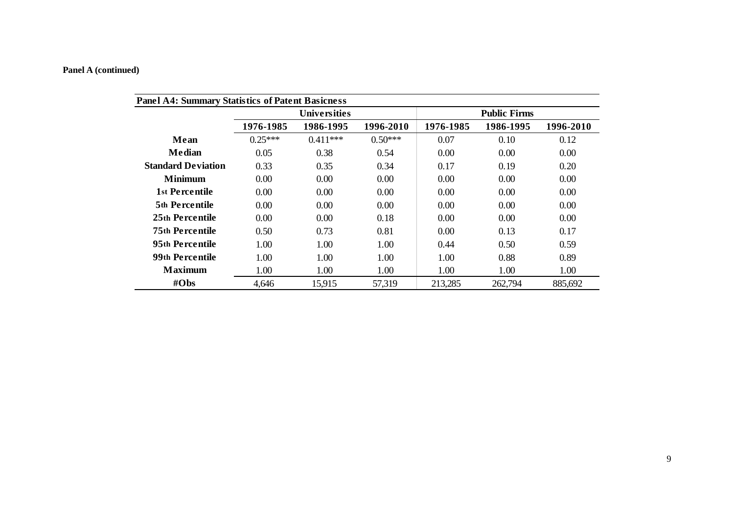**Panel A (continued)**

| Panel A4: Summary Statistics of Patent Basicness | | | | | | |
|---|---|---|---|---|---|---|
| | **Universities** | | | **Public Firms** | | |
| | **1976-1985** | **1986-1995** | **1996-2010** | **1976-1985** | **1986-1995** | **1996-2010** |
| **Mean** | 0.25*** | 0.411*** | 0.50*** | 0.07 | 0.10 | 0.12 |
| **Median** | 0.05 | 0.38 | 0.54 | 0.00 | 0.00 | 0.00 |
| **Standard Deviation** | 0.33 | 0.35 | 0.34 | 0.17 | 0.19 | 0.20 |
| **Minimum** | 0.00 | 0.00 | 0.00 | 0.00 | 0.00 | 0.00 |
| **1st Percentile** | 0.00 | 0.00 | 0.00 | 0.00 | 0.00 | 0.00 |
| **5th Percentile** | 0.00 | 0.00 | 0.00 | 0.00 | 0.00 | 0.00 |
| **25th Percentile** | 0.00 | 0.00 | 0.18 | 0.00 | 0.00 | 0.00 |
| **75th Percentile** | 0.50 | 0.73 | 0.81 | 0.00 | 0.13 | 0.17 |
| **95th Percentile** | 1.00 | 1.00 | 1.00 | 0.44 | 0.50 | 0.59 |
| **99th Percentile** | 1.00 | 1.00 | 1.00 | 1.00 | 0.88 | 0.89 |
| **Maximum** | 1.00 | 1.00 | 1.00 | 1.00 | 1.00 | 1.00 |
| **#Obs** | 4,646 | 15,915 | 57,319 | 213,285 | 262,794 | 885,692 |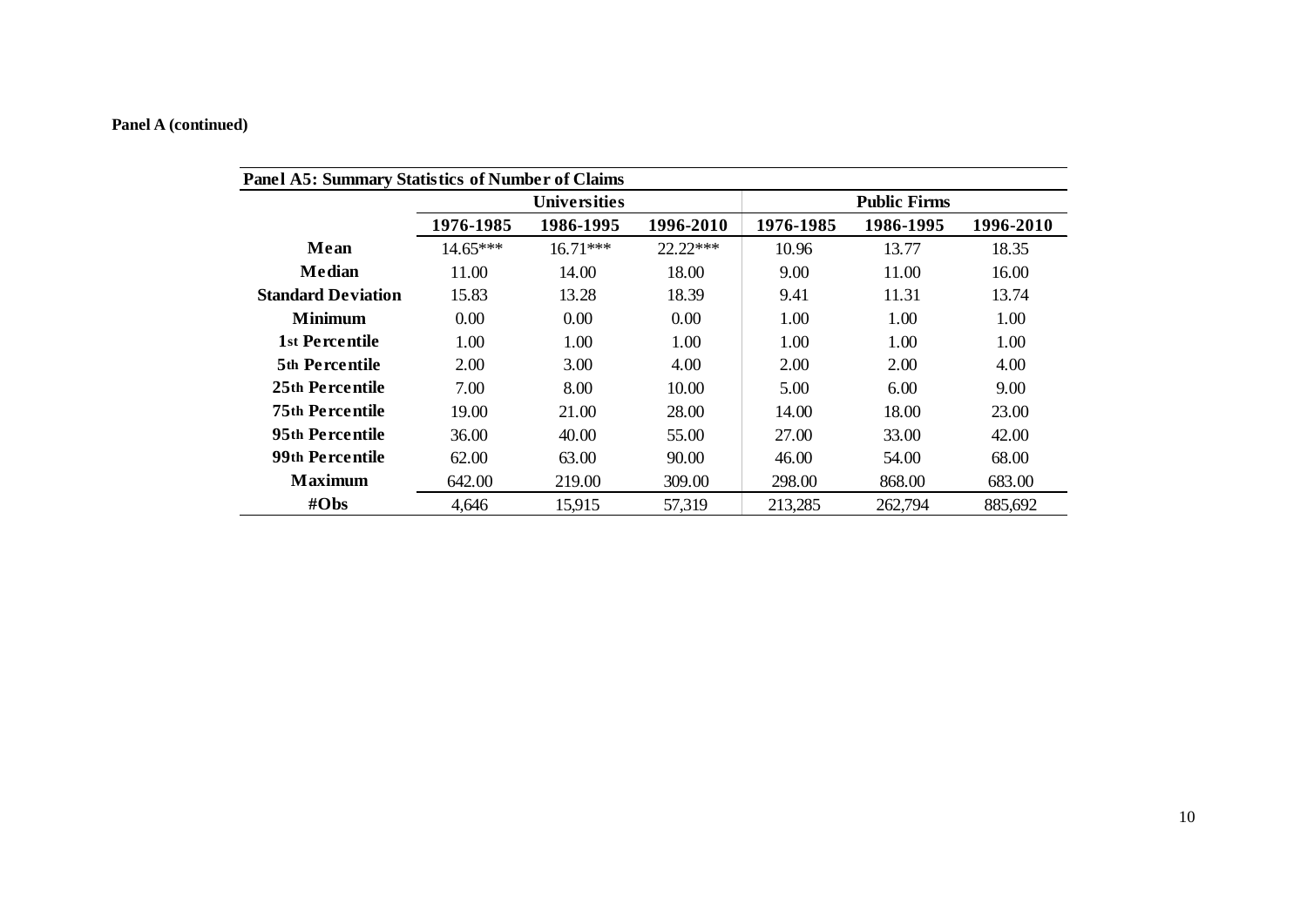**Panel A (continued)**

| Panel A5: Summary Statistics of Number of Claims | | | | | | |
|---|---|---|---|---|---|---|
| | Universities | | | Public Firms | | |
| | 1976-1985 | 1986-1995 | 1996-2010 | 1976-1985 | 1986-1995 | 1996-2010 |
| **Mean** | 14.65*** | 16.71*** | 22.22*** | 10.96 | 13.77 | 18.35 |
| **Median** | 11.00 | 14.00 | 18.00 | 9.00 | 11.00 | 16.00 |
| **Standard Deviation** | 15.83 | 13.28 | 18.39 | 9.41 | 11.31 | 13.74 |
| **Minimum** | 0.00 | 0.00 | 0.00 | 1.00 | 1.00 | 1.00 |
| **1st Percentile** | 1.00 | 1.00 | 1.00 | 1.00 | 1.00 | 1.00 |
| **5th Percentile** | 2.00 | 3.00 | 4.00 | 2.00 | 2.00 | 4.00 |
| **25th Percentile** | 7.00 | 8.00 | 10.00 | 5.00 | 6.00 | 9.00 |
| **75th Percentile** | 19.00 | 21.00 | 28.00 | 14.00 | 18.00 | 23.00 |
| **95th Percentile** | 36.00 | 40.00 | 55.00 | 27.00 | 33.00 | 42.00 |
| **99th Percentile** | 62.00 | 63.00 | 90.00 | 46.00 | 54.00 | 68.00 |
| **Maximum** | 642.00 | 219.00 | 309.00 | 298.00 | 868.00 | 683.00 |
| **#Obs** | 4,646 | 15,915 | 57,319 | 213,285 | 262,794 | 885,692 |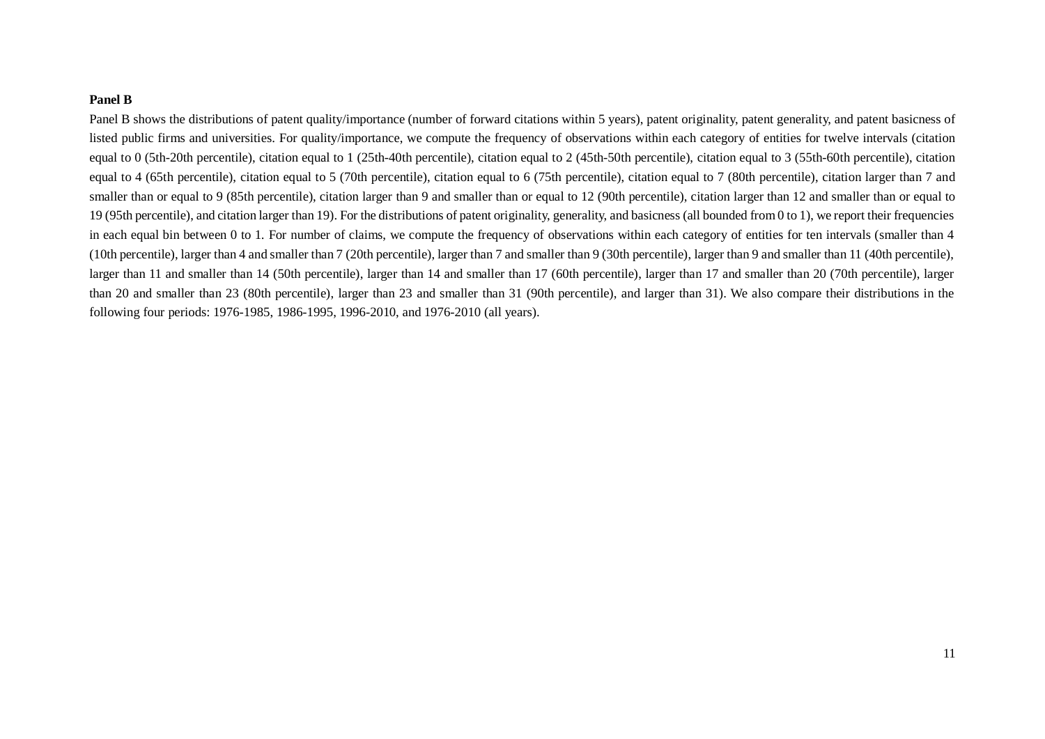**Panel B**

Panel B shows the distributions of patent quality/importance (number of forward citations within 5 years), patent originality, patent generality, and patent basicness of listed public firms and universities. For quality/importance, we compute the frequency of observations within each category of entities for twelve intervals (citation equal to 0 (5th-20th percentile), citation equal to 1 (25th-40th percentile), citation equal to 2 (45th-50th percentile), citation equal to 3 (55th-60th percentile), citation equal to 4 (65th percentile), citation equal to 5 (70th percentile), citation equal to 6 (75th percentile), citation equal to 7 (80th percentile), citation larger than 7 and smaller than or equal to 9 (85th percentile), citation larger than 9 and smaller than or equal to 12 (90th percentile), citation larger than 12 and smaller than or equal to 19 (95th percentile), and citation larger than 19). For the distributions of patent originality, generality, and basicness (all bounded from 0 to 1), we report their frequencies in each equal bin between 0 to 1. For number of claims, we compute the frequency of observations within each category of entities for ten intervals (smaller than 4 (10th percentile), larger than 4 and smaller than 7 (20th percentile), larger than 7 and smaller than 9 (30th percentile), larger than 9 and smaller than 11 (40th percentile), larger than 11 and smaller than 14 (50th percentile), larger than 14 and smaller than 17 (60th percentile), larger than 17 and smaller than 20 (70th percentile), larger than 20 and smaller than 23 (80th percentile), larger than 23 and smaller than 31 (90th percentile), and larger than 31). We also compare their distributions in the following four periods: 1976-1985, 1986-1995, 1996-2010, and 1976-2010 (all years).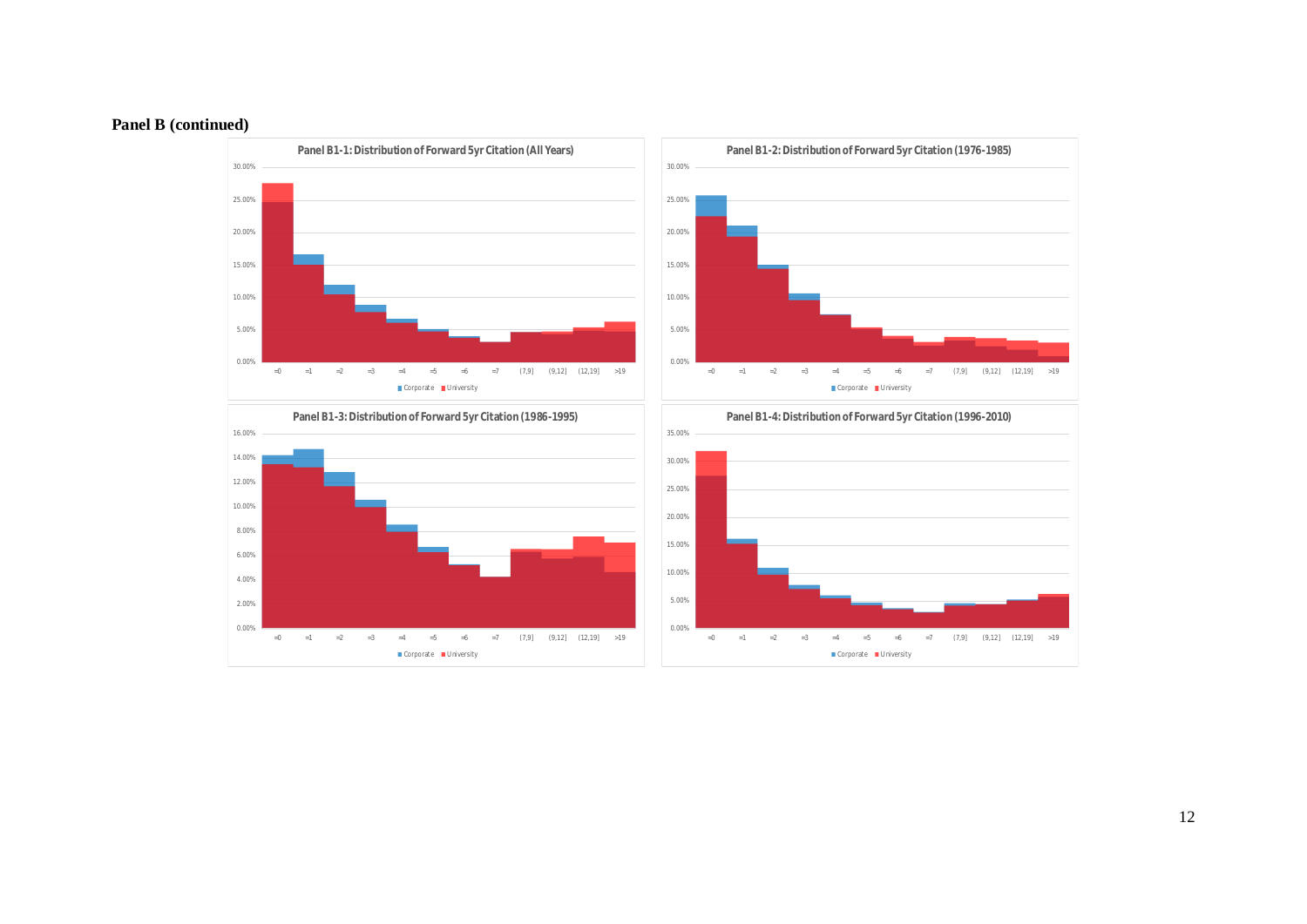**Panel B (continued)**

Panel B1-1: Distribution of Forward 5yr Citation (All Years)

Panel B1-2: Distribution of Forward 5yr Citation (1976-1985)

Panel B1-3: Distribution of Forward 5yr Citation (1986-1995)

Panel B1-4: Distribution of Forward 5yr Citation (1996-2010)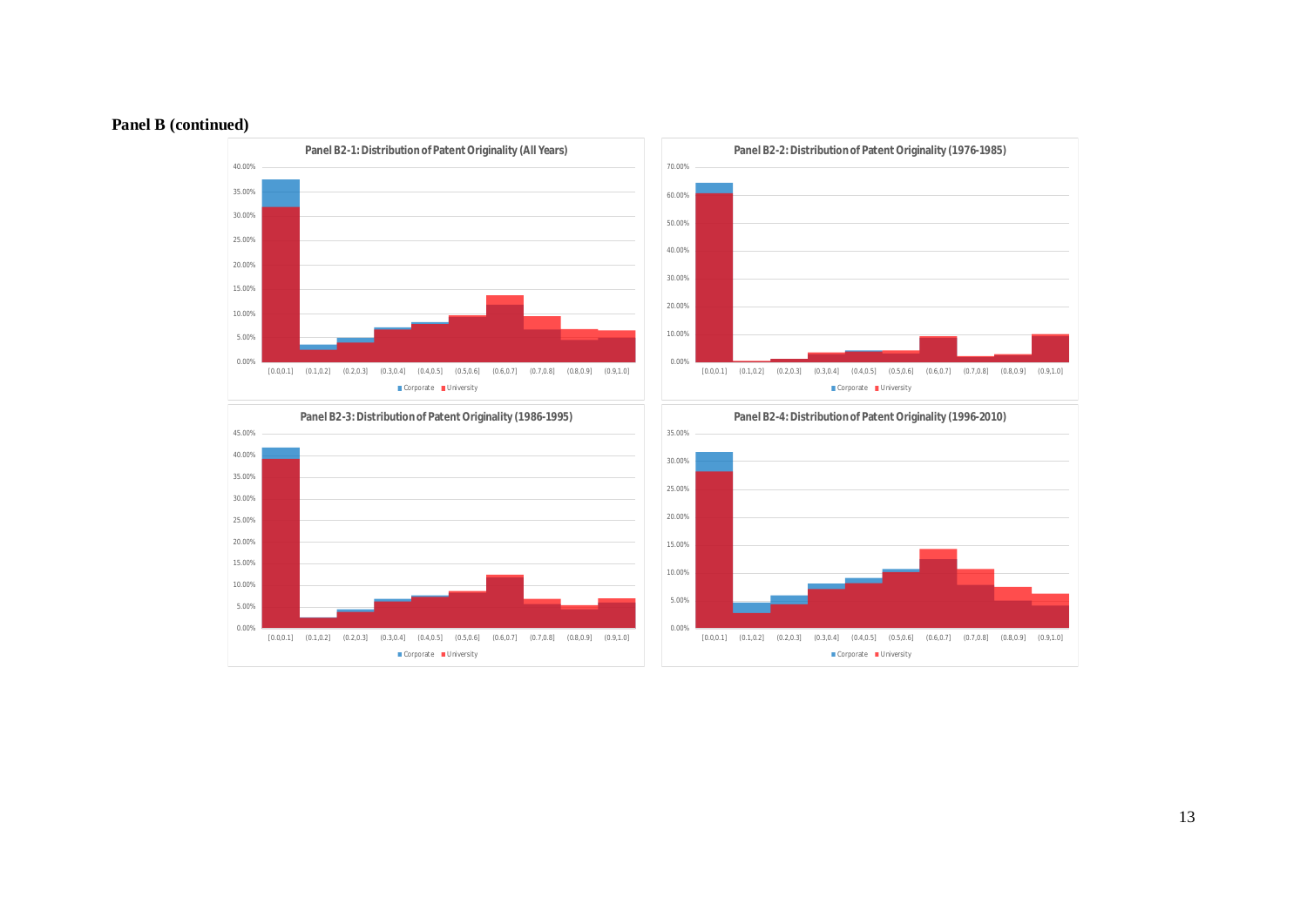**Panel B (continued)**

**Panel B2-1: Distribution of Patent Originality (All Years)**

**Panel B2-2: Distribution of Patent Originality (1976-1985)**

**Panel B2-3: Distribution of Patent Originality (1986-1995)**

**Panel B2-4: Distribution of Patent Originality (1996-2010)**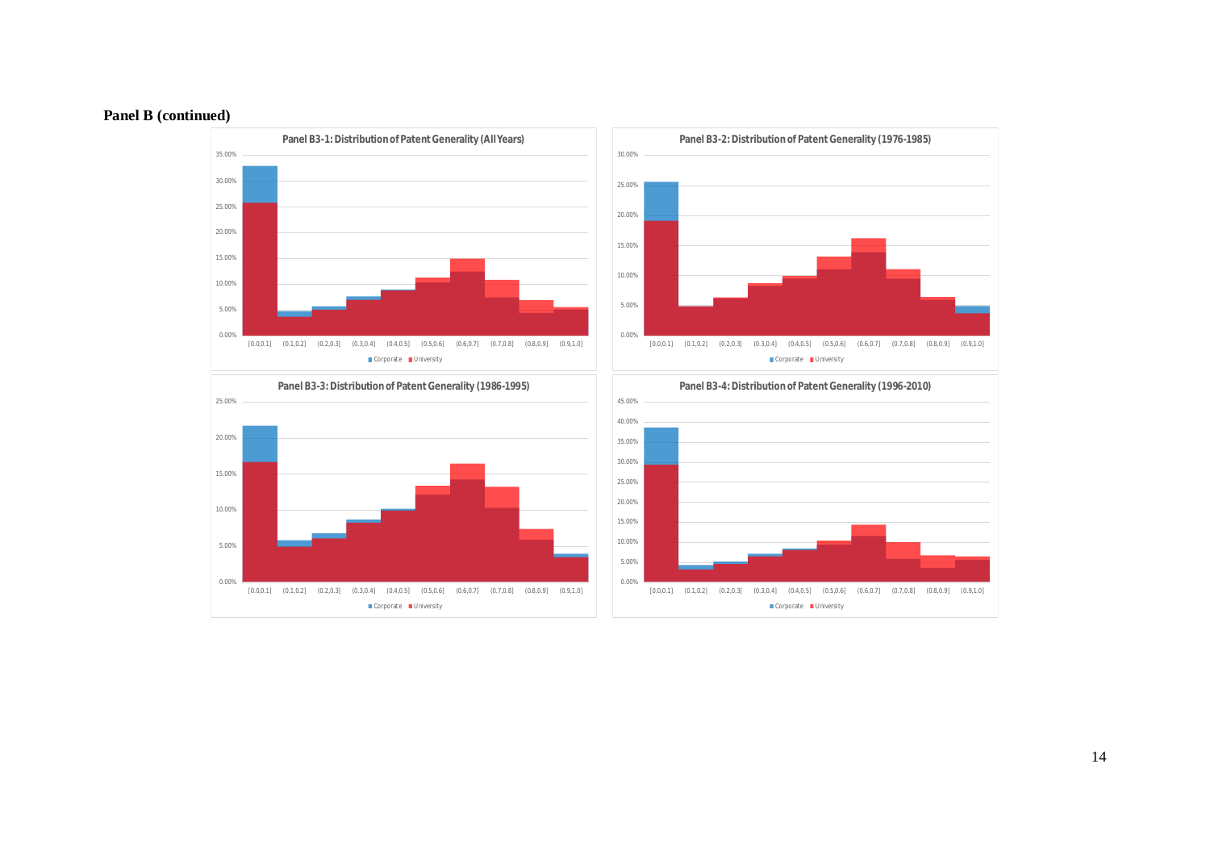**Panel B (continued)**

Panel B3-1: Distribution of Patent Generality (All Years)

Panel B3-2: Distribution of Patent Generality (1976-1985)

Panel B3-3: Distribution of Patent Generality (1986-1995)

Panel B3-4: Distribution of Patent Generality (1996-2010)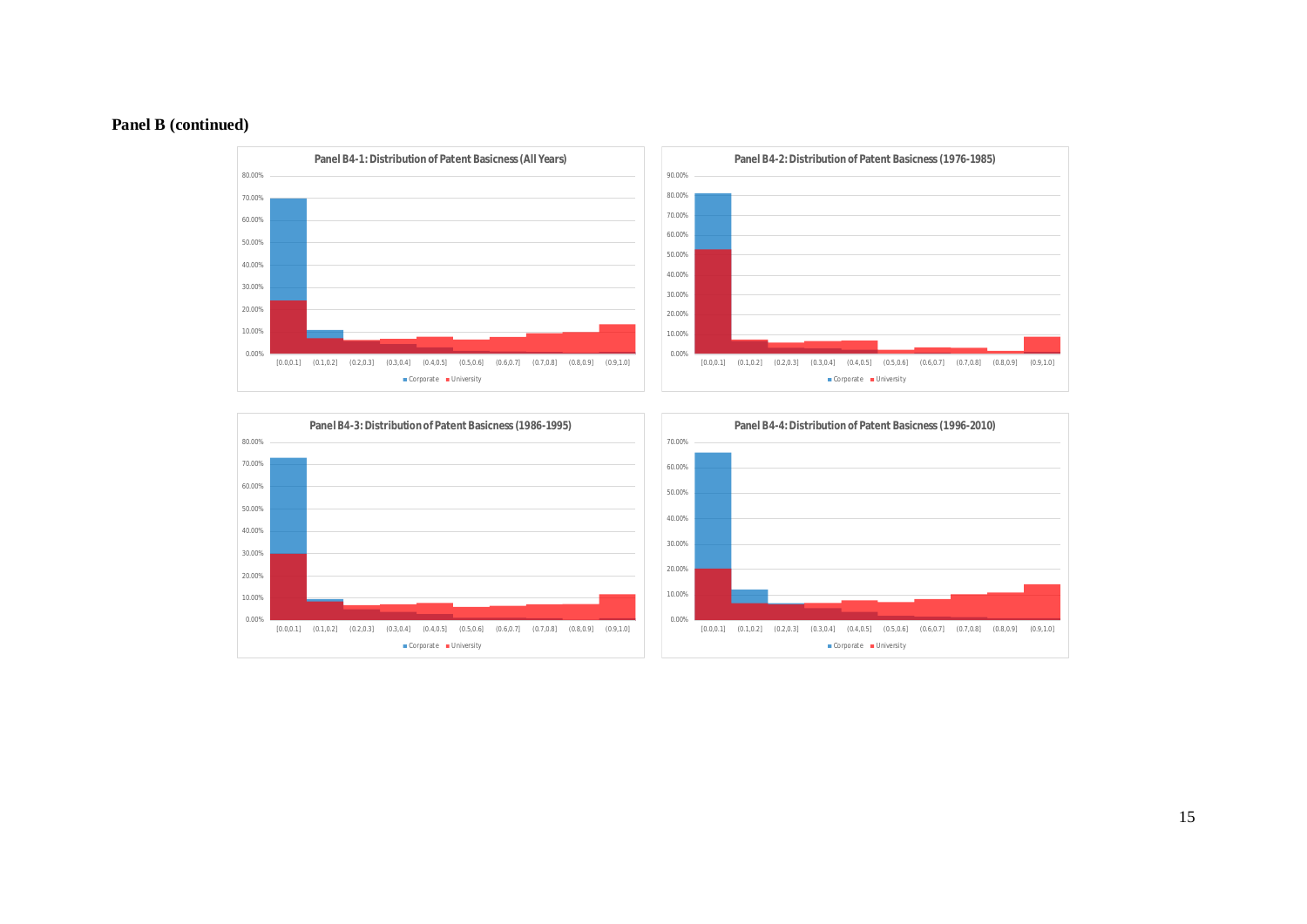**Panel B (continued)**

**Panel B4-1: Distribution of Patent Basicness (All Years)**

**Panel B4-2: Distribution of Patent Basicness (1976-1985)**

**Panel B4-3: Distribution of Patent Basicness (1986-1995)**

**Panel B4-4: Distribution of Patent Basicness (1996-2010)**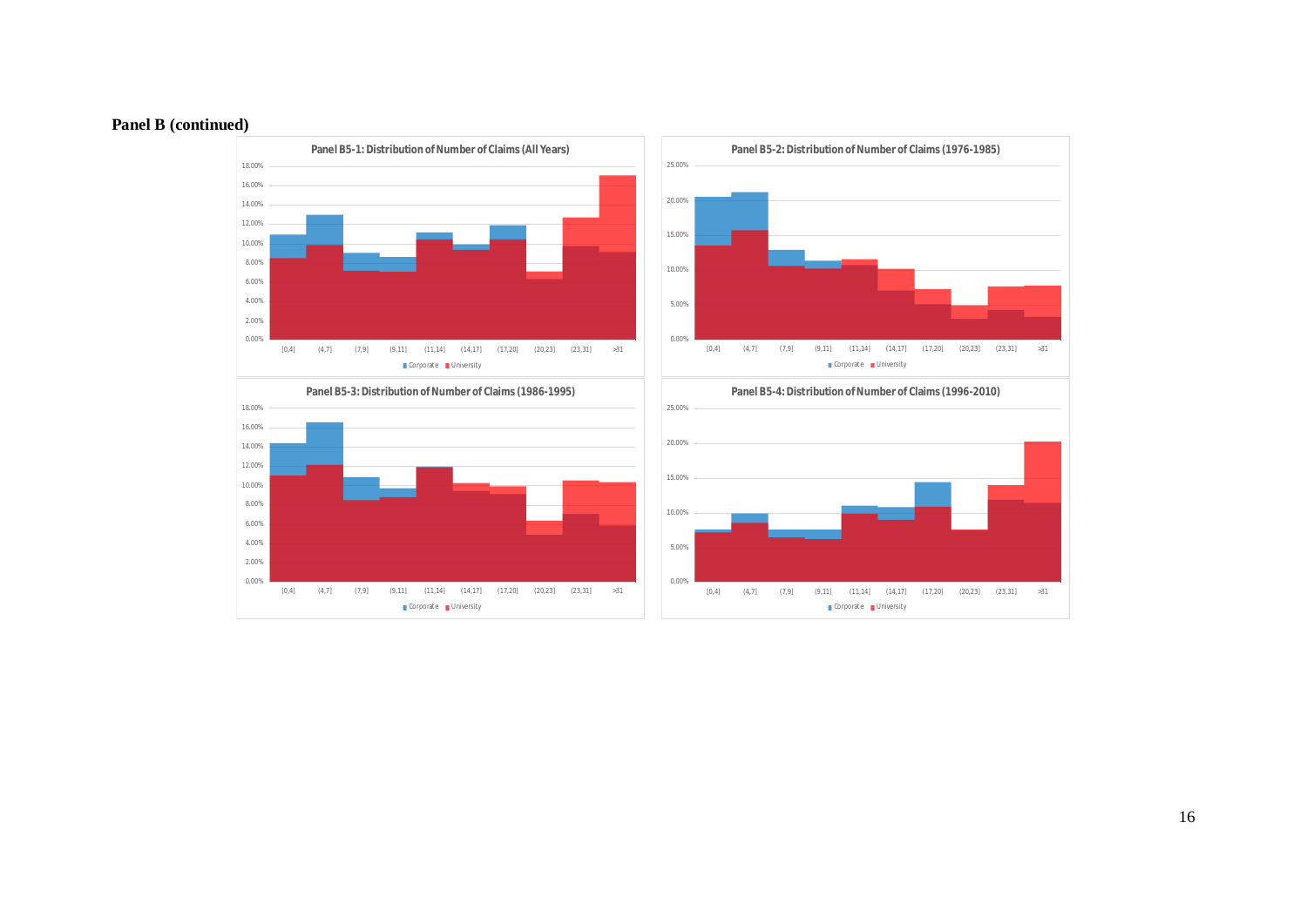**Panel B (continued)**

**Panel B5-1: Distribution of Number of Claims (All Years)**

**Panel B5-2: Distribution of Number of Claims (1976-1985)**

**Panel B5-3: Distribution of Number of Claims (1986-1995)**

**Panel B5-4: Distribution of Number of Claims (1996-2010)**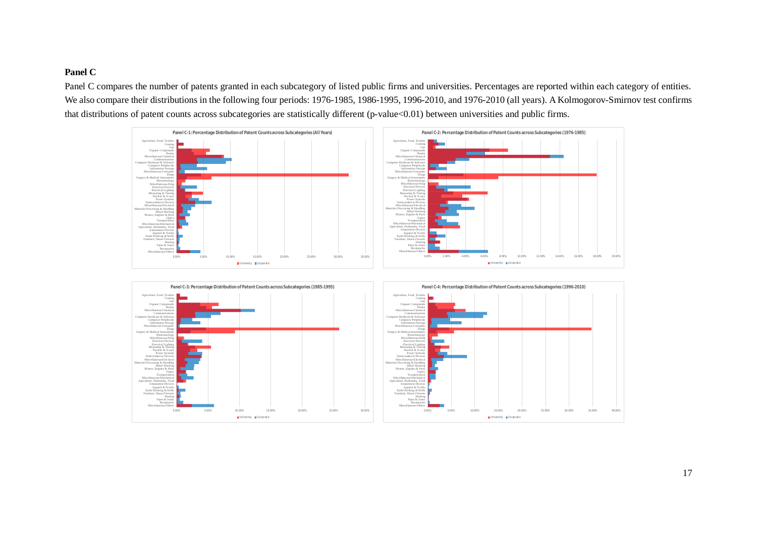**Panel C**

Panel C compares the number of patents granted in each subcategory of listed public firms and universities. Percentages are reported within each category of entities. We also compare their distributions in the following four periods: 1976-1985, 1986-1995, 1996-2010, and 1976-2010 (all years). A Kolmogorov-Smirnov test confirms that distributions of patent counts across subcategories are statistically different (p-value<0.01) between universities and public firms.

Panel C-1: Percentage Distribution of Patent Counts across Subcategories (All Years)

Panel C-2: Percentage Distribution of Patent Counts across Subcategories (1976-1985)

Panel C-3: Percentage Distribution of Patent Counts across Subcategories (1985-1995)

Panel C-4: Percentage Distribution of Patent Counts across Subcategories (1996-2010)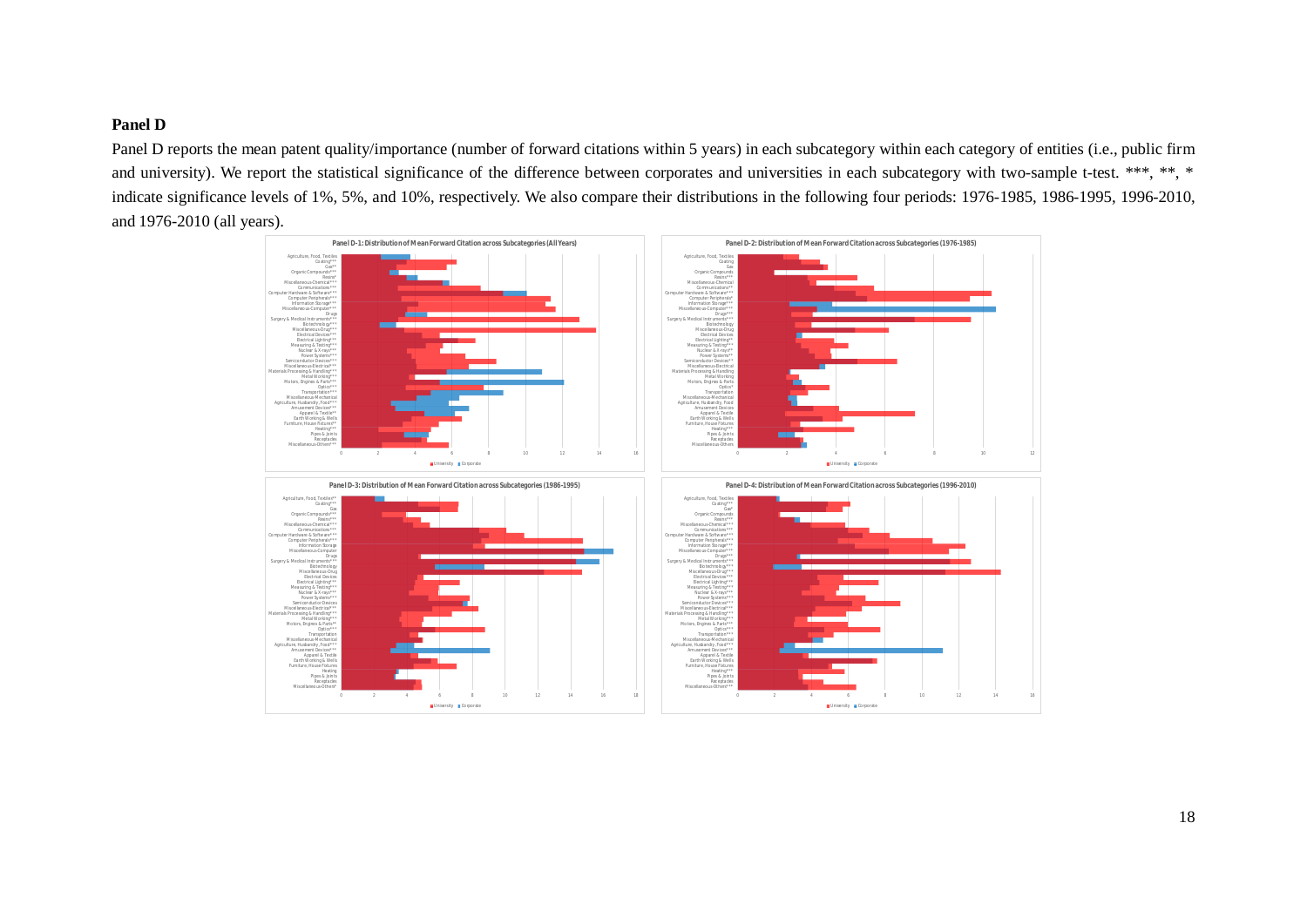**Panel D**

Panel D reports the mean patent quality/importance (number of forward citations within 5 years) in each subcategory within each category of entities (i.e., public firm and university). We report the statistical significance of the difference between corporates and universities in each subcategory with two-sample t-test. ***, **, * indicate significance levels of 1%, 5%, and 10%, respectively. We also compare their distributions in the following four periods: 1976-1985, 1986-1995, 1996-2010, and 1976-2010 (all years).

**Panel D-1: Distribution of Mean Forward Citation across Subcategories (All Years)**

**Panel D-2: Distribution of Mean Forward Citation across Subcategories (1976-1985)**

**Panel D-3: Distribution of Mean Forward Citation across Subcategories (1986-1995)**

**Panel D-4: Distribution of Mean Forward Citation across Subcategories (1996-2010)**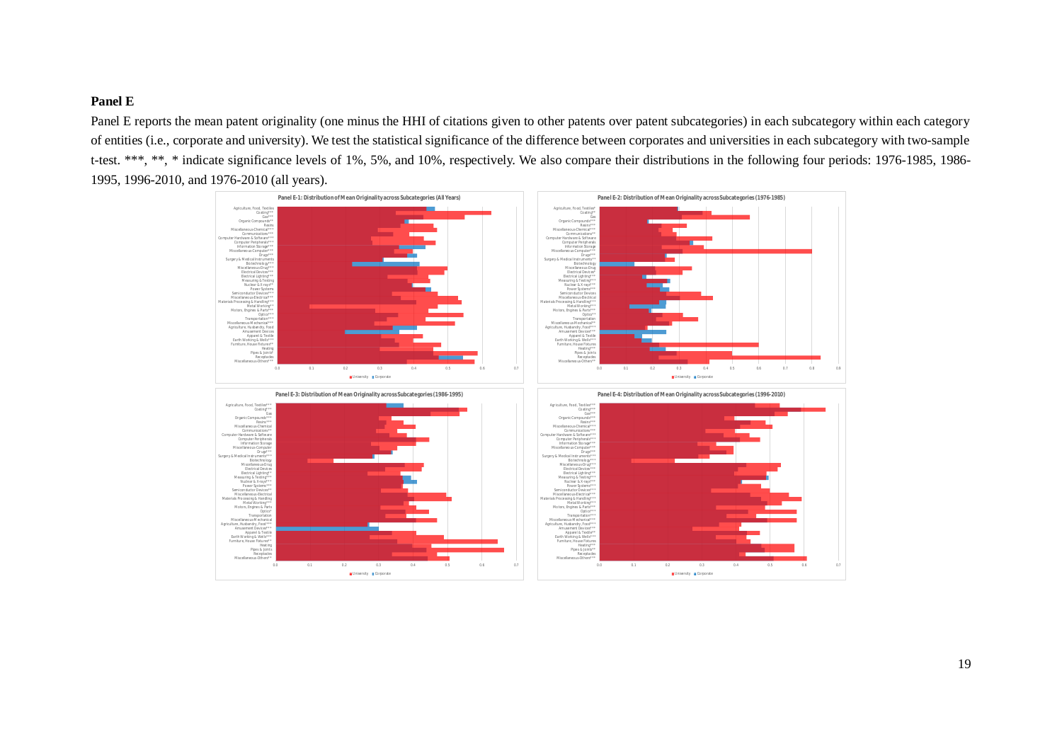**Panel E**

Panel E reports the mean patent originality (one minus the HHI of citations given to other patents over patent subcategories) in each subcategory within each category of entities (i.e., corporate and university). We test the statistical significance of the difference between corporates and universities in each subcategory with two-sample t-test. ***, **, * indicate significance levels of 1%, 5%, and 10%, respectively. We also compare their distributions in the following four periods: 1976-1985, 1986-1995, 1996-2010, and 1976-2010 (all years).

**Panel E-1: Distribution of Mean Originality across Subcategories (All Years)**

**Panel E-2: Distribution of Mean Originality across Subcategories (1976-1985)**

**Panel E-3: Distribution of Mean Originality across Subcategories (1986-1995)**

**Panel E-4: Distribution of Mean Originality across Subcategories (1996-2010)**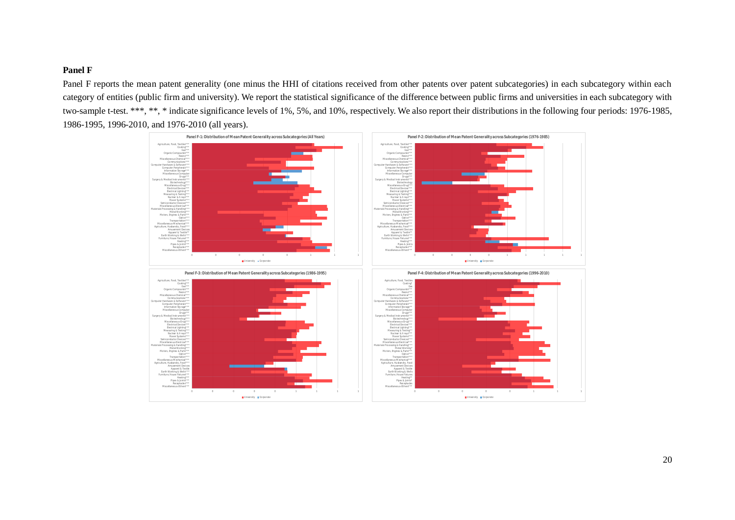**Panel F**

Panel F reports the mean patent generality (one minus the HHI of citations received from other patents over patent subcategories) in each subcategory within each category of entities (public firm and university). We report the statistical significance of the difference between public firms and universities in each subcategory with two-sample t-test. ***, **, * indicate significance levels of 1%, 5%, and 10%, respectively. We also report their distributions in the following four periods: 1976-1985, 1986-1995, 1996-2010, and 1976-2010 (all years).

Panel F-1: Distribution of Mean Patent Generality across Subcategories (All Years)

Panel F-2: Distribution of Mean Patent Generality across Subcategories (1976-1985)

Panel F-3: Distribution of Mean Patent Generality across Subcategories (1986-1995)

Panel F-4: Distribution of Mean Patent Generality across Subcategories (1996-2010)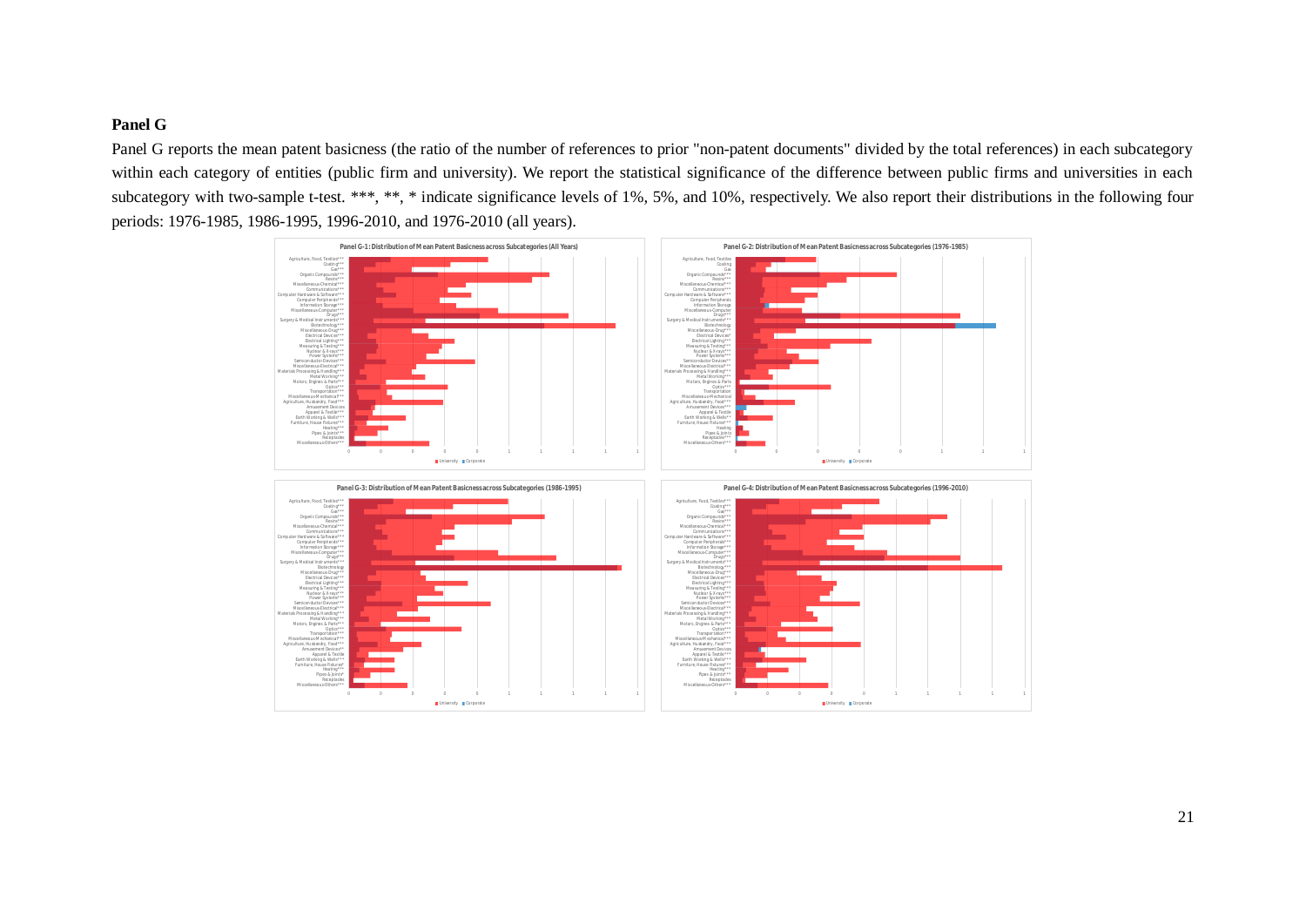**Panel G**

Panel G reports the mean patent basicness (the ratio of the number of references to prior "non-patent documents" divided by the total references) in each subcategory within each category of entities (public firm and university). We report the statistical significance of the difference between public firms and universities in each subcategory with two-sample t-test. ***, **, * indicate significance levels of 1%, 5%, and 10%, respectively. We also report their distributions in the following four periods: 1976-1985, 1986-1995, 1996-2010, and 1976-2010 (all years).

Panel G-1: Distribution of Mean Patent Basicness across Subcategories (All Years)

Panel G-2: Distribution of Mean Patent Basicness across Subcategories (1976-1985)

Panel G-3: Distribution of Mean Patent Basicness across Subcategories (1986-1995)

Panel G-4: Distribution of Mean Patent Basicness across Subcategories (1996-2010)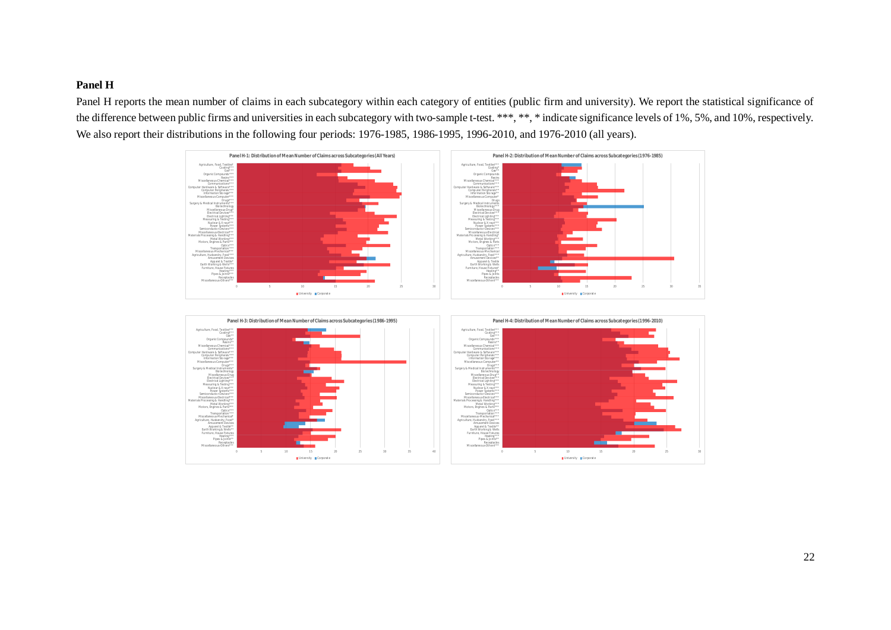**Panel H**

Panel H reports the mean number of claims in each subcategory within each category of entities (public firm and university). We report the statistical significance of the difference between public firms and universities in each subcategory with two-sample t-test. ***, **, * indicate significance levels of 1%, 5%, and 10%, respectively. We also report their distributions in the following four periods: 1976-1985, 1986-1995, 1996-2010, and 1976-2010 (all years).

Panel H-1: Distribution of Mean Number of Claims across Subcategories (All Years)

Panel H-2: Distribution of Mean Number of Claims across Subcategories (1976-1985)

Panel H-3: Distribution of Mean Number of Claims across Subcategories (1986-1995)

Panel H-4: Distribution of Mean Number of Claims across Subcategories (1996-2010)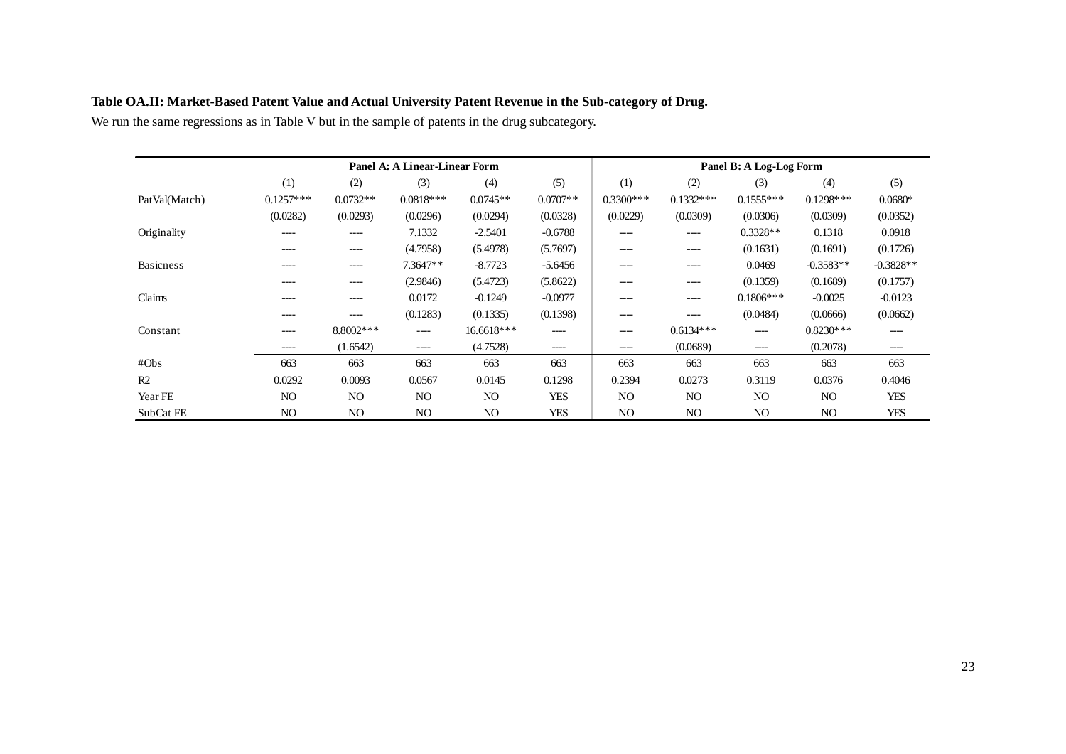**Table OA.II: Market-Based Patent Value and Actual University Patent Revenue in the Sub-category of Drug.**

We run the same regressions as in Table V but in the sample of patents in the drug subcategory.

| | Panel A: A Linear-Linear Form | | | | | Panel B: A Log-Log Form | | | | |
|---|---|---|---|---|---|---|---|---|---|---|
| | (1) | (2) | (3) | (4) | (5) | (1) | (2) | (3) | (4) | (5) |
| PatVal(Match) | 0.1257*** | 0.0732** | 0.0818*** | 0.0745** | 0.0707** | 0.3300*** | 0.1332*** | 0.1555*** | 0.1298*** | 0.0680* |
| | (0.0282) | (0.0293) | (0.0296) | (0.0294) | (0.0328) | (0.0229) | (0.0309) | (0.0306) | (0.0309) | (0.0352) |
| Originality | ---- | ---- | 7.1332 | -2.5401 | -0.6788 | ---- | ---- | 0.3328** | 0.1318 | 0.0918 |
| | ---- | ---- | (4.7958) | (5.4978) | (5.7697) | ---- | ---- | (0.1631) | (0.1691) | (0.1726) |
| Basicness | ---- | ---- | 7.3647** | -8.7723 | -5.6456 | ---- | ---- | 0.0469 | -0.3583** | -0.3828** |
| | ---- | ---- | (2.9846) | (5.4723) | (5.8622) | ---- | ---- | (0.1359) | (0.1689) | (0.1757) |
| Claims | ---- | ---- | 0.0172 | -0.1249 | -0.0977 | ---- | ---- | 0.1806*** | -0.0025 | -0.0123 |
| | ---- | ---- | (0.1283) | (0.1335) | (0.1398) | ---- | ---- | (0.0484) | (0.0666) | (0.0662) |
| Constant | ---- | 8.8002*** | ---- | 16.6618*** | ---- | ---- | 0.6134*** | ---- | 0.8230*** | ---- |
| | ---- | (1.6542) | ---- | (4.7528) | ---- | ---- | (0.0689) | ---- | (0.2078) | ---- |
| #Obs | 663 | 663 | 663 | 663 | 663 | 663 | 663 | 663 | 663 | 663 |
| R2 | 0.0292 | 0.0093 | 0.0567 | 0.0145 | 0.1298 | 0.2394 | 0.0273 | 0.3119 | 0.0376 | 0.4046 |
| Year FE | NO | NO | NO | NO | YES | NO | NO | NO | NO | YES |
| SubCat FE | NO | NO | NO | NO | YES | NO | NO | NO | NO | YES |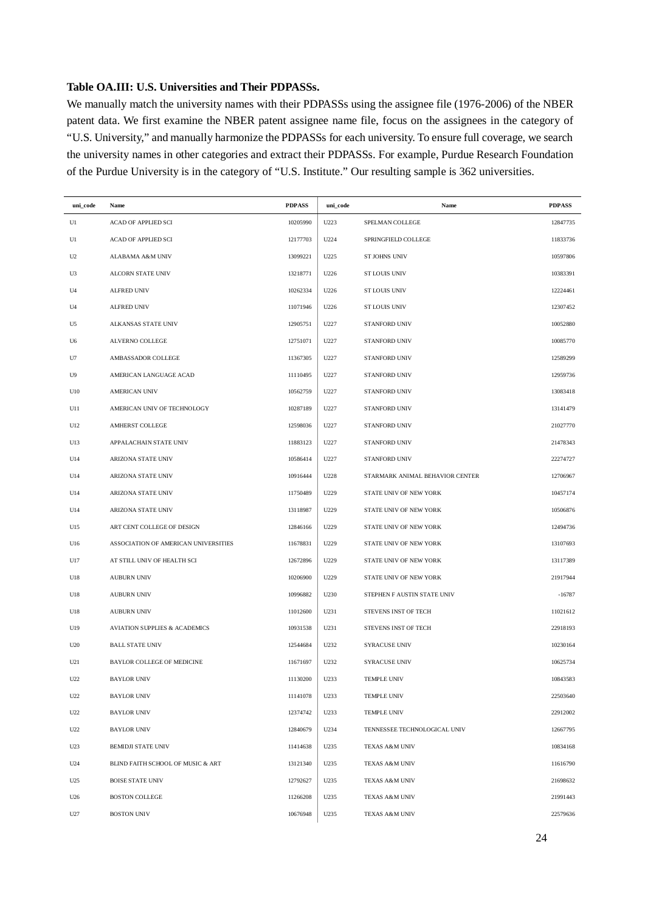**Table OA.III: U.S. Universities and Their PDPASSs.**

We manually match the university names with their PDPASSs using the assignee file (1976-2006) of the NBER patent data. We first examine the NBER patent assignee name file, focus on the assignees in the category of "U.S. University," and manually harmonize the PDPASSs for each university. To ensure full coverage, we search the university names in other categories and extract their PDPASSs. For example, Purdue Research Foundation of the Purdue University is in the category of "U.S. Institute." Our resulting sample is 362 universities.

| uni_code | Name | PDPASS | uni_code | Name | PDPASS |
|---|---|---|---|---|---|
| U1 | ACAD OF APPLIED SCI | 10205990 | U223 | SPELMAN COLLEGE | 12847735 |
| U1 | ACAD OF APPLIED SCI | 12177703 | U224 | SPRINGFIELD COLLEGE | 11833736 |
| U2 | ALABAMA A&M UNIV | 13099221 | U225 | ST JOHNS UNIV | 10597806 |
| U3 | ALCORN STATE UNIV | 13218771 | U226 | ST LOUIS UNIV | 10383391 |
| U4 | ALFRED UNIV | 10262334 | U226 | ST LOUIS UNIV | 12224461 |
| U4 | ALFRED UNIV | 11071946 | U226 | ST LOUIS UNIV | 12307452 |
| U5 | ALKANSAS STATE UNIV | 12905751 | U227 | STANFORD UNIV | 10052880 |
| U6 | ALVERNO COLLEGE | 12751071 | U227 | STANFORD UNIV | 10085770 |
| U7 | AMBASSADOR COLLEGE | 11367305 | U227 | STANFORD UNIV | 12589299 |
| U9 | AMERICAN LANGUAGE ACAD | 11110495 | U227 | STANFORD UNIV | 12959736 |
| U10 | AMERICAN UNIV | 10562759 | U227 | STANFORD UNIV | 13083418 |
| U11 | AMERICAN UNIV OF TECHNOLOGY | 10287189 | U227 | STANFORD UNIV | 13141479 |
| U12 | AMHERST COLLEGE | 12598036 | U227 | STANFORD UNIV | 21027770 |
| U13 | APPALACHAIN STATE UNIV | 11883123 | U227 | STANFORD UNIV | 21478343 |
| U14 | ARIZONA STATE UNIV | 10586414 | U227 | STANFORD UNIV | 22274727 |
| U14 | ARIZONA STATE UNIV | 10916444 | U228 | STARMARK ANIMAL BEHAVIOR CENTER | 12706967 |
| U14 | ARIZONA STATE UNIV | 11750489 | U229 | STATE UNIV OF NEW YORK | 10457174 |
| U14 | ARIZONA STATE UNIV | 13118987 | U229 | STATE UNIV OF NEW YORK | 10506876 |
| U15 | ART CENT COLLEGE OF DESIGN | 12846166 | U229 | STATE UNIV OF NEW YORK | 12494736 |
| U16 | ASSOCIATION OF AMERICAN UNIVERSITIES | 11678831 | U229 | STATE UNIV OF NEW YORK | 13107693 |
| U17 | AT STILL UNIV OF HEALTH SCI | 12672896 | U229 | STATE UNIV OF NEW YORK | 13117389 |
| U18 | AUBURN UNIV | 10206900 | U229 | STATE UNIV OF NEW YORK | 21917944 |
| U18 | AUBURN UNIV | 10996882 | U230 | STEPHEN F AUSTIN STATE UNIV | -16787 |
| U18 | AUBURN UNIV | 11012600 | U231 | STEVENS INST OF TECH | 11021612 |
| U19 | AVIATION SUPPLIES & ACADEMICS | 10931538 | U231 | STEVENS INST OF TECH | 22918193 |
| U20 | BALL STATE UNIV | 12544684 | U232 | SYRACUSE UNIV | 10230164 |
| U21 | BAYLOR COLLEGE OF MEDICINE | 11671697 | U232 | SYRACUSE UNIV | 10625734 |
| U22 | BAYLOR UNIV | 11130200 | U233 | TEMPLE UNIV | 10843583 |
| U22 | BAYLOR UNIV | 11141078 | U233 | TEMPLE UNIV | 22503640 |
| U22 | BAYLOR UNIV | 12374742 | U233 | TEMPLE UNIV | 22912002 |
| U22 | BAYLOR UNIV | 12840679 | U234 | TENNESSEE TECHNOLOGICAL UNIV | 12667795 |
| U23 | BEMIDJI STATE UNIV | 11414638 | U235 | TEXAS A&M UNIV | 10834168 |
| U24 | BLIND FAITH SCHOOL OF MUSIC & ART | 13121340 | U235 | TEXAS A&M UNIV | 11616790 |
| U25 | BOISE STATE UNIV | 12792627 | U235 | TEXAS A&M UNIV | 21698632 |
| U26 | BOSTON COLLEGE | 11266208 | U235 | TEXAS A&M UNIV | 21991443 |
| U27 | BOSTON UNIV | 10676948 | U235 | TEXAS A&M UNIV | 22579636 |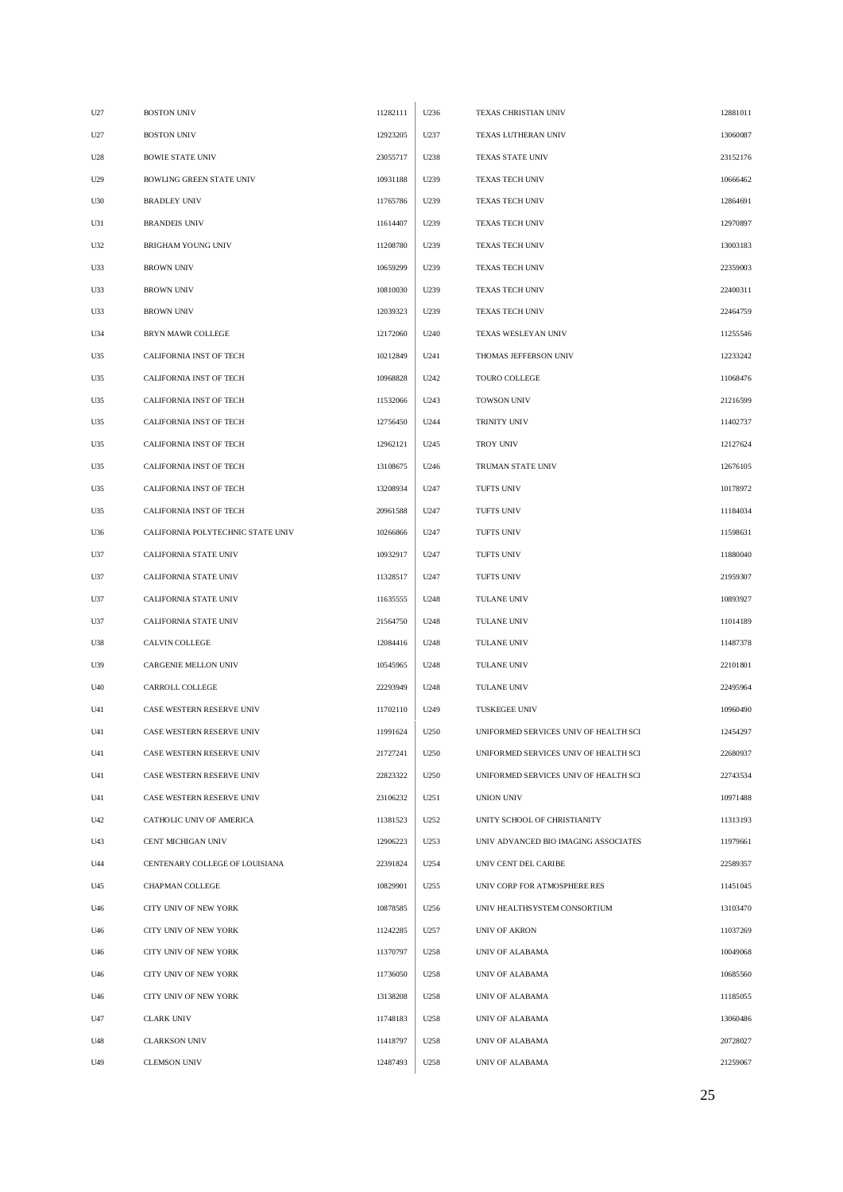| | | | | | |
|---|---|---|---|---|---|
| U27 | BOSTON UNIV | 11282111 | U236 | TEXAS CHRISTIAN UNIV | 12881011 |
| U27 | BOSTON UNIV | 12923205 | U237 | TEXAS LUTHERAN UNIV | 13060087 |
| U28 | BOWIE STATE UNIV | 23055717 | U238 | TEXAS STATE UNIV | 23152176 |
| U29 | BOWLING GREEN STATE UNIV | 10931188 | U239 | TEXAS TECH UNIV | 10666462 |
| U30 | BRADLEY UNIV | 11765786 | U239 | TEXAS TECH UNIV | 12864691 |
| U31 | BRANDEIS UNIV | 11614407 | U239 | TEXAS TECH UNIV | 12970897 |
| U32 | BRIGHAM YOUNG UNIV | 11208780 | U239 | TEXAS TECH UNIV | 13003183 |
| U33 | BROWN UNIV | 10659299 | U239 | TEXAS TECH UNIV | 22359003 |
| U33 | BROWN UNIV | 10810030 | U239 | TEXAS TECH UNIV | 22400311 |
| U33 | BROWN UNIV | 12039323 | U239 | TEXAS TECH UNIV | 22464759 |
| U34 | BRYN MAWR COLLEGE | 12172060 | U240 | TEXAS WESLEYAN UNIV | 11255546 |
| U35 | CALIFORNIA INST OF TECH | 10212849 | U241 | THOMAS JEFFERSON UNIV | 12233242 |
| U35 | CALIFORNIA INST OF TECH | 10968828 | U242 | TOURO COLLEGE | 11068476 |
| U35 | CALIFORNIA INST OF TECH | 11532066 | U243 | TOWSON UNIV | 21216599 |
| U35 | CALIFORNIA INST OF TECH | 12756450 | U244 | TRINITY UNIV | 11402737 |
| U35 | CALIFORNIA INST OF TECH | 12962121 | U245 | TROY UNIV | 12127624 |
| U35 | CALIFORNIA INST OF TECH | 13108675 | U246 | TRUMAN STATE UNIV | 12676105 |
| U35 | CALIFORNIA INST OF TECH | 13208934 | U247 | TUFTS UNIV | 10178972 |
| U35 | CALIFORNIA INST OF TECH | 20961588 | U247 | TUFTS UNIV | 11184034 |
| U36 | CALIFORNIA POLYTECHNIC STATE UNIV | 10266866 | U247 | TUFTS UNIV | 11598631 |
| U37 | CALIFORNIA STATE UNIV | 10932917 | U247 | TUFTS UNIV | 11880040 |
| U37 | CALIFORNIA STATE UNIV | 11328517 | U247 | TUFTS UNIV | 21959307 |
| U37 | CALIFORNIA STATE UNIV | 11635555 | U248 | TULANE UNIV | 10893927 |
| U37 | CALIFORNIA STATE UNIV | 21564750 | U248 | TULANE UNIV | 11014189 |
| U38 | CALVIN COLLEGE | 12084416 | U248 | TULANE UNIV | 11487378 |
| U39 | CARGENIE MELLON UNIV | 10545965 | U248 | TULANE UNIV | 22101801 |
| U40 | CARROLL COLLEGE | 22293949 | U248 | TULANE UNIV | 22495964 |
| U41 | CASE WESTERN RESERVE UNIV | 11702110 | U249 | TUSKEGEE UNIV | 10960490 |
| U41 | CASE WESTERN RESERVE UNIV | 11991624 | U250 | UNIFORMED SERVICES UNIV OF HEALTH SCI | 12454297 |
| U41 | CASE WESTERN RESERVE UNIV | 21727241 | U250 | UNIFORMED SERVICES UNIV OF HEALTH SCI | 22680937 |
| U41 | CASE WESTERN RESERVE UNIV | 22823322 | U250 | UNIFORMED SERVICES UNIV OF HEALTH SCI | 22743534 |
| U41 | CASE WESTERN RESERVE UNIV | 23106232 | U251 | UNION UNIV | 10971488 |
| U42 | CATHOLIC UNIV OF AMERICA | 11381523 | U252 | UNITY SCHOOL OF CHRISTIANITY | 11313193 |
| U43 | CENT MICHIGAN UNIV | 12906223 | U253 | UNIV ADVANCED BIO IMAGING ASSOCIATES | 11979661 |
| U44 | CENTENARY COLLEGE OF LOUISIANA | 22391824 | U254 | UNIV CENT DEL CARIBE | 22589357 |
| U45 | CHAPMAN COLLEGE | 10829901 | U255 | UNIV CORP FOR ATMOSPHERE RES | 11451045 |
| U46 | CITY UNIV OF NEW YORK | 10878585 | U256 | UNIV HEALTHSYSTEM CONSORTIUM | 13103470 |
| U46 | CITY UNIV OF NEW YORK | 11242285 | U257 | UNIV OF AKRON | 11037269 |
| U46 | CITY UNIV OF NEW YORK | 11370797 | U258 | UNIV OF ALABAMA | 10049068 |
| U46 | CITY UNIV OF NEW YORK | 11736050 | U258 | UNIV OF ALABAMA | 10685560 |
| U46 | CITY UNIV OF NEW YORK | 13138208 | U258 | UNIV OF ALABAMA | 11185055 |
| U47 | CLARK UNIV | 11748183 | U258 | UNIV OF ALABAMA | 13060486 |
| U48 | CLARKSON UNIV | 11418797 | U258 | UNIV OF ALABAMA | 20728027 |
| U49 | CLEMSON UNIV | 12487493 | U258 | UNIV OF ALABAMA | 21259067 |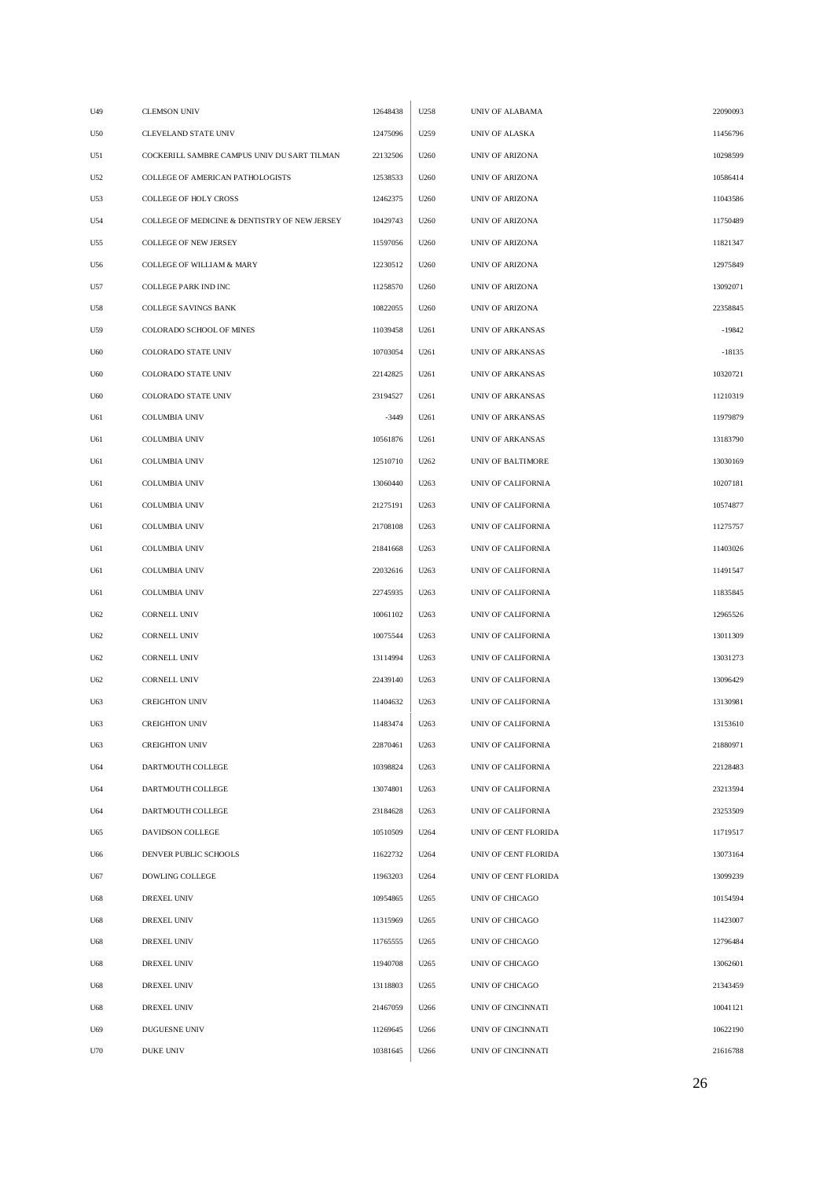| | | | | | |
|---|---|---|---|---|---|
| U49 | CLEMSON UNIV | 12648438 | U258 | UNIV OF ALABAMA | 22090093 |
| U50 | CLEVELAND STATE UNIV | 12475096 | U259 | UNIV OF ALASKA | 11456796 |
| U51 | COCKERILL SAMBRE CAMPUS UNIV DU SART TILMAN | 22132506 | U260 | UNIV OF ARIZONA | 10298599 |
| U52 | COLLEGE OF AMERICAN PATHOLOGISTS | 12538533 | U260 | UNIV OF ARIZONA | 10586414 |
| U53 | COLLEGE OF HOLY CROSS | 12462375 | U260 | UNIV OF ARIZONA | 11043586 |
| U54 | COLLEGE OF MEDICINE & DENTISTRY OF NEW JERSEY | 10429743 | U260 | UNIV OF ARIZONA | 11750489 |
| U55 | COLLEGE OF NEW JERSEY | 11597056 | U260 | UNIV OF ARIZONA | 11821347 |
| U56 | COLLEGE OF WILLIAM & MARY | 12230512 | U260 | UNIV OF ARIZONA | 12975849 |
| U57 | COLLEGE PARK IND INC | 11258570 | U260 | UNIV OF ARIZONA | 13092071 |
| U58 | COLLEGE SAVINGS BANK | 10822055 | U260 | UNIV OF ARIZONA | 22358845 |
| U59 | COLORADO SCHOOL OF MINES | 11039458 | U261 | UNIV OF ARKANSAS | -19842 |
| U60 | COLORADO STATE UNIV | 10703054 | U261 | UNIV OF ARKANSAS | -18135 |
| U60 | COLORADO STATE UNIV | 22142825 | U261 | UNIV OF ARKANSAS | 10320721 |
| U60 | COLORADO STATE UNIV | 23194527 | U261 | UNIV OF ARKANSAS | 11210319 |
| U61 | COLUMBIA UNIV | -3449 | U261 | UNIV OF ARKANSAS | 11979879 |
| U61 | COLUMBIA UNIV | 10561876 | U261 | UNIV OF ARKANSAS | 13183790 |
| U61 | COLUMBIA UNIV | 12510710 | U262 | UNIV OF BALTIMORE | 13030169 |
| U61 | COLUMBIA UNIV | 13060440 | U263 | UNIV OF CALIFORNIA | 10207181 |
| U61 | COLUMBIA UNIV | 21275191 | U263 | UNIV OF CALIFORNIA | 10574877 |
| U61 | COLUMBIA UNIV | 21708108 | U263 | UNIV OF CALIFORNIA | 11275757 |
| U61 | COLUMBIA UNIV | 21841668 | U263 | UNIV OF CALIFORNIA | 11403026 |
| U61 | COLUMBIA UNIV | 22032616 | U263 | UNIV OF CALIFORNIA | 11491547 |
| U61 | COLUMBIA UNIV | 22745935 | U263 | UNIV OF CALIFORNIA | 11835845 |
| U62 | CORNELL UNIV | 10061102 | U263 | UNIV OF CALIFORNIA | 12965526 |
| U62 | CORNELL UNIV | 10075544 | U263 | UNIV OF CALIFORNIA | 13011309 |
| U62 | CORNELL UNIV | 13114994 | U263 | UNIV OF CALIFORNIA | 13031273 |
| U62 | CORNELL UNIV | 22439140 | U263 | UNIV OF CALIFORNIA | 13096429 |
| U63 | CREIGHTON UNIV | 11404632 | U263 | UNIV OF CALIFORNIA | 13130981 |
| U63 | CREIGHTON UNIV | 11483474 | U263 | UNIV OF CALIFORNIA | 13153610 |
| U63 | CREIGHTON UNIV | 22870461 | U263 | UNIV OF CALIFORNIA | 21880971 |
| U64 | DARTMOUTH COLLEGE | 10398824 | U263 | UNIV OF CALIFORNIA | 22128483 |
| U64 | DARTMOUTH COLLEGE | 13074801 | U263 | UNIV OF CALIFORNIA | 23213594 |
| U64 | DARTMOUTH COLLEGE | 23184628 | U263 | UNIV OF CALIFORNIA | 23253509 |
| U65 | DAVIDSON COLLEGE | 10510509 | U264 | UNIV OF CENT FLORIDA | 11719517 |
| U66 | DENVER PUBLIC SCHOOLS | 11622732 | U264 | UNIV OF CENT FLORIDA | 13073164 |
| U67 | DOWLING COLLEGE | 11963203 | U264 | UNIV OF CENT FLORIDA | 13099239 |
| U68 | DREXEL UNIV | 10954865 | U265 | UNIV OF CHICAGO | 10154594 |
| U68 | DREXEL UNIV | 11315969 | U265 | UNIV OF CHICAGO | 11423007 |
| U68 | DREXEL UNIV | 11765555 | U265 | UNIV OF CHICAGO | 12796484 |
| U68 | DREXEL UNIV | 11940708 | U265 | UNIV OF CHICAGO | 13062601 |
| U68 | DREXEL UNIV | 13118803 | U265 | UNIV OF CHICAGO | 21343459 |
| U68 | DREXEL UNIV | 21467059 | U266 | UNIV OF CINCINNATI | 10041121 |
| U69 | DUGUESNE UNIV | 11269645 | U266 | UNIV OF CINCINNATI | 10622190 |
| U70 | DUKE UNIV | 10381645 | U266 | UNIV OF CINCINNATI | 21616788 |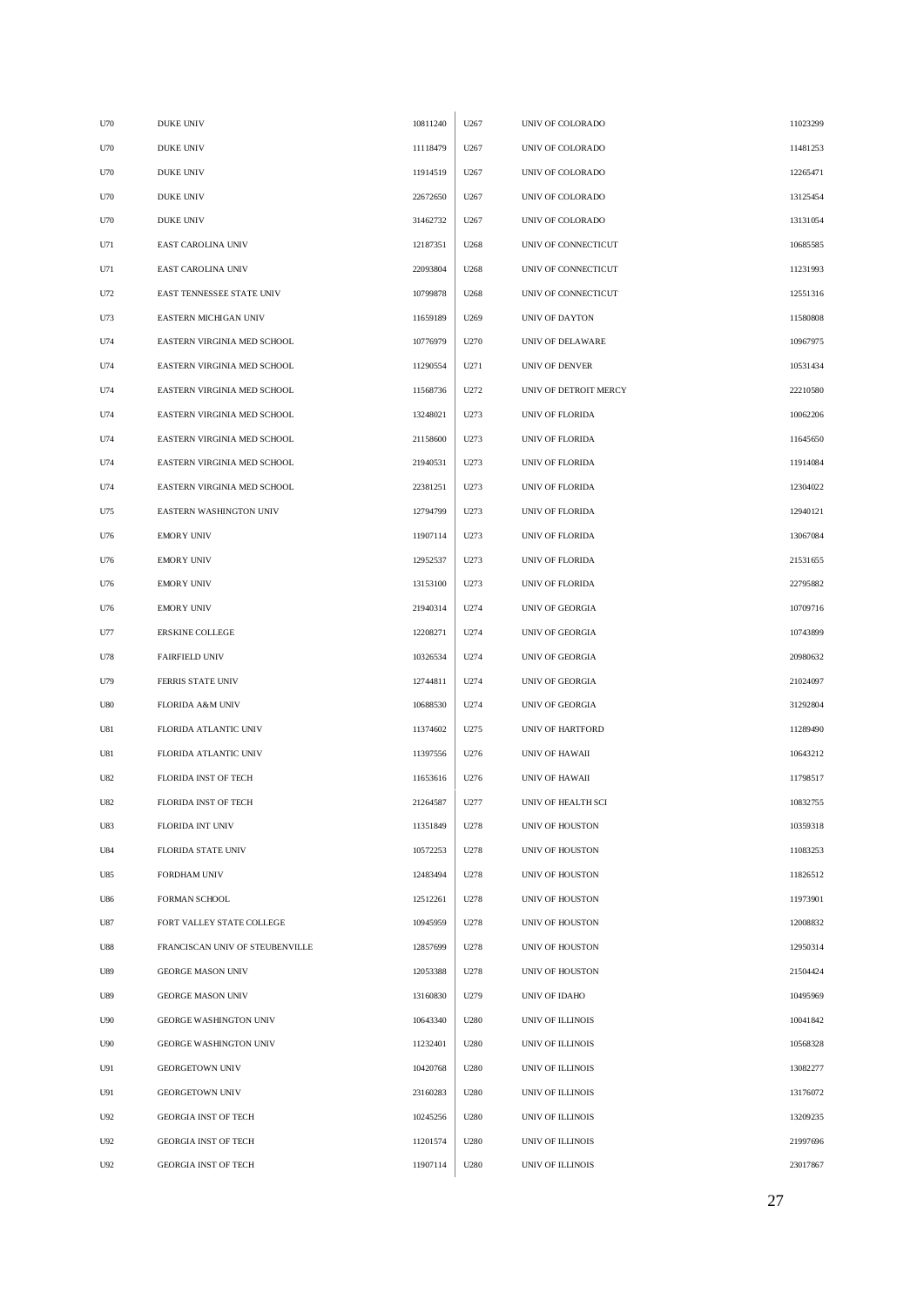| | | | | | |
|---|---|---|---|---|---|
| U70 | DUKE UNIV | 10811240 | U267 | UNIV OF COLORADO | 11023299 |
| U70 | DUKE UNIV | 11118479 | U267 | UNIV OF COLORADO | 11481253 |
| U70 | DUKE UNIV | 11914519 | U267 | UNIV OF COLORADO | 12265471 |
| U70 | DUKE UNIV | 22672650 | U267 | UNIV OF COLORADO | 13125454 |
| U70 | DUKE UNIV | 31462732 | U267 | UNIV OF COLORADO | 13131054 |
| U71 | EAST CAROLINA UNIV | 12187351 | U268 | UNIV OF CONNECTICUT | 10685585 |
| U71 | EAST CAROLINA UNIV | 22093804 | U268 | UNIV OF CONNECTICUT | 11231993 |
| U72 | EAST TENNESSEE STATE UNIV | 10799878 | U268 | UNIV OF CONNECTICUT | 12551316 |
| U73 | EASTERN MICHIGAN UNIV | 11659189 | U269 | UNIV OF DAYTON | 11580808 |
| U74 | EASTERN VIRGINIA MED SCHOOL | 10776979 | U270 | UNIV OF DELAWARE | 10967975 |
| U74 | EASTERN VIRGINIA MED SCHOOL | 11290554 | U271 | UNIV OF DENVER | 10531434 |
| U74 | EASTERN VIRGINIA MED SCHOOL | 11568736 | U272 | UNIV OF DETROIT MERCY | 22210580 |
| U74 | EASTERN VIRGINIA MED SCHOOL | 13248021 | U273 | UNIV OF FLORIDA | 10062206 |
| U74 | EASTERN VIRGINIA MED SCHOOL | 21158600 | U273 | UNIV OF FLORIDA | 11645650 |
| U74 | EASTERN VIRGINIA MED SCHOOL | 21940531 | U273 | UNIV OF FLORIDA | 11914084 |
| U74 | EASTERN VIRGINIA MED SCHOOL | 22381251 | U273 | UNIV OF FLORIDA | 12304022 |
| U75 | EASTERN WASHINGTON UNIV | 12794799 | U273 | UNIV OF FLORIDA | 12940121 |
| U76 | EMORY UNIV | 11907114 | U273 | UNIV OF FLORIDA | 13067084 |
| U76 | EMORY UNIV | 12952537 | U273 | UNIV OF FLORIDA | 21531655 |
| U76 | EMORY UNIV | 13153100 | U273 | UNIV OF FLORIDA | 22795882 |
| U76 | EMORY UNIV | 21940314 | U274 | UNIV OF GEORGIA | 10709716 |
| U77 | ERSKINE COLLEGE | 12208271 | U274 | UNIV OF GEORGIA | 10743899 |
| U78 | FAIRFIELD UNIV | 10326534 | U274 | UNIV OF GEORGIA | 20980632 |
| U79 | FERRIS STATE UNIV | 12744811 | U274 | UNIV OF GEORGIA | 21024097 |
| U80 | FLORIDA A&M UNIV | 10688530 | U274 | UNIV OF GEORGIA | 31292804 |
| U81 | FLORIDA ATLANTIC UNIV | 11374602 | U275 | UNIV OF HARTFORD | 11289490 |
| U81 | FLORIDA ATLANTIC UNIV | 11397556 | U276 | UNIV OF HAWAII | 10643212 |
| U82 | FLORIDA INST OF TECH | 11653616 | U276 | UNIV OF HAWAII | 11798517 |
| U82 | FLORIDA INST OF TECH | 21264587 | U277 | UNIV OF HEALTH SCI | 10832755 |
| U83 | FLORIDA INT UNIV | 11351849 | U278 | UNIV OF HOUSTON | 10359318 |
| U84 | FLORIDA STATE UNIV | 10572253 | U278 | UNIV OF HOUSTON | 11083253 |
| U85 | FORDHAM UNIV | 12483494 | U278 | UNIV OF HOUSTON | 11826512 |
| U86 | FORMAN SCHOOL | 12512261 | U278 | UNIV OF HOUSTON | 11973901 |
| U87 | FORT VALLEY STATE COLLEGE | 10945959 | U278 | UNIV OF HOUSTON | 12008832 |
| U88 | FRANCISCAN UNIV OF STEUBENVILLE | 12857699 | U278 | UNIV OF HOUSTON | 12950314 |
| U89 | GEORGE MASON UNIV | 12053388 | U278 | UNIV OF HOUSTON | 21504424 |
| U89 | GEORGE MASON UNIV | 13160830 | U279 | UNIV OF IDAHO | 10495969 |
| U90 | GEORGE WASHINGTON UNIV | 10643340 | U280 | UNIV OF ILLINOIS | 10041842 |
| U90 | GEORGE WASHINGTON UNIV | 11232401 | U280 | UNIV OF ILLINOIS | 10568328 |
| U91 | GEORGETOWN UNIV | 10420768 | U280 | UNIV OF ILLINOIS | 13082277 |
| U91 | GEORGETOWN UNIV | 23160283 | U280 | UNIV OF ILLINOIS | 13176072 |
| U92 | GEORGIA INST OF TECH | 10245256 | U280 | UNIV OF ILLINOIS | 13209235 |
| U92 | GEORGIA INST OF TECH | 11201574 | U280 | UNIV OF ILLINOIS | 21997696 |
| U92 | GEORGIA INST OF TECH | 11907114 | U280 | UNIV OF ILLINOIS | 23017867 |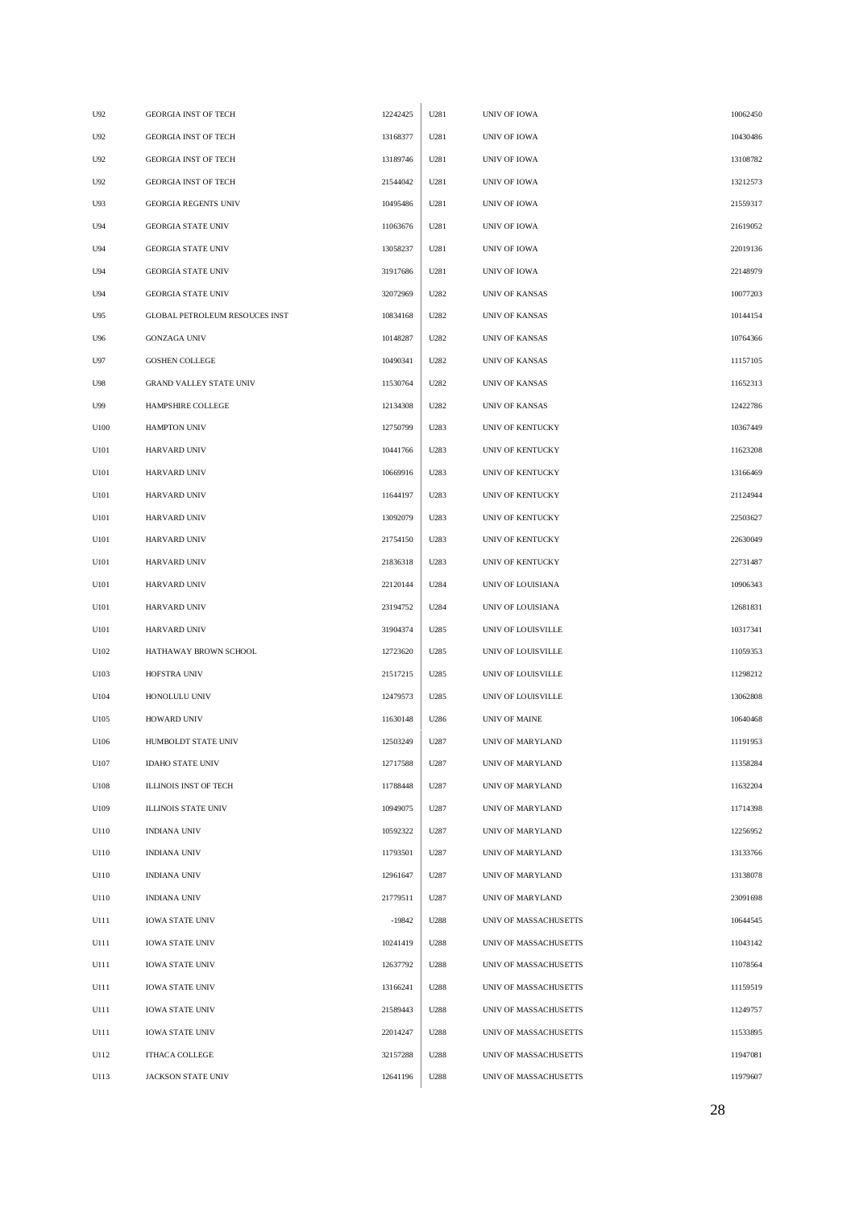| | | | | | |
|---|---|---|---|---|---|
| U92 | GEORGIA INST OF TECH | 12242425 | U281 | UNIV OF IOWA | 10062450 |
| U92 | GEORGIA INST OF TECH | 13168377 | U281 | UNIV OF IOWA | 10430486 |
| U92 | GEORGIA INST OF TECH | 13189746 | U281 | UNIV OF IOWA | 13108782 |
| U92 | GEORGIA INST OF TECH | 21544042 | U281 | UNIV OF IOWA | 13212573 |
| U93 | GEORGIA REGENTS UNIV | 10495486 | U281 | UNIV OF IOWA | 21559317 |
| U94 | GEORGIA STATE UNIV | 11063676 | U281 | UNIV OF IOWA | 21619052 |
| U94 | GEORGIA STATE UNIV | 13058237 | U281 | UNIV OF IOWA | 22019136 |
| U94 | GEORGIA STATE UNIV | 31917686 | U281 | UNIV OF IOWA | 22148979 |
| U94 | GEORGIA STATE UNIV | 32072969 | U282 | UNIV OF KANSAS | 10077203 |
| U95 | GLOBAL PETROLEUM RESOUCES INST | 10834168 | U282 | UNIV OF KANSAS | 10144154 |
| U96 | GONZAGA UNIV | 10148287 | U282 | UNIV OF KANSAS | 10764366 |
| U97 | GOSHEN COLLEGE | 10490341 | U282 | UNIV OF KANSAS | 11157105 |
| U98 | GRAND VALLEY STATE UNIV | 11530764 | U282 | UNIV OF KANSAS | 11652313 |
| U99 | HAMPSHIRE COLLEGE | 12134308 | U282 | UNIV OF KANSAS | 12422786 |
| U100 | HAMPTON UNIV | 12750799 | U283 | UNIV OF KENTUCKY | 10367449 |
| U101 | HARVARD UNIV | 10441766 | U283 | UNIV OF KENTUCKY | 11623208 |
| U101 | HARVARD UNIV | 10669916 | U283 | UNIV OF KENTUCKY | 13166469 |
| U101 | HARVARD UNIV | 11644197 | U283 | UNIV OF KENTUCKY | 21124944 |
| U101 | HARVARD UNIV | 13092079 | U283 | UNIV OF KENTUCKY | 22503627 |
| U101 | HARVARD UNIV | 21754150 | U283 | UNIV OF KENTUCKY | 22630049 |
| U101 | HARVARD UNIV | 21836318 | U283 | UNIV OF KENTUCKY | 22731487 |
| U101 | HARVARD UNIV | 22120144 | U284 | UNIV OF LOUISIANA | 10906343 |
| U101 | HARVARD UNIV | 23194752 | U284 | UNIV OF LOUISIANA | 12681831 |
| U101 | HARVARD UNIV | 31904374 | U285 | UNIV OF LOUISVILLE | 10317341 |
| U102 | HATHAWAY BROWN SCHOOL | 12723620 | U285 | UNIV OF LOUISVILLE | 11059353 |
| U103 | HOFSTRA UNIV | 21517215 | U285 | UNIV OF LOUISVILLE | 11298212 |
| U104 | HONOLULU UNIV | 12479573 | U285 | UNIV OF LOUISVILLE | 13062808 |
| U105 | HOWARD UNIV | 11630148 | U286 | UNIV OF MAINE | 10640468 |
| U106 | HUMBOLDT STATE UNIV | 12503249 | U287 | UNIV OF MARYLAND | 11191953 |
| U107 | IDAHO STATE UNIV | 12717588 | U287 | UNIV OF MARYLAND | 11358284 |
| U108 | ILLINOIS INST OF TECH | 11788448 | U287 | UNIV OF MARYLAND | 11632204 |
| U109 | ILLINOIS STATE UNIV | 10949075 | U287 | UNIV OF MARYLAND | 11714398 |
| U110 | INDIANA UNIV | 10592322 | U287 | UNIV OF MARYLAND | 12256952 |
| U110 | INDIANA UNIV | 11793501 | U287 | UNIV OF MARYLAND | 13133766 |
| U110 | INDIANA UNIV | 12961647 | U287 | UNIV OF MARYLAND | 13138078 |
| U110 | INDIANA UNIV | 21779511 | U287 | UNIV OF MARYLAND | 23091698 |
| U111 | IOWA STATE UNIV | -19842 | U288 | UNIV OF MASSACHUSETTS | 10644545 |
| U111 | IOWA STATE UNIV | 10241419 | U288 | UNIV OF MASSACHUSETTS | 11043142 |
| U111 | IOWA STATE UNIV | 12637792 | U288 | UNIV OF MASSACHUSETTS | 11078564 |
| U111 | IOWA STATE UNIV | 13166241 | U288 | UNIV OF MASSACHUSETTS | 11159519 |
| U111 | IOWA STATE UNIV | 21589443 | U288 | UNIV OF MASSACHUSETTS | 11249757 |
| U111 | IOWA STATE UNIV | 22014247 | U288 | UNIV OF MASSACHUSETTS | 11533895 |
| U112 | ITHACA COLLEGE | 32157288 | U288 | UNIV OF MASSACHUSETTS | 11947081 |
| U113 | JACKSON STATE UNIV | 12641196 | U288 | UNIV OF MASSACHUSETTS | 11979607 |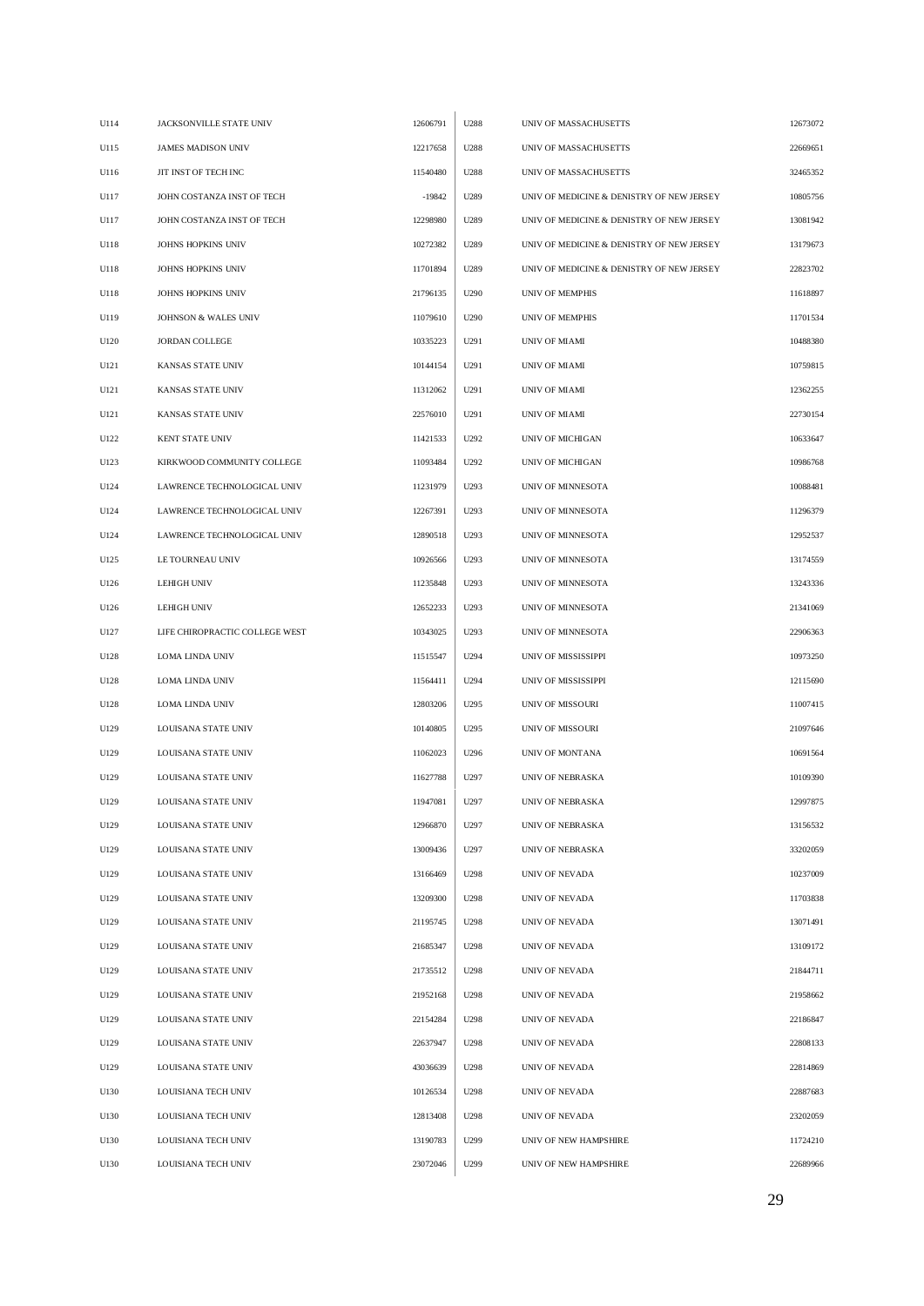| | | | | | |
|---|---|---|---|---|---|
| U114 | JACKSONVILLE STATE UNIV | 12606791 | U288 | UNIV OF MASSACHUSETTS | 12673072 |
| U115 | JAMES MADISON UNIV | 12217658 | U288 | UNIV OF MASSACHUSETTS | 22669651 |
| U116 | JIT INST OF TECH INC | 11540480 | U288 | UNIV OF MASSACHUSETTS | 32465352 |
| U117 | JOHN COSTANZA INST OF TECH | -19842 | U289 | UNIV OF MEDICINE & DENISTRY OF NEW JERSEY | 10805756 |
| U117 | JOHN COSTANZA INST OF TECH | 12298980 | U289 | UNIV OF MEDICINE & DENISTRY OF NEW JERSEY | 13081942 |
| U118 | JOHNS HOPKINS UNIV | 10272382 | U289 | UNIV OF MEDICINE & DENISTRY OF NEW JERSEY | 13179673 |
| U118 | JOHNS HOPKINS UNIV | 11701894 | U289 | UNIV OF MEDICINE & DENISTRY OF NEW JERSEY | 22823702 |
| U118 | JOHNS HOPKINS UNIV | 21796135 | U290 | UNIV OF MEMPHIS | 11618897 |
| U119 | JOHNSON & WALES UNIV | 11079610 | U290 | UNIV OF MEMPHIS | 11701534 |
| U120 | JORDAN COLLEGE | 10335223 | U291 | UNIV OF MIAMI | 10488380 |
| U121 | KANSAS STATE UNIV | 10144154 | U291 | UNIV OF MIAMI | 10759815 |
| U121 | KANSAS STATE UNIV | 11312062 | U291 | UNIV OF MIAMI | 12362255 |
| U121 | KANSAS STATE UNIV | 22576010 | U291 | UNIV OF MIAMI | 22730154 |
| U122 | KENT STATE UNIV | 11421533 | U292 | UNIV OF MICHIGAN | 10633647 |
| U123 | KIRKWOOD COMMUNITY COLLEGE | 11093484 | U292 | UNIV OF MICHIGAN | 10986768 |
| U124 | LAWRENCE TECHNOLOGICAL UNIV | 11231979 | U293 | UNIV OF MINNESOTA | 10088481 |
| U124 | LAWRENCE TECHNOLOGICAL UNIV | 12267391 | U293 | UNIV OF MINNESOTA | 11296379 |
| U124 | LAWRENCE TECHNOLOGICAL UNIV | 12890518 | U293 | UNIV OF MINNESOTA | 12952537 |
| U125 | LE TOURNEAU UNIV | 10926566 | U293 | UNIV OF MINNESOTA | 13174559 |
| U126 | LEHIGH UNIV | 11235848 | U293 | UNIV OF MINNESOTA | 13243336 |
| U126 | LEHIGH UNIV | 12652233 | U293 | UNIV OF MINNESOTA | 21341069 |
| U127 | LIFE CHIROPRACTIC COLLEGE WEST | 10343025 | U293 | UNIV OF MINNESOTA | 22906363 |
| U128 | LOMA LINDA UNIV | 11515547 | U294 | UNIV OF MISSISSIPPI | 10973250 |
| U128 | LOMA LINDA UNIV | 11564411 | U294 | UNIV OF MISSISSIPPI | 12115690 |
| U128 | LOMA LINDA UNIV | 12803206 | U295 | UNIV OF MISSOURI | 11007415 |
| U129 | LOUISANA STATE UNIV | 10140805 | U295 | UNIV OF MISSOURI | 21097646 |
| U129 | LOUISANA STATE UNIV | 11062023 | U296 | UNIV OF MONTANA | 10691564 |
| U129 | LOUISANA STATE UNIV | 11627788 | U297 | UNIV OF NEBRASKA | 10109390 |
| U129 | LOUISANA STATE UNIV | 11947081 | U297 | UNIV OF NEBRASKA | 12997875 |
| U129 | LOUISANA STATE UNIV | 12966870 | U297 | UNIV OF NEBRASKA | 13156532 |
| U129 | LOUISANA STATE UNIV | 13009436 | U297 | UNIV OF NEBRASKA | 33202059 |
| U129 | LOUISANA STATE UNIV | 13166469 | U298 | UNIV OF NEVADA | 10237009 |
| U129 | LOUISANA STATE UNIV | 13209300 | U298 | UNIV OF NEVADA | 11703838 |
| U129 | LOUISANA STATE UNIV | 21195745 | U298 | UNIV OF NEVADA | 13071491 |
| U129 | LOUISANA STATE UNIV | 21685347 | U298 | UNIV OF NEVADA | 13109172 |
| U129 | LOUISANA STATE UNIV | 21735512 | U298 | UNIV OF NEVADA | 21844711 |
| U129 | LOUISANA STATE UNIV | 21952168 | U298 | UNIV OF NEVADA | 21958662 |
| U129 | LOUISANA STATE UNIV | 22154284 | U298 | UNIV OF NEVADA | 22186847 |
| U129 | LOUISANA STATE UNIV | 22637947 | U298 | UNIV OF NEVADA | 22808133 |
| U129 | LOUISANA STATE UNIV | 43036639 | U298 | UNIV OF NEVADA | 22814869 |
| U130 | LOUISIANA TECH UNIV | 10126534 | U298 | UNIV OF NEVADA | 22887683 |
| U130 | LOUISIANA TECH UNIV | 12813408 | U298 | UNIV OF NEVADA | 23202059 |
| U130 | LOUISIANA TECH UNIV | 13190783 | U299 | UNIV OF NEW HAMPSHIRE | 11724210 |
| U130 | LOUISIANA TECH UNIV | 23072046 | U299 | UNIV OF NEW HAMPSHIRE | 22689966 |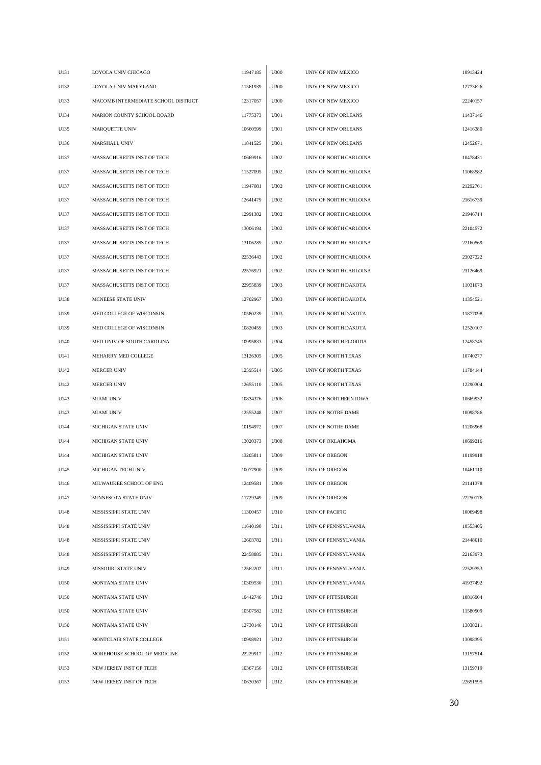| | | | | | |
|---|---|---|---|---|---|
| U131 | LOYOLA UNIV CHICAGO | 11947185 | U300 | UNIV OF NEW MEXICO | 10913424 |
| U132 | LOYOLA UNIV MARYLAND | 11561939 | U300 | UNIV OF NEW MEXICO | 12773626 |
| U133 | MACOMB INTERMEDIATE SCHOOL DISTRICT | 12317057 | U300 | UNIV OF NEW MEXICO | 22240157 |
| U134 | MARION COUNTY SCHOOL BOARD | 11775373 | U301 | UNIV OF NEW ORLEANS | 11437146 |
| U135 | MARQUETTE UNIV | 10660599 | U301 | UNIV OF NEW ORLEANS | 12416380 |
| U136 | MARSHALL UNIV | 11841525 | U301 | UNIV OF NEW ORLEANS | 12452671 |
| U137 | MASSACHUSETTS INST OF TECH | 10669916 | U302 | UNIV OF NORTH CARLOINA | 10478431 |
| U137 | MASSACHUSETTS INST OF TECH | 11527095 | U302 | UNIV OF NORTH CARLOINA | 11068582 |
| U137 | MASSACHUSETTS INST OF TECH | 11947081 | U302 | UNIV OF NORTH CARLOINA | 21292761 |
| U137 | MASSACHUSETTS INST OF TECH | 12641479 | U302 | UNIV OF NORTH CARLOINA | 21616739 |
| U137 | MASSACHUSETTS INST OF TECH | 12991382 | U302 | UNIV OF NORTH CARLOINA | 21946714 |
| U137 | MASSACHUSETTS INST OF TECH | 13006194 | U302 | UNIV OF NORTH CARLOINA | 22104572 |
| U137 | MASSACHUSETTS INST OF TECH | 13106289 | U302 | UNIV OF NORTH CARLOINA | 22160569 |
| U137 | MASSACHUSETTS INST OF TECH | 22536443 | U302 | UNIV OF NORTH CARLOINA | 23027322 |
| U137 | MASSACHUSETTS INST OF TECH | 22576921 | U302 | UNIV OF NORTH CARLOINA | 23126469 |
| U137 | MASSACHUSETTS INST OF TECH | 22955839 | U303 | UNIV OF NORTH DAKOTA | 11031073 |
| U138 | MCNEESE STATE UNIV | 12702967 | U303 | UNIV OF NORTH DAKOTA | 11354521 |
| U139 | MED COLLEGE OF WISCONSIN | 10580239 | U303 | UNIV OF NORTH DAKOTA | 11877098 |
| U139 | MED COLLEGE OF WISCONSIN | 10820459 | U303 | UNIV OF NORTH DAKOTA | 12520107 |
| U140 | MED UNIV OF SOUTH CAROLINA | 10995833 | U304 | UNIV OF NORTH FLORIDA | 12458745 |
| U141 | MEHARRY MED COLLEGE | 13126305 | U305 | UNIV OF NORTH TEXAS | 10740277 |
| U142 | MERCER UNIV | 12595514 | U305 | UNIV OF NORTH TEXAS | 11784144 |
| U142 | MERCER UNIV | 12655110 | U305 | UNIV OF NORTH TEXAS | 12290304 |
| U143 | MIAMI UNIV | 10834376 | U306 | UNIV OF NORTHERN IOWA | 10669932 |
| U143 | MIAMI UNIV | 12555248 | U307 | UNIV OF NOTRE DAME | 10098786 |
| U144 | MICHIGAN STATE UNIV | 10194972 | U307 | UNIV OF NOTRE DAME | 11206968 |
| U144 | MICHIGAN STATE UNIV | 13020373 | U308 | UNIV OF OKLAHOMA | 10699216 |
| U144 | MICHIGAN STATE UNIV | 13205811 | U309 | UNIV OF OREGON | 10199918 |
| U145 | MICHIGAN TECH UNIV | 10077900 | U309 | UNIV OF OREGON | 10461110 |
| U146 | MILWAUKEE SCHOOL OF ENG | 12409581 | U309 | UNIV OF OREGON | 21141378 |
| U147 | MINNESOTA STATE UNIV | 11729349 | U309 | UNIV OF OREGON | 22250176 |
| U148 | MISSISSIPPI STATE UNIV | 11300457 | U310 | UNIV OF PACIFIC | 10069498 |
| U148 | MISSISSIPPI STATE UNIV | 11640190 | U311 | UNIV OF PENNSYLVANIA | 10553405 |
| U148 | MISSISSIPPI STATE UNIV | 12603782 | U311 | UNIV OF PENNSYLVANIA | 21448010 |
| U148 | MISSISSIPPI STATE UNIV | 22458885 | U311 | UNIV OF PENNSYLVANIA | 22163973 |
| U149 | MISSOURI STATE UNIV | 12562207 | U311 | UNIV OF PENNSYLVANIA | 22529353 |
| U150 | MONTANA STATE UNIV | 10309530 | U311 | UNIV OF PENNSYLVANIA | 41937492 |
| U150 | MONTANA STATE UNIV | 10442746 | U312 | UNIV OF PITTSBURGH | 10816904 |
| U150 | MONTANA STATE UNIV | 10507582 | U312 | UNIV OF PITTSBURGH | 11580909 |
| U150 | MONTANA STATE UNIV | 12730146 | U312 | UNIV OF PITTSBURGH | 13038211 |
| U151 | MONTCLAIR STATE COLLEGE | 10998921 | U312 | UNIV OF PITTSBURGH | 13098395 |
| U152 | MOREHOUSE SCHOOL OF MEDICINE | 22229917 | U312 | UNIV OF PITTSBURGH | 13157514 |
| U153 | NEW JERSEY INST OF TECH | 10367156 | U312 | UNIV OF PITTSBURGH | 13159719 |
| U153 | NEW JERSEY INST OF TECH | 10630367 | U312 | UNIV OF PITTSBURGH | 22651595 |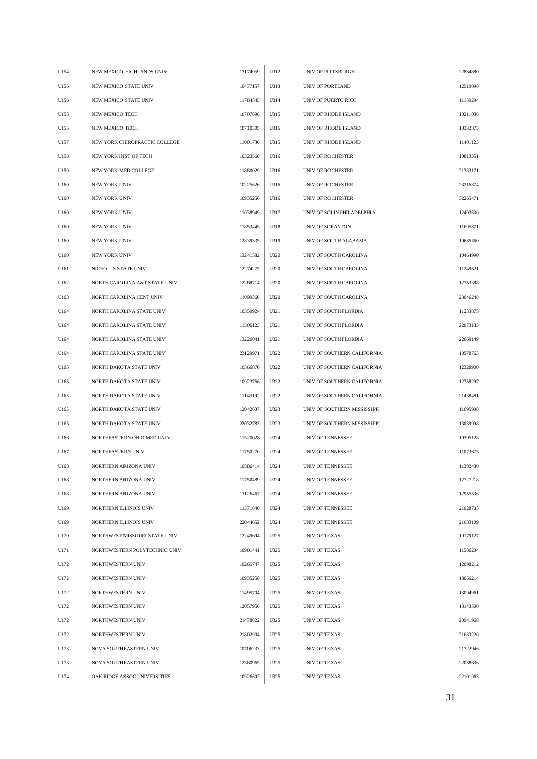| | | | | | |
|---|---|---|---|---|---|
| U154 | NEW MEXICO HIGHLANDS UNIV | 13174959 | U312 | UNIV OF PITTSBURGH | 22834880 |
| U156 | NEW MEXICO STATE UNIV | 10477157 | U313 | UNIV OF PORTLAND | 12519096 |
| U156 | NEW MEXICO STATE UNIV | 11784545 | U314 | UNIV OF PUERTO RICO | 11159294 |
| U155 | NEW MEXICO TECH | 10707696 | U315 | UNIV OF RHODE ISLAND | 10211036 |
| U155 | NEW MEXICO TECH | 10710305 | U315 | UNIV OF RHODE ISLAND | 10332373 |
| U157 | NEW YORK CHIROPRACTIC COLLEGE | 11001730 | U315 | UNIV OF RHODE ISLAND | 11401123 |
| U158 | NEW YORK INST OF TECH | 10323560 | U316 | UNIV OF ROCHESTER | 10813351 |
| U159 | NEW YORK MED COLLEGE | 11880029 | U316 | UNIV OF ROCHESTER | 21383171 |
| U160 | NEW YORK UNIV | 10225626 | U316 | UNIV OF ROCHESTER | 23216874 |
| U160 | NEW YORK UNIV | 10935256 | U316 | UNIV OF ROCHESTER | 32265471 |
| U160 | NEW YORK UNIV | 11038949 | U317 | UNIV OF SCI IN PHILADELPHIA | 12403630 |
| U160 | NEW YORK UNIV | 11853445 | U318 | UNIV OF SCRANTON | 11695871 |
| U160 | NEW YORK UNIV | 12839335 | U319 | UNIV OF SOUTH ALABAMA | 10685560 |
| U160 | NEW YORK UNIV | 13241582 | U320 | UNIV OF SOUTH CAROLINA | 10464990 |
| U161 | NICHOLLS STATE UNIV | 12274275 | U320 | UNIV OF SOUTH CAROLINA | 11249621 |
| U162 | NORTH CAROLINA A&T STATE UNIV | 12268714 | U320 | UNIV OF SOUTH CAROLINA | 12753388 |
| U163 | NORTH CAROLINA CENT UNIV | 11099366 | U320 | UNIV OF SOUTH CAROLINA | 23046248 |
| U164 | NORTH CAROLINA STATE UNIV | 10559924 | U321 | UNIV OF SOUTH FLORDIA | 11233875 |
| U164 | NORTH CAROLINA STATE UNIV | 11506123 | U321 | UNIV OF SOUTH FLORDIA | 22073133 |
| U164 | NORTH CAROLINA STATE UNIV | 13226041 | U321 | UNIV OF SOUTH FLORDIA | 22669149 |
| U164 | NORTH CAROLINA STATE UNIV | 23129971 | U322 | UNIV OF SOUTHERN CALIFORNIA | 10578763 |
| U165 | NORTH DAKOTA STATE UNIV | 10566870 | U322 | UNIV OF SOUTHERN CALIFORNIA | 12328900 |
| U165 | NORTH DAKOTA STATE UNIV | 10923756 | U322 | UNIV OF SOUTHERN CALIFORNIA | 12758297 |
| U165 | NORTH DAKOTA STATE UNIV | 11143192 | U322 | UNIV OF SOUTHERN CALIFORNIA | 21438481 |
| U165 | NORTH DAKOTA STATE UNIV | 12042637 | U323 | UNIV OF SOUTHERN MISSISSIPPI | 11695908 |
| U165 | NORTH DAKOTA STATE UNIV | 22032783 | U323 | UNIV OF SOUTHERN MISSISSIPPI | 13039998 |
| U166 | NORTHEASTERN OHIO MED UNIV | 11520028 | U324 | UNIV OF TENNESSEE | 10395128 |
| U167 | NORTHEASTERN UNIV | 11750270 | U324 | UNIV OF TENNESSEE | 11073675 |
| U168 | NORTHERN ARIZONA UNIV | 10586414 | U324 | UNIV OF TENNESSEE | 11302430 |
| U168 | NORTHERN ARIZONA UNIV | 11750489 | U324 | UNIV OF TENNESSEE | 12727218 |
| U168 | NORTHERN ARIZONA UNIV | 13126467 | U324 | UNIV OF TENNESSEE | 12955536 |
| U169 | NORTHERN ILLINOIS UNIV | 11371840 | U324 | UNIV OF TENNESSEE | 21028705 |
| U169 | NORTHERN ILLINOIS UNIV | 22044652 | U324 | UNIV OF TENNESSEE | 21683109 |
| U170 | NORTHWEST MISSOURI STATE UNIV | 12249694 | U325 | UNIV OF TEXAS | 10179127 |
| U171 | NORTHWESTERN POLYTECHNIC UNIV | 10901441 | U325 | UNIV OF TEXAS | 11586204 |
| U172 | NORTHWESTERN UNIV | 10265747 | U325 | UNIV OF TEXAS | 12098212 |
| U172 | NORTHWESTERN UNIV | 10935258 | U325 | UNIV OF TEXAS | 13056214 |
| U172 | NORTHWESTERN UNIV | 11495704 | U325 | UNIV OF TEXAS | 13094961 |
| U172 | NORTHWESTERN UNIV | 12057950 | U325 | UNIV OF TEXAS | 13143500 |
| U172 | NORTHWESTERN UNIV | 21478822 | U325 | UNIV OF TEXAS | 20941968 |
| U172 | NORTHWESTERN UNIV | 21802904 | U325 | UNIV OF TEXAS | 21683220 |
| U173 | NOVA SOUTHEASTERN UNIV | 10706233 | U325 | UNIV OF TEXAS | 21722946 |
| U173 | NOVA SOUTHEASTERN UNIV | 12380965 | U325 | UNIV OF TEXAS | 22038636 |
| U174 | OAK RIDGE ASSOC UNIVERSITIES | 10926602 | U325 | UNIV OF TEXAS | 22101963 |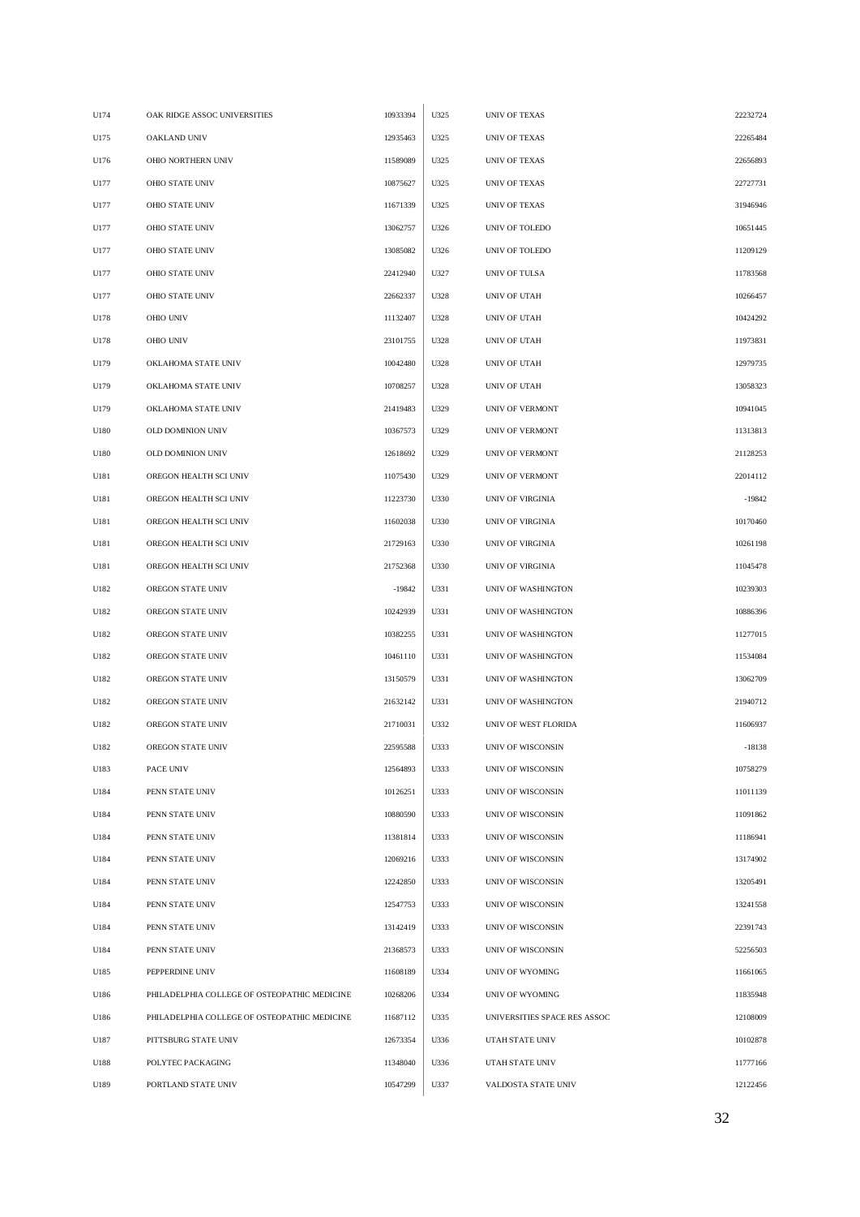| | | | | | |
|---|---|---|---|---|---|
| U174 | OAK RIDGE ASSOC UNIVERSITIES | 10933394 | U325 | UNIV OF TEXAS | 22232724 |
| U175 | OAKLAND UNIV | 12935463 | U325 | UNIV OF TEXAS | 22265484 |
| U176 | OHIO NORTHERN UNIV | 11589089 | U325 | UNIV OF TEXAS | 22656893 |
| U177 | OHIO STATE UNIV | 10875627 | U325 | UNIV OF TEXAS | 22727731 |
| U177 | OHIO STATE UNIV | 11671339 | U325 | UNIV OF TEXAS | 31946946 |
| U177 | OHIO STATE UNIV | 13062757 | U326 | UNIV OF TOLEDO | 10651445 |
| U177 | OHIO STATE UNIV | 13085082 | U326 | UNIV OF TOLEDO | 11209129 |
| U177 | OHIO STATE UNIV | 22412940 | U327 | UNIV OF TULSA | 11783568 |
| U177 | OHIO STATE UNIV | 22662337 | U328 | UNIV OF UTAH | 10266457 |
| U178 | OHIO UNIV | 11132407 | U328 | UNIV OF UTAH | 10424292 |
| U178 | OHIO UNIV | 23101755 | U328 | UNIV OF UTAH | 11973831 |
| U179 | OKLAHOMA STATE UNIV | 10042480 | U328 | UNIV OF UTAH | 12979735 |
| U179 | OKLAHOMA STATE UNIV | 10708257 | U328 | UNIV OF UTAH | 13058323 |
| U179 | OKLAHOMA STATE UNIV | 21419483 | U329 | UNIV OF VERMONT | 10941045 |
| U180 | OLD DOMINION UNIV | 10367573 | U329 | UNIV OF VERMONT | 11313813 |
| U180 | OLD DOMINION UNIV | 12618692 | U329 | UNIV OF VERMONT | 21128253 |
| U181 | OREGON HEALTH SCI UNIV | 11075430 | U329 | UNIV OF VERMONT | 22014112 |
| U181 | OREGON HEALTH SCI UNIV | 11223730 | U330 | UNIV OF VIRGINIA | -19842 |
| U181 | OREGON HEALTH SCI UNIV | 11602038 | U330 | UNIV OF VIRGINIA | 10170460 |
| U181 | OREGON HEALTH SCI UNIV | 21729163 | U330 | UNIV OF VIRGINIA | 10261198 |
| U181 | OREGON HEALTH SCI UNIV | 21752368 | U330 | UNIV OF VIRGINIA | 11045478 |
| U182 | OREGON STATE UNIV | -19842 | U331 | UNIV OF WASHINGTON | 10239303 |
| U182 | OREGON STATE UNIV | 10242939 | U331 | UNIV OF WASHINGTON | 10886396 |
| U182 | OREGON STATE UNIV | 10382255 | U331 | UNIV OF WASHINGTON | 11277015 |
| U182 | OREGON STATE UNIV | 10461110 | U331 | UNIV OF WASHINGTON | 11534084 |
| U182 | OREGON STATE UNIV | 13150579 | U331 | UNIV OF WASHINGTON | 13062709 |
| U182 | OREGON STATE UNIV | 21632142 | U331 | UNIV OF WASHINGTON | 21940712 |
| U182 | OREGON STATE UNIV | 21710031 | U332 | UNIV OF WEST FLORIDA | 11606937 |
| U182 | OREGON STATE UNIV | 22595588 | U333 | UNIV OF WISCONSIN | -18138 |
| U183 | PACE UNIV | 12564893 | U333 | UNIV OF WISCONSIN | 10758279 |
| U184 | PENN STATE UNIV | 10126251 | U333 | UNIV OF WISCONSIN | 11011139 |
| U184 | PENN STATE UNIV | 10880590 | U333 | UNIV OF WISCONSIN | 11091862 |
| U184 | PENN STATE UNIV | 11381814 | U333 | UNIV OF WISCONSIN | 11186941 |
| U184 | PENN STATE UNIV | 12069216 | U333 | UNIV OF WISCONSIN | 13174902 |
| U184 | PENN STATE UNIV | 12242850 | U333 | UNIV OF WISCONSIN | 13205491 |
| U184 | PENN STATE UNIV | 12547753 | U333 | UNIV OF WISCONSIN | 13241558 |
| U184 | PENN STATE UNIV | 13142419 | U333 | UNIV OF WISCONSIN | 22391743 |
| U184 | PENN STATE UNIV | 21368573 | U333 | UNIV OF WISCONSIN | 52256503 |
| U185 | PEPPERDINE UNIV | 11608189 | U334 | UNIV OF WYOMING | 11661065 |
| U186 | PHILADELPHIA COLLEGE OF OSTEOPATHIC MEDICINE | 10268206 | U334 | UNIV OF WYOMING | 11835948 |
| U186 | PHILADELPHIA COLLEGE OF OSTEOPATHIC MEDICINE | 11687112 | U335 | UNIVERSITIES SPACE RES ASSOC | 12108009 |
| U187 | PITTSBURG STATE UNIV | 12673354 | U336 | UTAH STATE UNIV | 10102878 |
| U188 | POLYTEC PACKAGING | 11348040 | U336 | UTAH STATE UNIV | 11777166 |
| U189 | PORTLAND STATE UNIV | 10547299 | U337 | VALDOSTA STATE UNIV | 12122456 |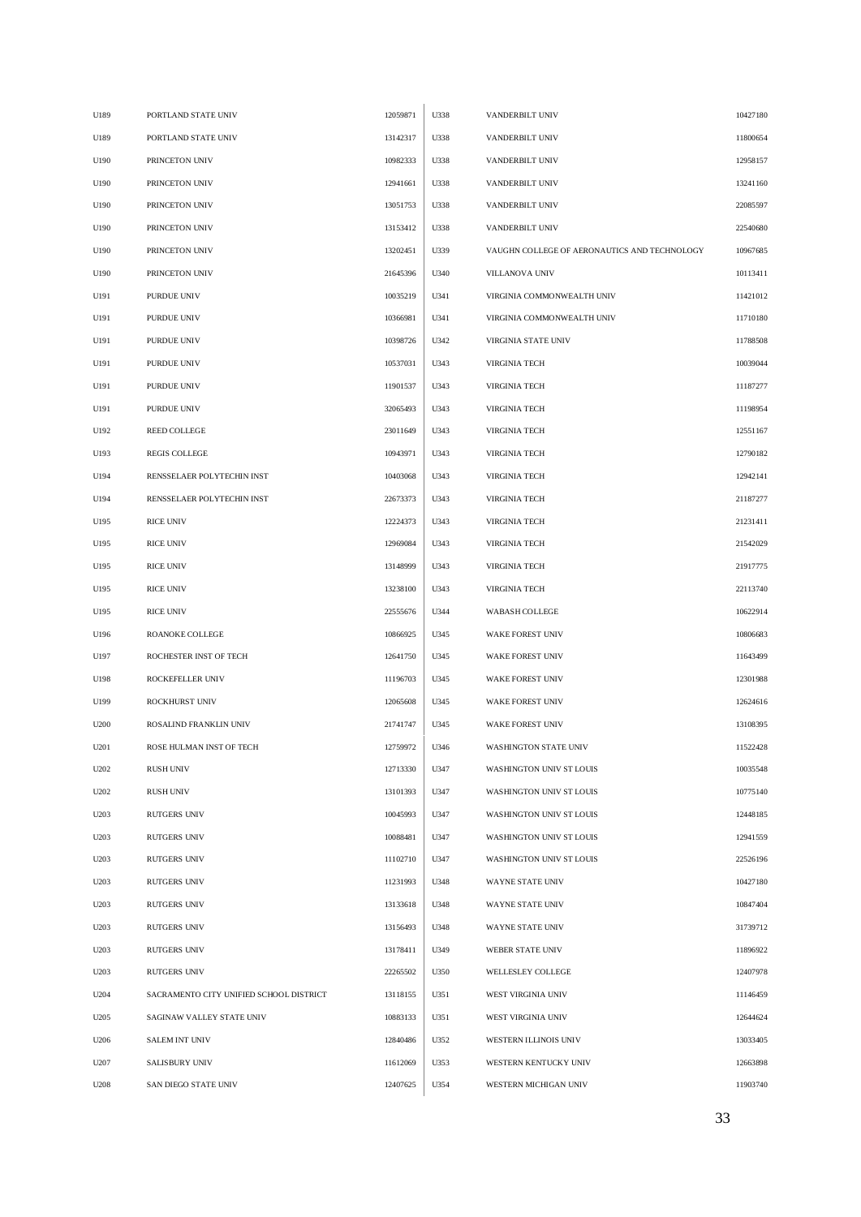| U189 | PORTLAND STATE UNIV | 12059871 | U338 | VANDERBILT UNIV | 10427180 |
|---|---|---|---|---|---|
| U189 | PORTLAND STATE UNIV | 13142317 | U338 | VANDERBILT UNIV | 11800654 |
| U190 | PRINCETON UNIV | 10982333 | U338 | VANDERBILT UNIV | 12958157 |
| U190 | PRINCETON UNIV | 12941661 | U338 | VANDERBILT UNIV | 13241160 |
| U190 | PRINCETON UNIV | 13051753 | U338 | VANDERBILT UNIV | 22085597 |
| U190 | PRINCETON UNIV | 13153412 | U338 | VANDERBILT UNIV | 22540680 |
| U190 | PRINCETON UNIV | 13202451 | U339 | VAUGHN COLLEGE OF AERONAUTICS AND TECHNOLOGY | 10967685 |
| U190 | PRINCETON UNIV | 21645396 | U340 | VILLANOVA UNIV | 10113411 |
| U191 | PURDUE UNIV | 10035219 | U341 | VIRGINIA COMMONWEALTH UNIV | 11421012 |
| U191 | PURDUE UNIV | 10366981 | U341 | VIRGINIA COMMONWEALTH UNIV | 11710180 |
| U191 | PURDUE UNIV | 10398726 | U342 | VIRGINIA STATE UNIV | 11788508 |
| U191 | PURDUE UNIV | 10537031 | U343 | VIRGINIA TECH | 10039044 |
| U191 | PURDUE UNIV | 11901537 | U343 | VIRGINIA TECH | 11187277 |
| U191 | PURDUE UNIV | 32065493 | U343 | VIRGINIA TECH | 11198954 |
| U192 | REED COLLEGE | 23011649 | U343 | VIRGINIA TECH | 12551167 |
| U193 | REGIS COLLEGE | 10943971 | U343 | VIRGINIA TECH | 12790182 |
| U194 | RENSSELAER POLYTECHIN INST | 10403068 | U343 | VIRGINIA TECH | 12942141 |
| U194 | RENSSELAER POLYTECHIN INST | 22673373 | U343 | VIRGINIA TECH | 21187277 |
| U195 | RICE UNIV | 12224373 | U343 | VIRGINIA TECH | 21231411 |
| U195 | RICE UNIV | 12969084 | U343 | VIRGINIA TECH | 21542029 |
| U195 | RICE UNIV | 13148999 | U343 | VIRGINIA TECH | 21917775 |
| U195 | RICE UNIV | 13238100 | U343 | VIRGINIA TECH | 22113740 |
| U195 | RICE UNIV | 22555676 | U344 | WABASH COLLEGE | 10622914 |
| U196 | ROANOKE COLLEGE | 10866925 | U345 | WAKE FOREST UNIV | 10806683 |
| U197 | ROCHESTER INST OF TECH | 12641750 | U345 | WAKE FOREST UNIV | 11643499 |
| U198 | ROCKEFELLER UNIV | 11196703 | U345 | WAKE FOREST UNIV | 12301988 |
| U199 | ROCKHURST UNIV | 12065608 | U345 | WAKE FOREST UNIV | 12624616 |
| U200 | ROSALIND FRANKLIN UNIV | 21741747 | U345 | WAKE FOREST UNIV | 13108395 |
| U201 | ROSE HULMAN INST OF TECH | 12759972 | U346 | WASHINGTON STATE UNIV | 11522428 |
| U202 | RUSH UNIV | 12713330 | U347 | WASHINGTON UNIV ST LOUIS | 10035548 |
| U202 | RUSH UNIV | 13101393 | U347 | WASHINGTON UNIV ST LOUIS | 10775140 |
| U203 | RUTGERS UNIV | 10045993 | U347 | WASHINGTON UNIV ST LOUIS | 12448185 |
| U203 | RUTGERS UNIV | 10088481 | U347 | WASHINGTON UNIV ST LOUIS | 12941559 |
| U203 | RUTGERS UNIV | 11102710 | U347 | WASHINGTON UNIV ST LOUIS | 22526196 |
| U203 | RUTGERS UNIV | 11231993 | U348 | WAYNE STATE UNIV | 10427180 |
| U203 | RUTGERS UNIV | 13133618 | U348 | WAYNE STATE UNIV | 10847404 |
| U203 | RUTGERS UNIV | 13156493 | U348 | WAYNE STATE UNIV | 31739712 |
| U203 | RUTGERS UNIV | 13178411 | U349 | WEBER STATE UNIV | 11896922 |
| U203 | RUTGERS UNIV | 22265502 | U350 | WELLESLEY COLLEGE | 12407978 |
| U204 | SACRAMENTO CITY UNIFIED SCHOOL DISTRICT | 13118155 | U351 | WEST VIRGINIA UNIV | 11146459 |
| U205 | SAGINAW VALLEY STATE UNIV | 10883133 | U351 | WEST VIRGINIA UNIV | 12644624 |
| U206 | SALEM INT UNIV | 12840486 | U352 | WESTERN ILLINOIS UNIV | 13033405 |
| U207 | SALISBURY UNIV | 11612069 | U353 | WESTERN KENTUCKY UNIV | 12663898 |
| U208 | SAN DIEGO STATE UNIV | 12407625 | U354 | WESTERN MICHIGAN UNIV | 11903740 |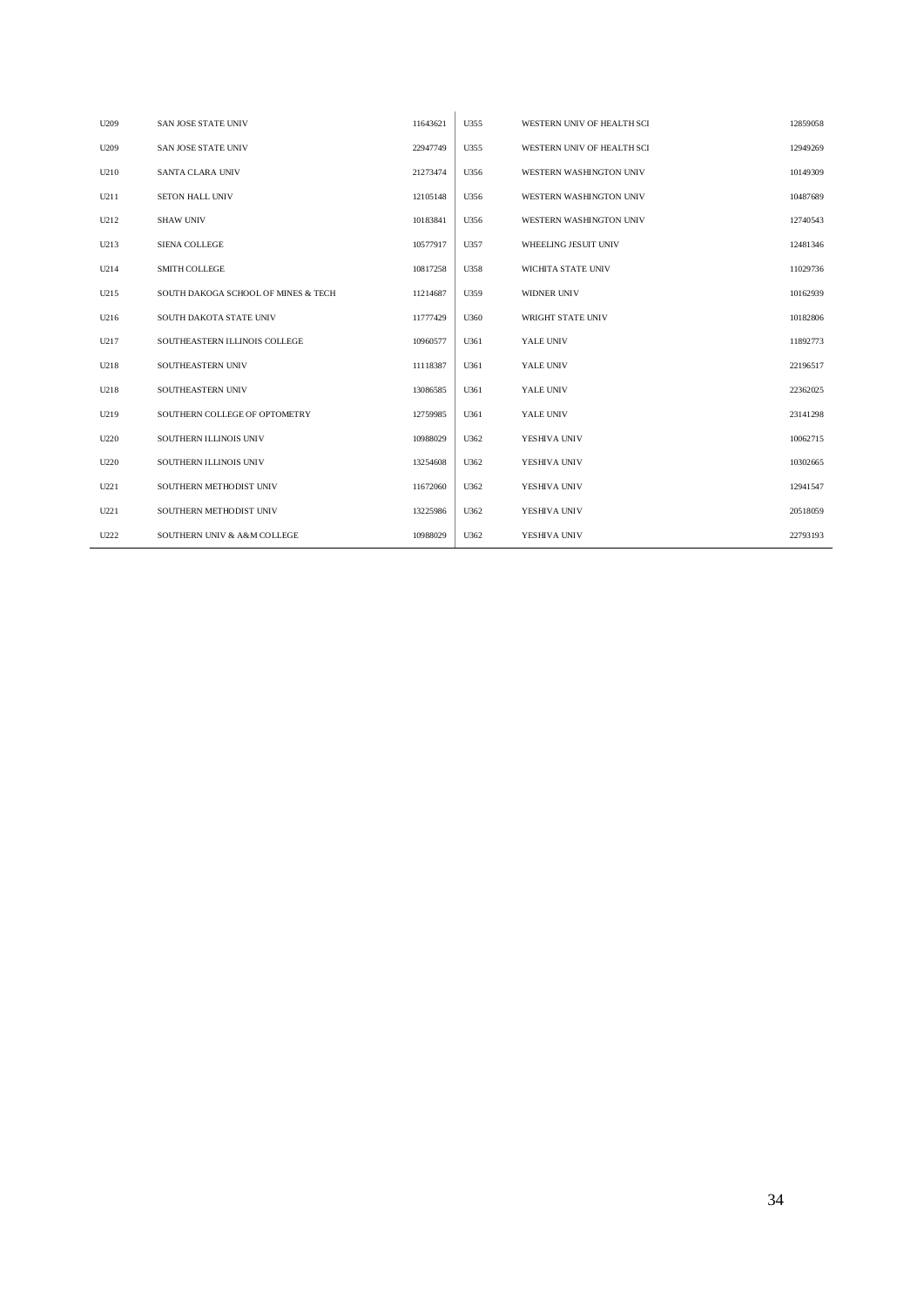| | | | | | |
|---|---|---|---|---|---|
| U209 | SAN JOSE STATE UNIV | 11643621 | U355 | WESTERN UNIV OF HEALTH SCI | 12859058 |
| U209 | SAN JOSE STATE UNIV | 22947749 | U355 | WESTERN UNIV OF HEALTH SCI | 12949269 |
| U210 | SANTA CLARA UNIV | 21273474 | U356 | WESTERN WASHINGTON UNIV | 10149309 |
| U211 | SETON HALL UNIV | 12105148 | U356 | WESTERN WASHINGTON UNIV | 10487689 |
| U212 | SHAW UNIV | 10183841 | U356 | WESTERN WASHINGTON UNIV | 12740543 |
| U213 | SIENA COLLEGE | 10577917 | U357 | WHEELING JESUIT UNIV | 12481346 |
| U214 | SMITH COLLEGE | 10817258 | U358 | WICHITA STATE UNIV | 11029736 |
| U215 | SOUTH DAKOGA SCHOOL OF MINES & TECH | 11214687 | U359 | WIDNER UNIV | 10162939 |
| U216 | SOUTH DAKOTA STATE UNIV | 11777429 | U360 | WRIGHT STATE UNIV | 10182806 |
| U217 | SOUTHEASTERN ILLINOIS COLLEGE | 10960577 | U361 | YALE UNIV | 11892773 |
| U218 | SOUTHEASTERN UNIV | 11118387 | U361 | YALE UNIV | 22196517 |
| U218 | SOUTHEASTERN UNIV | 13086585 | U361 | YALE UNIV | 22362025 |
| U219 | SOUTHERN COLLEGE OF OPTOMETRY | 12759985 | U361 | YALE UNIV | 23141298 |
| U220 | SOUTHERN ILLINOIS UNIV | 10988029 | U362 | YESHIVA UNIV | 10062715 |
| U220 | SOUTHERN ILLINOIS UNIV | 13254608 | U362 | YESHIVA UNIV | 10302665 |
| U221 | SOUTHERN METHODIST UNIV | 11672060 | U362 | YESHIVA UNIV | 12941547 |
| U221 | SOUTHERN METHODIST UNIV | 13225986 | U362 | YESHIVA UNIV | 20518059 |
| U222 | SOUTHERN UNIV & A&M COLLEGE | 10988029 | U362 | YESHIVA UNIV | 22793193 |